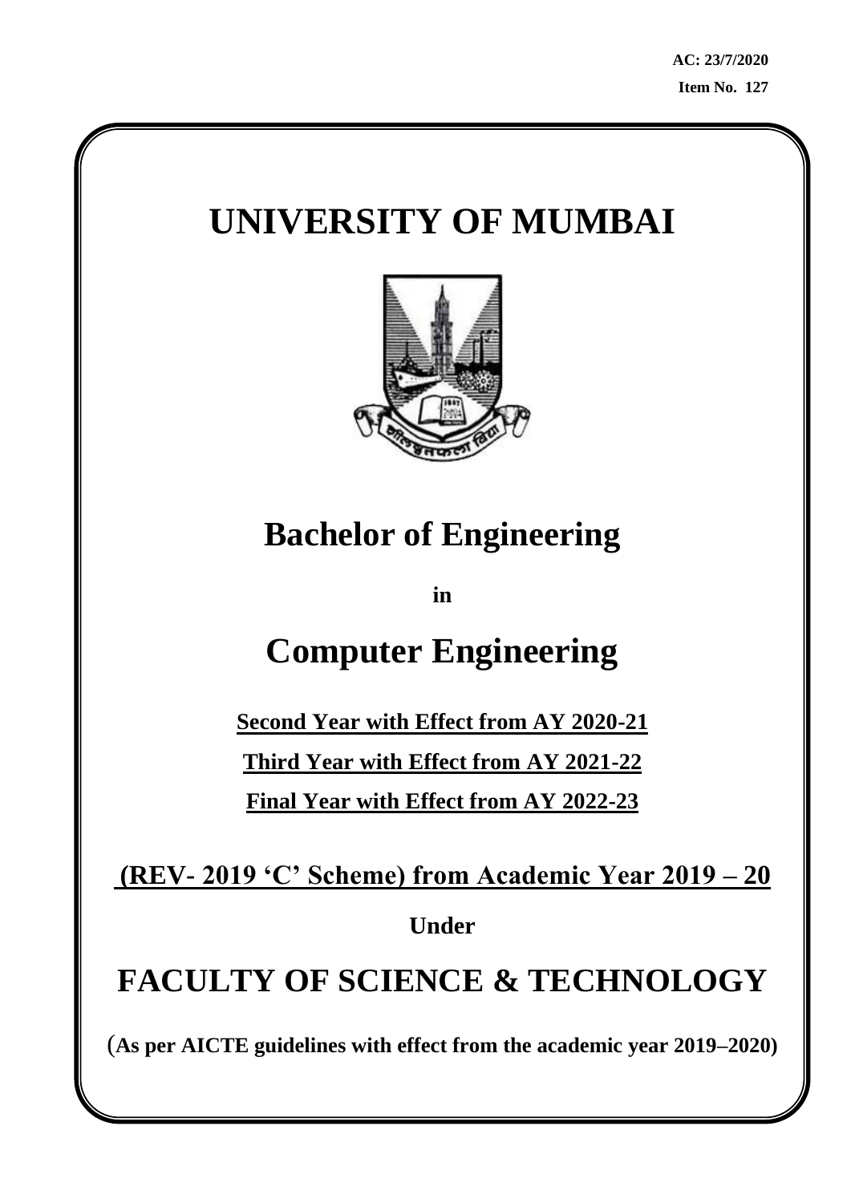**AC: 23/7/2020**

**Item No. 127**

# UNIVERSITY OF MUMBAI

# Bachelor of Engineering

**in**

# Computer Engineering

**Second Year with Effect from AY 2020-21**

**Third Year with Effect from AY 2021-22**

**Final Year with Effect from AY 2022-23**

**(REV- 2019 'C' Scheme) from Academic Year 2019 – 20**

**Under**

# FACULTY OF SCIENCE & TECHNOLOGY

(**As per AICTE guidelines with effect from the academic year 2019–2020)**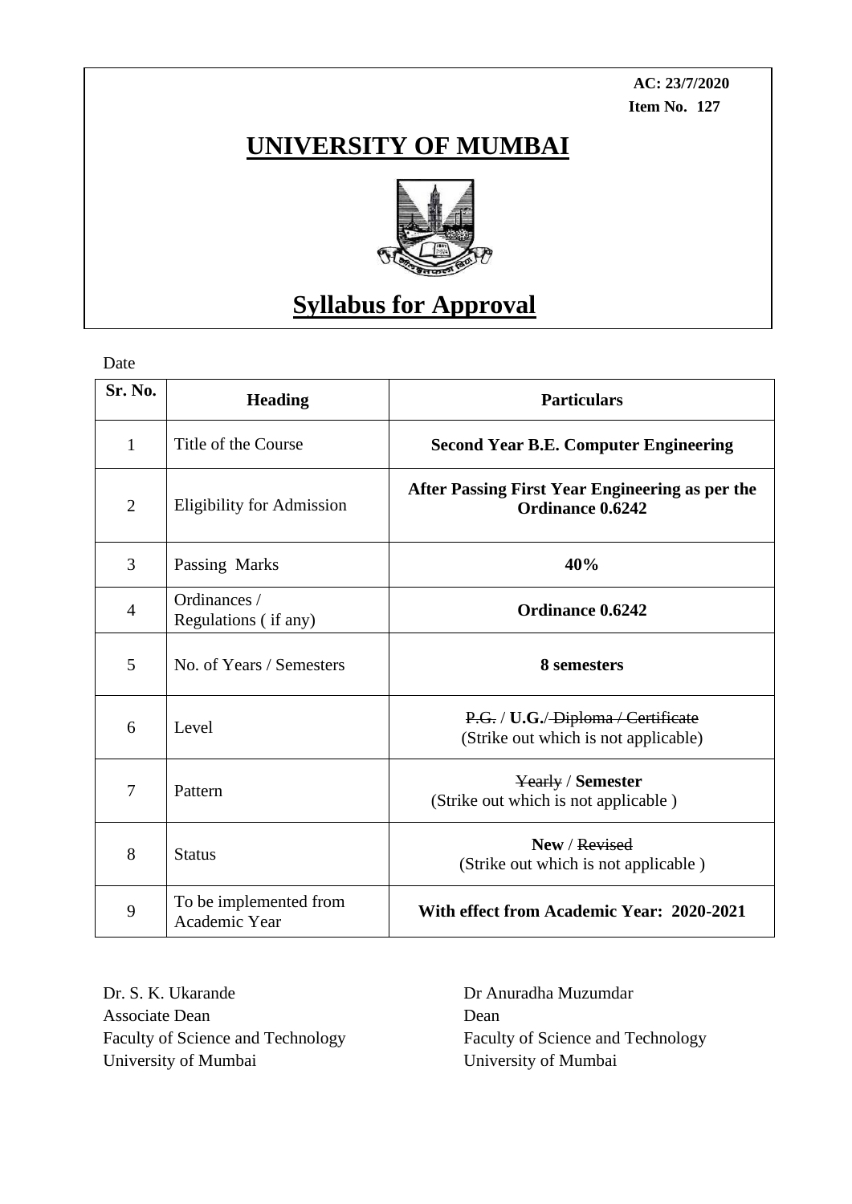**AC: 23/7/2020**
**Item No. 127**

# UNIVERSITY OF MUMBAI

## Syllabus for Approval

Date

| Sr. No. | Heading | Particulars |
|---|---|---|
| 1 | Title of the Course | **Second Year B.E. Computer Engineering** |
| 2 | Eligibility for Admission | **After Passing First Year Engineering as per the Ordinance 0.6242** |
| 3 | Passing Marks | **40%** |
| 4 | Ordinances / Regulations ( if any) | **Ordinance 0.6242** |
| 5 | No. of Years / Semesters | **8 semesters** |
| 6 | Level | ~~P.G.~~ / **U.G.**/ ~~Diploma / Certificate~~ (Strike out which is not applicable) |
| 7 | Pattern | ~~Yearly~~ / **Semester** (Strike out which is not applicable ) |
| 8 | Status | **New** / ~~Revised~~ (Strike out which is not applicable ) |
| 9 | To be implemented from Academic Year | **With effect from Academic Year: 2020-2021** |

Dr. S. K. Ukarande
Associate Dean
Faculty of Science and Technology
University of Mumbai

Dr Anuradha Muzumdar
Dean
Faculty of Science and Technology
University of Mumbai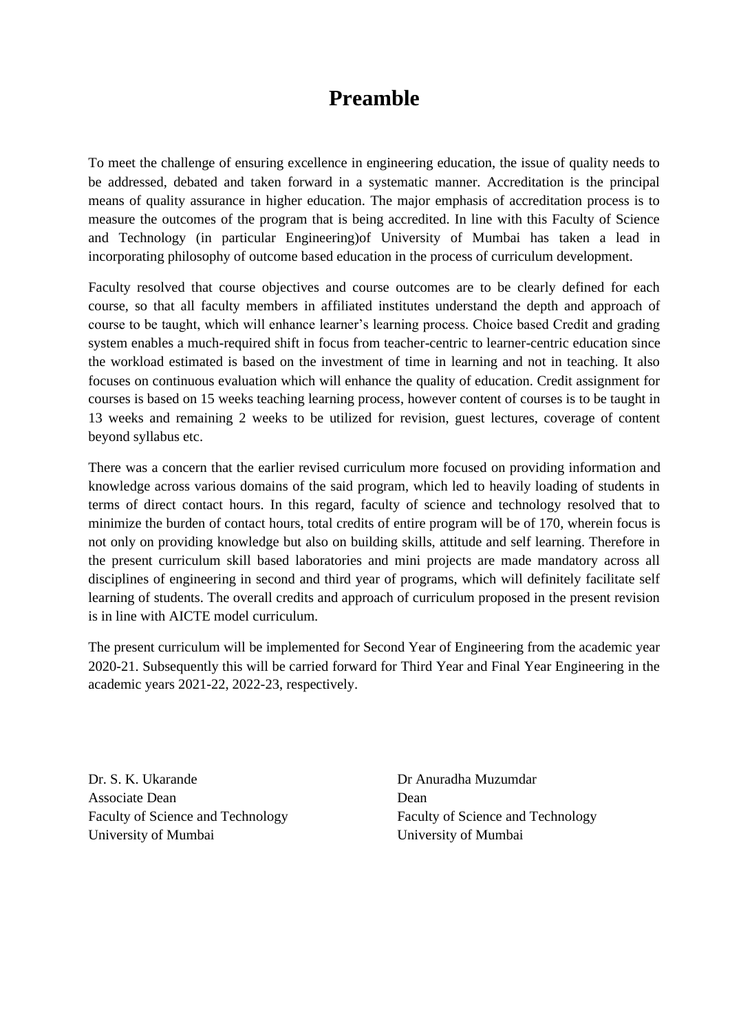# Preamble

To meet the challenge of ensuring excellence in engineering education, the issue of quality needs to be addressed, debated and taken forward in a systematic manner. Accreditation is the principal means of quality assurance in higher education. The major emphasis of accreditation process is to measure the outcomes of the program that is being accredited. In line with this Faculty of Science and Technology (in particular Engineering)of University of Mumbai has taken a lead in incorporating philosophy of outcome based education in the process of curriculum development.

Faculty resolved that course objectives and course outcomes are to be clearly defined for each course, so that all faculty members in affiliated institutes understand the depth and approach of course to be taught, which will enhance learner's learning process. Choice based Credit and grading system enables a much-required shift in focus from teacher-centric to learner-centric education since the workload estimated is based on the investment of time in learning and not in teaching. It also focuses on continuous evaluation which will enhance the quality of education. Credit assignment for courses is based on 15 weeks teaching learning process, however content of courses is to be taught in 13 weeks and remaining 2 weeks to be utilized for revision, guest lectures, coverage of content beyond syllabus etc.

There was a concern that the earlier revised curriculum more focused on providing information and knowledge across various domains of the said program, which led to heavily loading of students in terms of direct contact hours. In this regard, faculty of science and technology resolved that to minimize the burden of contact hours, total credits of entire program will be of 170, wherein focus is not only on providing knowledge but also on building skills, attitude and self learning. Therefore in the present curriculum skill based laboratories and mini projects are made mandatory across all disciplines of engineering in second and third year of programs, which will definitely facilitate self learning of students. The overall credits and approach of curriculum proposed in the present revision is in line with AICTE model curriculum.

The present curriculum will be implemented for Second Year of Engineering from the academic year 2020-21. Subsequently this will be carried forward for Third Year and Final Year Engineering in the academic years 2021-22, 2022-23, respectively.

Dr. S. K. Ukarande
Associate Dean
Faculty of Science and Technology
University of Mumbai

Dr Anuradha Muzumdar
Dean
Faculty of Science and Technology
University of Mumbai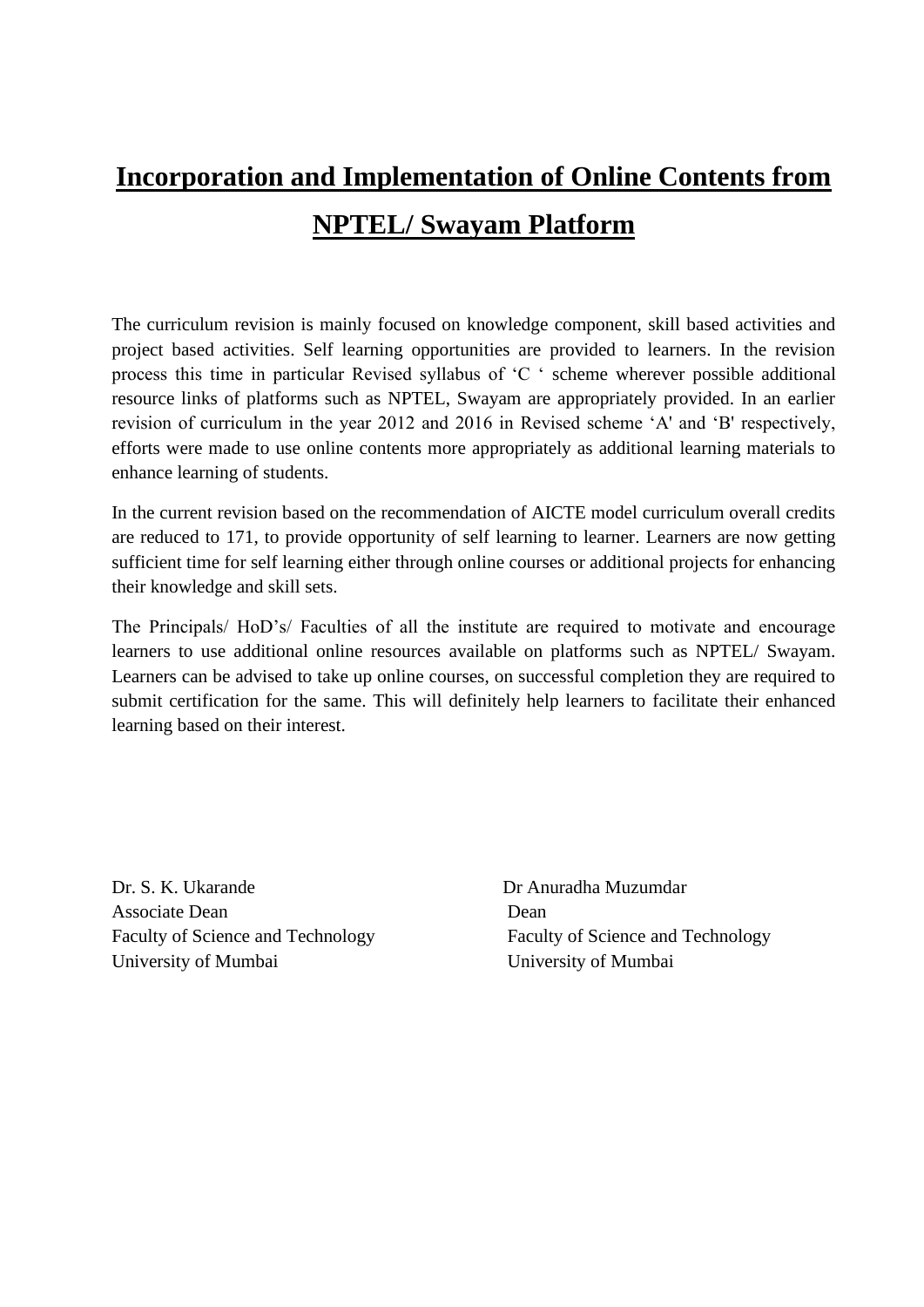# Incorporation and Implementation of Online Contents from NPTEL/ Swayam Platform

The curriculum revision is mainly focused on knowledge component, skill based activities and project based activities. Self learning opportunities are provided to learners. In the revision process this time in particular Revised syllabus of 'C ' scheme wherever possible additional resource links of platforms such as NPTEL, Swayam are appropriately provided. In an earlier revision of curriculum in the year 2012 and 2016 in Revised scheme 'A' and 'B' respectively, efforts were made to use online contents more appropriately as additional learning materials to enhance learning of students.

In the current revision based on the recommendation of AICTE model curriculum overall credits are reduced to 171, to provide opportunity of self learning to learner. Learners are now getting sufficient time for self learning either through online courses or additional projects for enhancing their knowledge and skill sets.

The Principals/ HoD's/ Faculties of all the institute are required to motivate and encourage learners to use additional online resources available on platforms such as NPTEL/ Swayam. Learners can be advised to take up online courses, on successful completion they are required to submit certification for the same. This will definitely help learners to facilitate their enhanced learning based on their interest.

Dr. S. K. Ukarande
Associate Dean
Faculty of Science and Technology
University of Mumbai

Dr Anuradha Muzumdar
Dean
Faculty of Science and Technology
University of Mumbai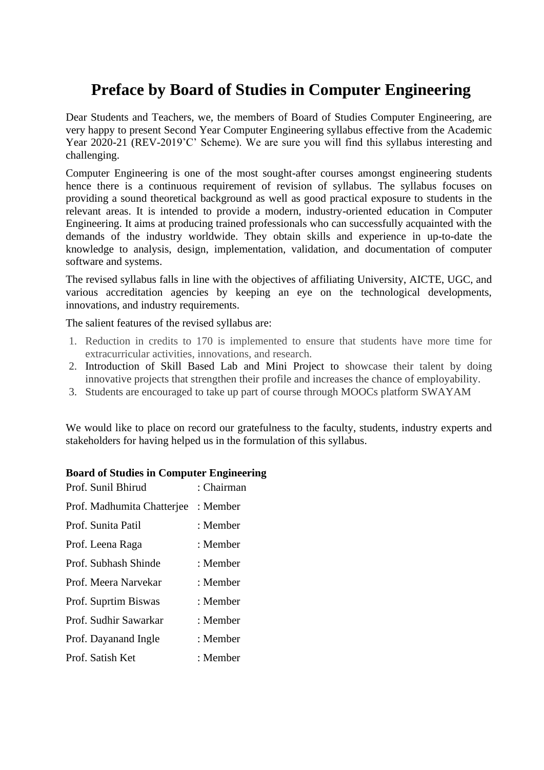# Preface by Board of Studies in Computer Engineering

Dear Students and Teachers, we, the members of Board of Studies Computer Engineering, are very happy to present Second Year Computer Engineering syllabus effective from the Academic Year 2020-21 (REV-2019'C' Scheme). We are sure you will find this syllabus interesting and challenging.

Computer Engineering is one of the most sought-after courses amongst engineering students hence there is a continuous requirement of revision of syllabus. The syllabus focuses on providing a sound theoretical background as well as good practical exposure to students in the relevant areas. It is intended to provide a modern, industry-oriented education in Computer Engineering. It aims at producing trained professionals who can successfully acquainted with the demands of the industry worldwide. They obtain skills and experience in up-to-date the knowledge to analysis, design, implementation, validation, and documentation of computer software and systems.

The revised syllabus falls in line with the objectives of affiliating University, AICTE, UGC, and various accreditation agencies by keeping an eye on the technological developments, innovations, and industry requirements.

The salient features of the revised syllabus are:

1. Reduction in credits to 170 is implemented to ensure that students have more time for extracurricular activities, innovations, and research.
2. Introduction of Skill Based Lab and Mini Project to showcase their talent by doing innovative projects that strengthen their profile and increases the chance of employability.
3. Students are encouraged to take up part of course through MOOCs platform SWAYAM

We would like to place on record our gratefulness to the faculty, students, industry experts and stakeholders for having helped us in the formulation of this syllabus.

**Board of Studies in Computer Engineering**

| | |
|---|---|
| Prof. Sunil Bhirud | : Chairman |
| Prof. Madhumita Chatterjee | : Member |
| Prof. Sunita Patil | : Member |
| Prof. Leena Raga | : Member |
| Prof. Subhash Shinde | : Member |
| Prof. Meera Narvekar | : Member |
| Prof. Suprtim Biswas | : Member |
| Prof. Sudhir Sawarkar | : Member |
| Prof. Dayanand Ingle | : Member |
| Prof. Satish Ket | : Member |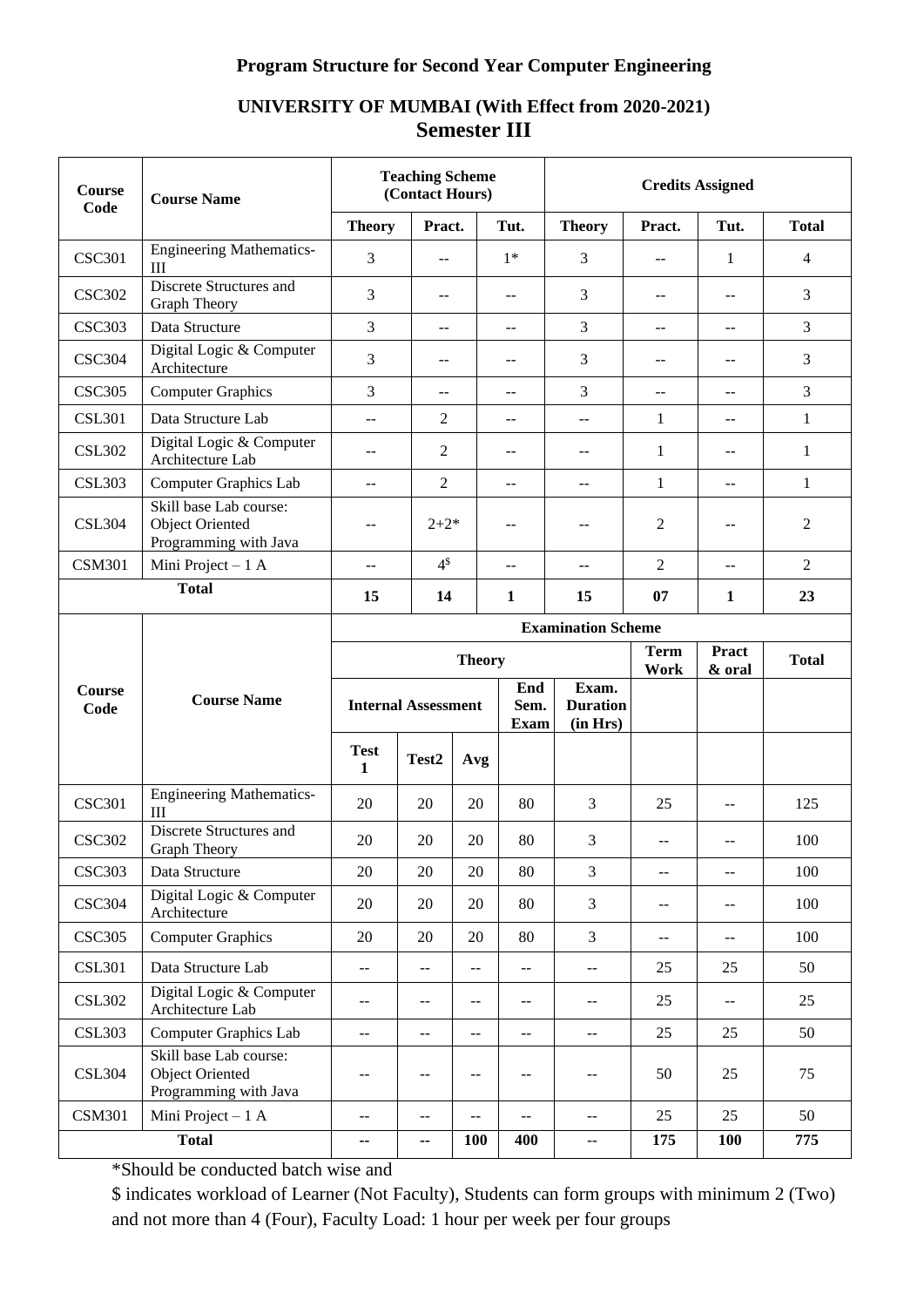# Program Structure for Second Year Computer Engineering

## UNIVERSITY OF MUMBAI (With Effect from 2020-2021)

## Semester III

| Course Code | Course Name | Teaching Scheme (Contact Hours) | | | Credits Assigned | | | |
|---|---|---|---|---|---|---|---|---|
| | | Theory | Pract. | Tut. | Theory | Pract. | Tut. | Total |
| CSC301 | Engineering Mathematics-III | 3 | -- | 1* | 3 | -- | 1 | 4 |
| CSC302 | Discrete Structures and Graph Theory | 3 | -- | -- | 3 | -- | -- | 3 |
| CSC303 | Data Structure | 3 | -- | -- | 3 | -- | -- | 3 |
| CSC304 | Digital Logic & Computer Architecture | 3 | -- | -- | 3 | -- | -- | 3 |
| CSC305 | Computer Graphics | 3 | -- | -- | 3 | -- | -- | 3 |
| CSL301 | Data Structure Lab | -- | 2 | -- | -- | 1 | -- | 1 |
| CSL302 | Digital Logic & Computer Architecture Lab | -- | 2 | -- | -- | 1 | -- | 1 |
| CSL303 | Computer Graphics Lab | -- | 2 | -- | -- | 1 | -- | 1 |
| CSL304 | Skill base Lab course: Object Oriented Programming with Java | -- | 2+2* | -- | -- | 2 | -- | 2 |
| CSM301 | Mini Project – 1 A | -- | 4$ | -- | -- | 2 | -- | 2 |
| **Total** | | **15** | **14** | **1** | **15** | **07** | **1** | **23** |

| Course Code | Course Name | Examination Scheme | | | | | | | | |
|---|---|---|---|---|---|---|---|---|---|---|
| | | Theory | | | | | Term Work | Pract & oral | Total |
| | | Internal Assessment | | | End Sem. Exam | Exam. Duration (in Hrs) | | | |
| | | Test 1 | Test2 | Avg | | | | | |
| CSC301 | Engineering Mathematics-III | 20 | 20 | 20 | 80 | 3 | 25 | -- | 125 |
| CSC302 | Discrete Structures and Graph Theory | 20 | 20 | 20 | 80 | 3 | -- | -- | 100 |
| CSC303 | Data Structure | 20 | 20 | 20 | 80 | 3 | -- | -- | 100 |
| CSC304 | Digital Logic & Computer Architecture | 20 | 20 | 20 | 80 | 3 | -- | -- | 100 |
| CSC305 | Computer Graphics | 20 | 20 | 20 | 80 | 3 | -- | -- | 100 |
| CSL301 | Data Structure Lab | -- | -- | -- | -- | -- | 25 | 25 | 50 |
| CSL302 | Digital Logic & Computer Architecture Lab | -- | -- | -- | -- | -- | 25 | -- | 25 |
| CSL303 | Computer Graphics Lab | -- | -- | -- | -- | -- | 25 | 25 | 50 |
| CSL304 | Skill base Lab course: Object Oriented Programming with Java | -- | -- | -- | -- | -- | 50 | 25 | 75 |
| CSM301 | Mini Project – 1 A | -- | -- | -- | -- | -- | 25 | 25 | 50 |
| **Total** | | **--** | **--** | **100** | **400** | -- | **175** | **100** | **775** |

*Should be conducted batch wise and

$ indicates workload of Learner (Not Faculty), Students can form groups with minimum 2 (Two) and not more than 4 (Four), Faculty Load: 1 hour per week per four groups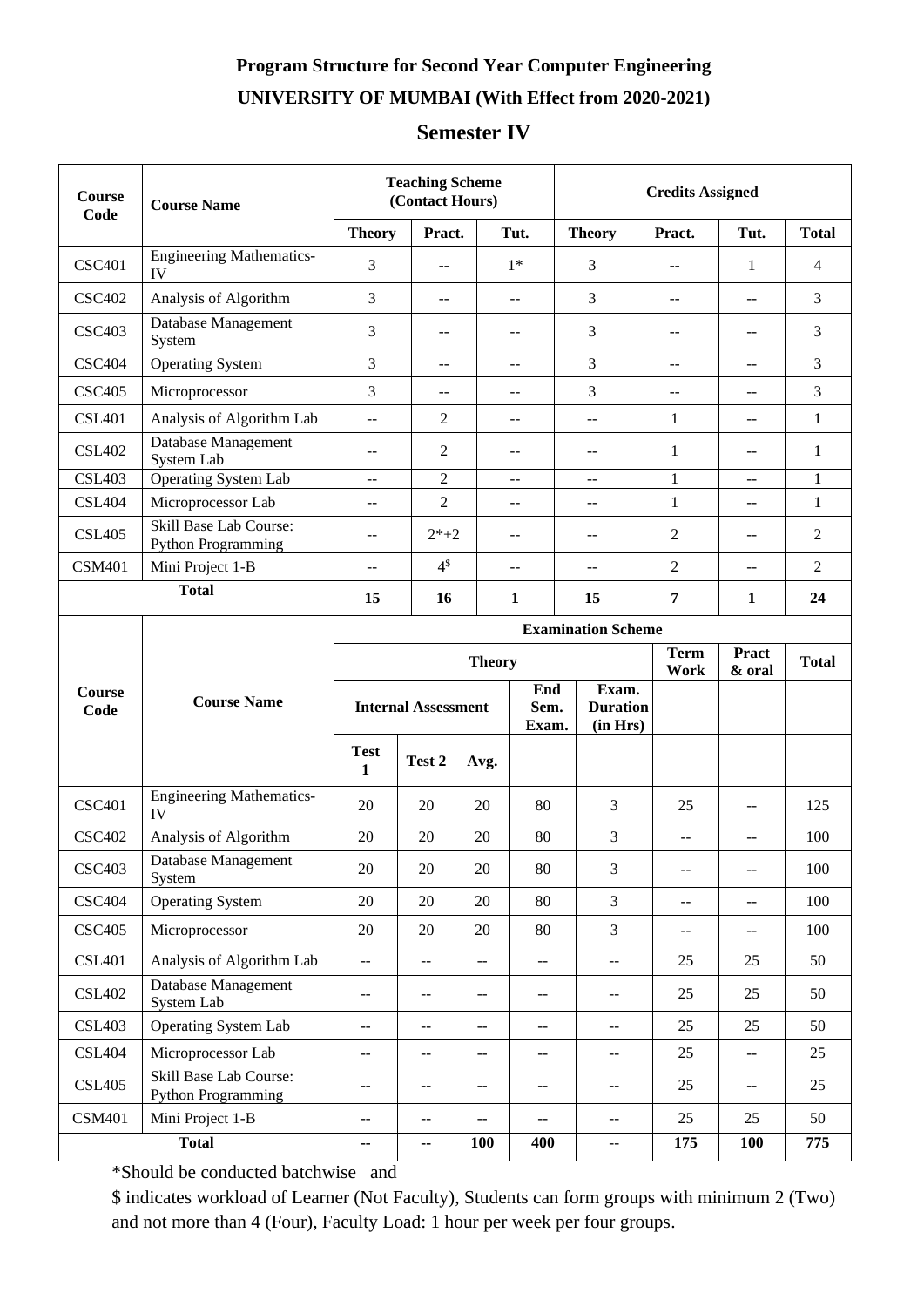**Program Structure for Second Year Computer Engineering**

**UNIVERSITY OF MUMBAI (With Effect from 2020-2021)**

## Semester IV

| Course Code | Course Name | Teaching Scheme (Contact Hours) | | | Credits Assigned | | | |
|---|---|---|---|---|---|---|---|---|
| | | Theory | Pract. | Tut. | Theory | Pract. | Tut. | Total |
| CSC401 | Engineering Mathematics-IV | 3 | -- | 1* | 3 | -- | 1 | 4 |
| CSC402 | Analysis of Algorithm | 3 | -- | -- | 3 | -- | -- | 3 |
| CSC403 | Database Management System | 3 | -- | -- | 3 | -- | -- | 3 |
| CSC404 | Operating System | 3 | -- | -- | 3 | -- | -- | 3 |
| CSC405 | Microprocessor | 3 | -- | -- | 3 | -- | -- | 3 |
| CSL401 | Analysis of Algorithm Lab | -- | 2 | -- | -- | 1 | -- | 1 |
| CSL402 | Database Management System Lab | -- | 2 | -- | -- | 1 | -- | 1 |
| CSL403 | Operating System Lab | -- | 2 | -- | -- | 1 | -- | 1 |
| CSL404 | Microprocessor Lab | -- | 2 | -- | -- | 1 | -- | 1 |
| CSL405 | Skill Base Lab Course: Python Programming | -- | 2*+2 | -- | -- | 2 | -- | 2 |
| CSM401 | Mini Project 1-B | -- | 4$ | -- | -- | 2 | -- | 2 |
| **Total** | | **15** | **16** | **1** | **15** | **7** | **1** | **24** |

| Course Code | Course Name | Examination Scheme | | | | | | | |
|---|---|---|---|---|---|---|---|---|---|
| | | Theory | | | | | Term Work | Pract & oral | Total |
| | | Internal Assessment | | | End Sem. Exam. | Exam. Duration (in Hrs) | | | |
| | | Test 1 | Test 2 | Avg. | | | | | |
| CSC401 | Engineering Mathematics-IV | 20 | 20 | 20 | 80 | 3 | 25 | -- | 125 |
| CSC402 | Analysis of Algorithm | 20 | 20 | 20 | 80 | 3 | -- | -- | 100 |
| CSC403 | Database Management System | 20 | 20 | 20 | 80 | 3 | -- | -- | 100 |
| CSC404 | Operating System | 20 | 20 | 20 | 80 | 3 | -- | -- | 100 |
| CSC405 | Microprocessor | 20 | 20 | 20 | 80 | 3 | -- | -- | 100 |
| CSL401 | Analysis of Algorithm Lab | -- | -- | -- | -- | -- | 25 | 25 | 50 |
| CSL402 | Database Management System Lab | -- | -- | -- | -- | -- | 25 | 25 | 50 |
| CSL403 | Operating System Lab | -- | -- | -- | -- | -- | 25 | 25 | 50 |
| CSL404 | Microprocessor Lab | -- | -- | -- | -- | -- | 25 | -- | 25 |
| CSL405 | Skill Base Lab Course: Python Programming | -- | -- | -- | -- | -- | 25 | -- | 25 |
| CSM401 | Mini Project 1-B | -- | -- | -- | -- | -- | 25 | 25 | 50 |
| **Total** | | **--** | **--** | **100** | **400** | **--** | **175** | **100** | **775** |

*Should be conducted batchwise and

$ indicates workload of Learner (Not Faculty), Students can form groups with minimum 2 (Two) and not more than 4 (Four), Faculty Load: 1 hour per week per four groups.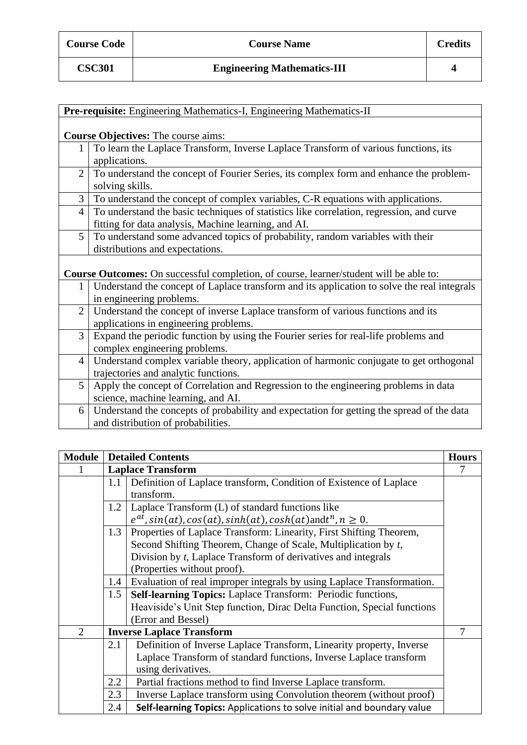| Course Code | Course Name | Credits |
| --- | --- | --- |
| CSC301 | Engineering Mathematics-III | 4 |

**Pre-requisite:** Engineering Mathematics-I, Engineering Mathematics-II

**Course Objectives:** The course aims:

| | |
| --- | --- |
| 1 | To learn the Laplace Transform, Inverse Laplace Transform of various functions, its applications. |
| 2 | To understand the concept of Fourier Series, its complex form and enhance the problem-solving skills. |
| 3 | To understand the concept of complex variables, C-R equations with applications. |
| 4 | To understand the basic techniques of statistics like correlation, regression, and curve fitting for data analysis, Machine learning, and AI. |
| 5 | To understand some advanced topics of probability, random variables with their distributions and expectations. |

**Course Outcomes:** On successful completion, of course, learner/student will be able to:

| | |
| --- | --- |
| 1 | Understand the concept of Laplace transform and its application to solve the real integrals in engineering problems. |
| 2 | Understand the concept of inverse Laplace transform of various functions and its applications in engineering problems. |
| 3 | Expand the periodic function by using the Fourier series for real-life problems and complex engineering problems. |
| 4 | Understand complex variable theory, application of harmonic conjugate to get orthogonal trajectories and analytic functions. |
| 5 | Apply the concept of Correlation and Regression to the engineering problems in data science, machine learning, and AI. |
| 6 | Understand the concepts of probability and expectation for getting the spread of the data and distribution of probabilities. |

| Module | Detailed Contents | | Hours |
| --- | --- | --- | --- |
| 1 | **Laplace Transform** | | 7 |
| | 1.1 | Definition of Laplace transform, Condition of Existence of Laplace transform. | |
| | 1.2 | Laplace Transform (L) of standard functions like $e^{at}, sin(at), cos(at), sinh(at), cosh(at)$ and $t^n, n \geq 0$. | |
| | 1.3 | Properties of Laplace Transform: Linearity, First Shifting Theorem, Second Shifting Theorem, Change of Scale, Multiplication by *t*, Division by *t*, Laplace Transform of derivatives and integrals (Properties without proof). | |
| | 1.4 | Evaluation of real improper integrals by using Laplace Transformation. | |
| | 1.5 | **Self-learning Topics:** Laplace Transform: Periodic functions, Heaviside's Unit Step function, Dirac Delta Function, Special functions (Error and Bessel) | |
| 2 | **Inverse Laplace Transform** | | 7 |
| | 2.1 | Definition of Inverse Laplace Transform, Linearity property, Inverse Laplace Transform of standard functions, Inverse Laplace transform using derivatives. | |
| | 2.2 | Partial fractions method to find Inverse Laplace transform. | |
| | 2.3 | Inverse Laplace transform using Convolution theorem (without proof) | |
| | 2.4 | **Self-learning Topics:** Applications to solve initial and boundary value | |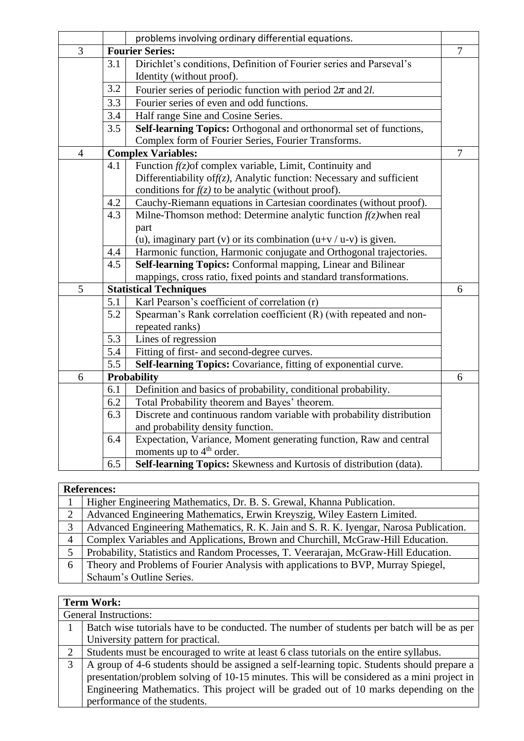| | | | |
|---|---|---|---|
| | | problems involving ordinary differential equations. | |
| 3 | **Fourier Series:** | | 7 |
| | 3.1 | Dirichlet's conditions, Definition of Fourier series and Parseval's Identity (without proof). | |
| | 3.2 | Fourier series of periodic function with period $2\pi$ and $2l$. | |
| | 3.3 | Fourier series of even and odd functions. | |
| | 3.4 | Half range Sine and Cosine Series. | |
| | 3.5 | **Self-learning Topics:** Orthogonal and orthonormal set of functions, Complex form of Fourier Series, Fourier Transforms. | |
| 4 | **Complex Variables:** | | 7 |
| | 4.1 | Function $f(z)$ of complex variable, Limit, Continuity and Differentiability of $f(z)$, Analytic function: Necessary and sufficient conditions for $f(z)$ to be analytic (without proof). | |
| | 4.2 | Cauchy-Riemann equations in Cartesian coordinates (without proof). | |
| | 4.3 | Milne-Thomson method: Determine analytic function $f(z)$ when real part (u), imaginary part (v) or its combination (u+v / u-v) is given. | |
| | 4.4 | Harmonic function, Harmonic conjugate and Orthogonal trajectories. | |
| | 4.5 | **Self-learning Topics:** Conformal mapping, Linear and Bilinear mappings, cross ratio, fixed points and standard transformations. | |
| 5 | **Statistical Techniques** | | 6 |
| | 5.1 | Karl Pearson's coefficient of correlation (r) | |
| | 5.2 | Spearman's Rank correlation coefficient (R) (with repeated and non-repeated ranks) | |
| | 5.3 | Lines of regression | |
| | 5.4 | Fitting of first- and second-degree curves. | |
| | 5.5 | **Self-learning Topics:** Covariance, fitting of exponential curve. | |
| 6 | **Probability** | | 6 |
| | 6.1 | Definition and basics of probability, conditional probability. | |
| | 6.2 | Total Probability theorem and Bayes' theorem. | |
| | 6.3 | Discrete and continuous random variable with probability distribution and probability density function. | |
| | 6.4 | Expectation, Variance, Moment generating function, Raw and central moments up to $4^{th}$ order. | |
| | 6.5 | **Self-learning Topics:** Skewness and Kurtosis of distribution (data). | |

| **References:** | |
|---|---|
| 1 | Higher Engineering Mathematics, Dr. B. S. Grewal, Khanna Publication. |
| 2 | Advanced Engineering Mathematics, Erwin Kreyszig, Wiley Eastern Limited. |
| 3 | Advanced Engineering Mathematics, R. K. Jain and S. R. K. Iyengar, Narosa Publication. |
| 4 | Complex Variables and Applications, Brown and Churchill, McGraw-Hill Education. |
| 5 | Probability, Statistics and Random Processes, T. Veerarajan, McGraw-Hill Education. |
| 6 | Theory and Problems of Fourier Analysis with applications to BVP, Murray Spiegel, Schaum's Outline Series. |

| **Term Work:** | |
|---|---|
| General Instructions: | |
| 1 | Batch wise tutorials have to be conducted. The number of students per batch will be as per University pattern for practical. |
| 2 | Students must be encouraged to write at least 6 class tutorials on the entire syllabus. |
| 3 | A group of 4-6 students should be assigned a self-learning topic. Students should prepare a presentation/problem solving of 10-15 minutes. This will be considered as a mini project in Engineering Mathematics. This project will be graded out of 10 marks depending on the performance of the students. |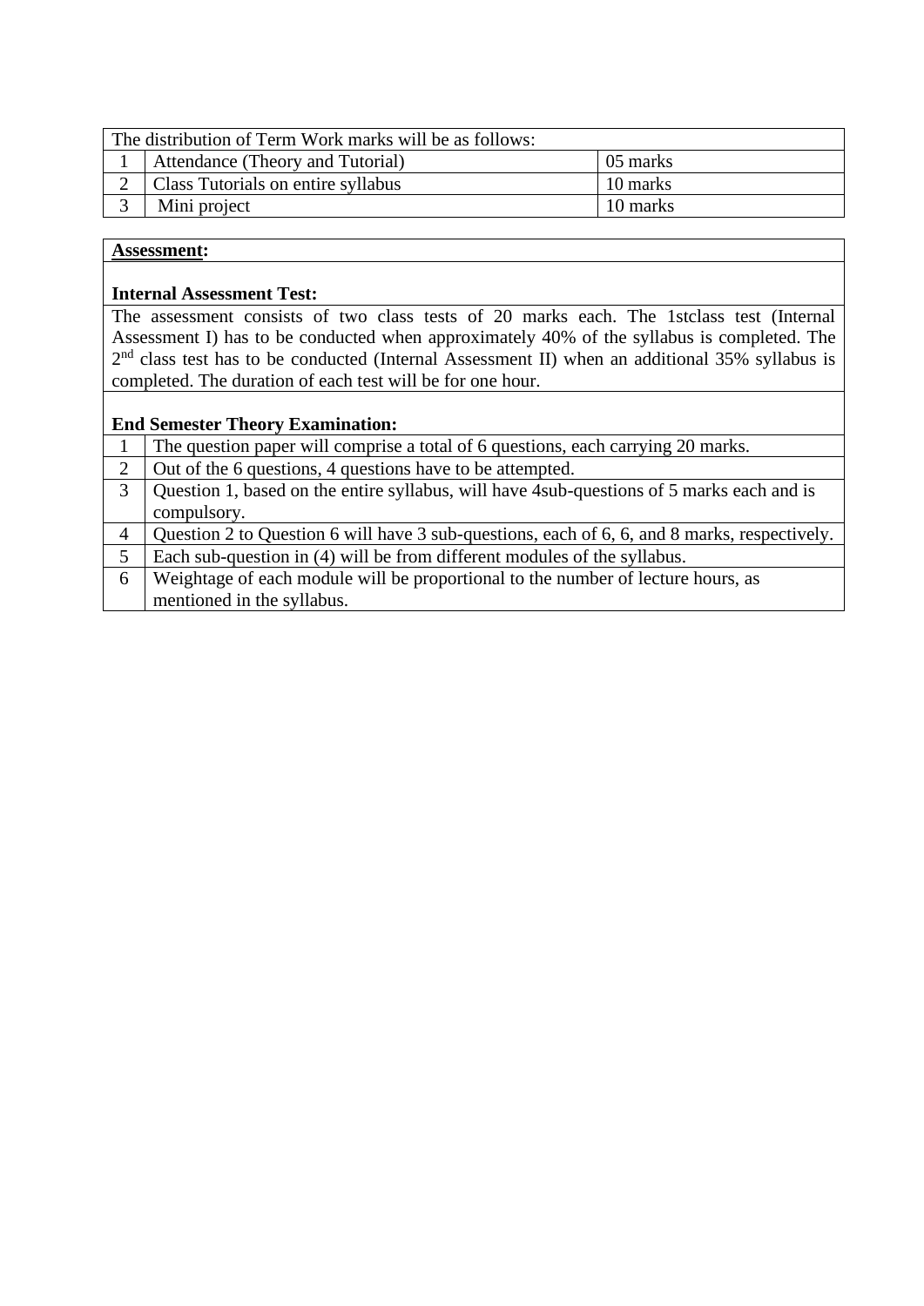| The distribution of Term Work marks will be as follows: | | |
|---|---|---|
| 1 | Attendance (Theory and Tutorial) | 05 marks |
| 2 | Class Tutorials on entire syllabus | 10 marks |
| 3 | Mini project | 10 marks |

**Assessment:**

**Internal Assessment Test:**

The assessment consists of two class tests of 20 marks each. The 1stclass test (Internal Assessment I) has to be conducted when approximately 40% of the syllabus is completed. The 2nd class test has to be conducted (Internal Assessment II) when an additional 35% syllabus is completed. The duration of each test will be for one hour.

**End Semester Theory Examination:**

| | |
|---|---|
| 1 | The question paper will comprise a total of 6 questions, each carrying 20 marks. |
| 2 | Out of the 6 questions, 4 questions have to be attempted. |
| 3 | Question 1, based on the entire syllabus, will have 4sub-questions of 5 marks each and is compulsory. |
| 4 | Question 2 to Question 6 will have 3 sub-questions, each of 6, 6, and 8 marks, respectively. |
| 5 | Each sub-question in (4) will be from different modules of the syllabus. |
| 6 | Weightage of each module will be proportional to the number of lecture hours, as mentioned in the syllabus. |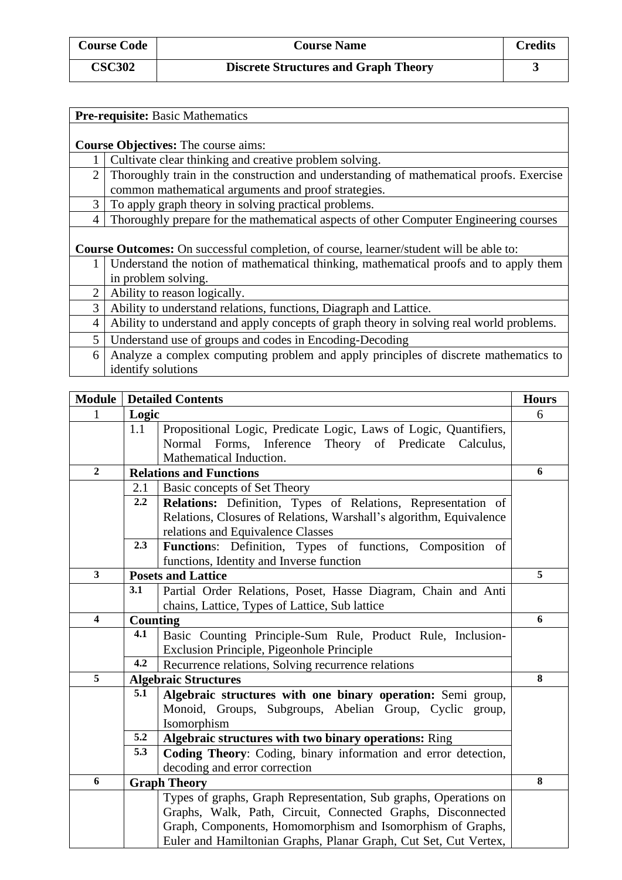| Course Code | Course Name | Credits |
| --- | --- | --- |
| CSC302 | Discrete Structures and Graph Theory | 3 |

**Pre-requisite:** Basic Mathematics

**Course Objectives:** The course aims:

| | |
| --- | --- |
| 1 | Cultivate clear thinking and creative problem solving. |
| 2 | Thoroughly train in the construction and understanding of mathematical proofs. Exercise common mathematical arguments and proof strategies. |
| 3 | To apply graph theory in solving practical problems. |
| 4 | Thoroughly prepare for the mathematical aspects of other Computer Engineering courses |

**Course Outcomes:** On successful completion, of course, learner/student will be able to:

| | |
| --- | --- |
| 1 | Understand the notion of mathematical thinking, mathematical proofs and to apply them in problem solving. |
| 2 | Ability to reason logically. |
| 3 | Ability to understand relations, functions, Diagraph and Lattice. |
| 4 | Ability to understand and apply concepts of graph theory in solving real world problems. |
| 5 | Understand use of groups and codes in Encoding-Decoding |
| 6 | Analyze a complex computing problem and apply principles of discrete mathematics to identify solutions |

| Module | Detailed Contents | | Hours |
| --- | --- | --- | --- |
| 1 | **Logic** | | 6 |
| | 1.1 | Propositional Logic, Predicate Logic, Laws of Logic, Quantifiers, Normal Forms, Inference Theory of Predicate Calculus, Mathematical Induction. | |
| **2** | **Relations and Functions** | | **6** |
| | 2.1 | Basic concepts of Set Theory | |
| | **2.2** | **Relations:** Definition, Types of Relations, Representation of Relations, Closures of Relations, Warshall's algorithm, Equivalence relations and Equivalence Classes | |
| | **2.3** | **Functions**: Definition, Types of functions, Composition of functions, Identity and Inverse function | |
| **3** | **Posets and Lattice** | | **5** |
| | **3.1** | Partial Order Relations, Poset, Hasse Diagram, Chain and Anti chains, Lattice, Types of Lattice, Sub lattice | |
| **4** | **Counting** | | **6** |
| | **4.1** | Basic Counting Principle-Sum Rule, Product Rule, Inclusion-Exclusion Principle, Pigeonhole Principle | |
| | **4.2** | Recurrence relations, Solving recurrence relations | |
| **5** | **Algebraic Structures** | | **8** |
| | **5.1** | **Algebraic structures with one binary operation:** Semi group, Monoid, Groups, Subgroups, Abelian Group, Cyclic group, Isomorphism | |
| | **5.2** | **Algebraic structures with two binary operations:** Ring | |
| | **5.3** | **Coding Theory**: Coding, binary information and error detection, decoding and error correction | |
| **6** | **Graph Theory** | | **8** |
| | | Types of graphs, Graph Representation, Sub graphs, Operations on Graphs, Walk, Path, Circuit, Connected Graphs, Disconnected Graph, Components, Homomorphism and Isomorphism of Graphs, Euler and Hamiltonian Graphs, Planar Graph, Cut Set, Cut Vertex, | |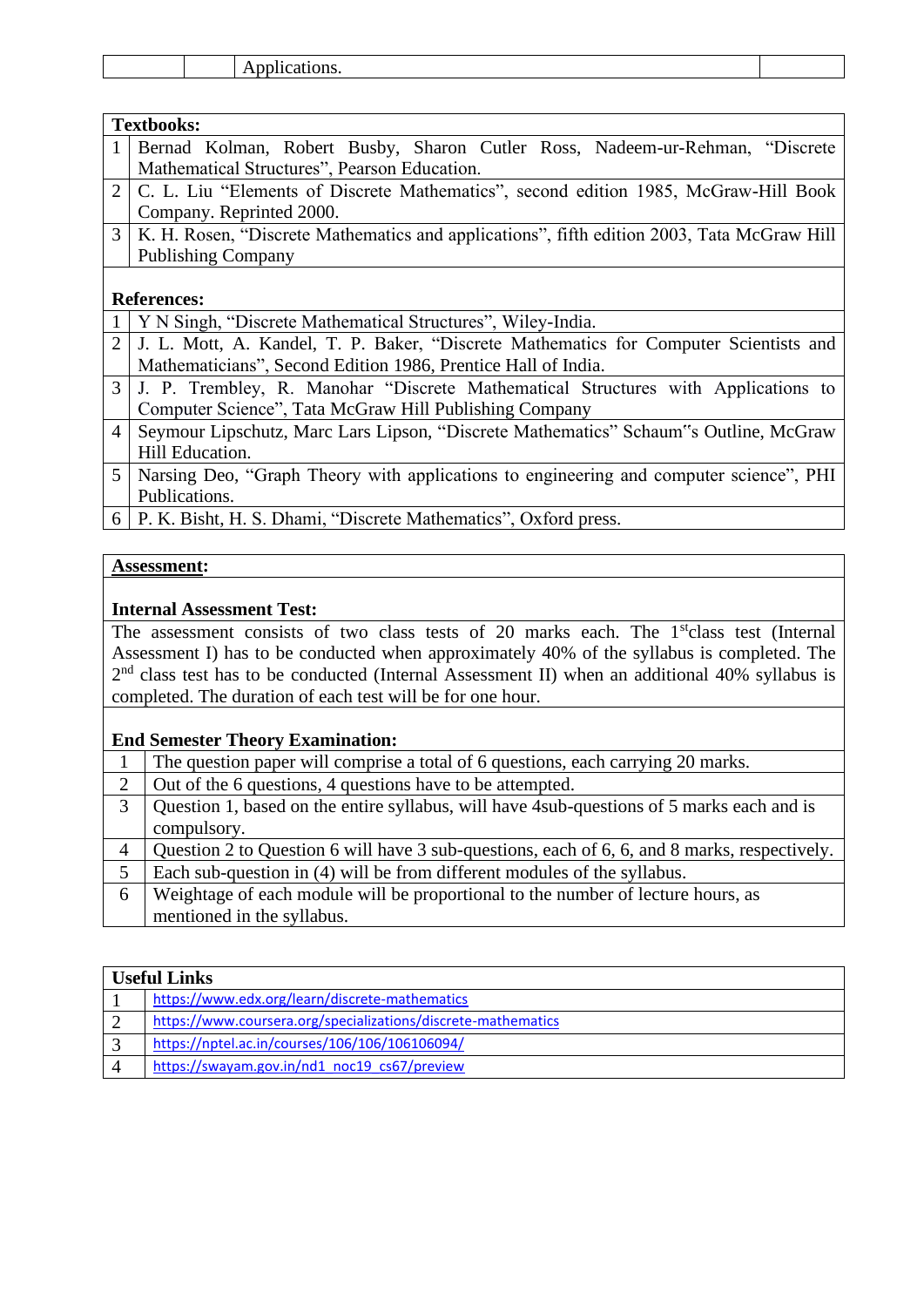| | | Applications. | |
|---|---|---|---|

| **Textbooks:** | |
|---|---|
| 1 | Bernad Kolman, Robert Busby, Sharon Cutler Ross, Nadeem-ur-Rehman, "Discrete Mathematical Structures", Pearson Education. |
| 2 | C. L. Liu "Elements of Discrete Mathematics", second edition 1985, McGraw-Hill Book Company. Reprinted 2000. |
| 3 | K. H. Rosen, "Discrete Mathematics and applications", fifth edition 2003, Tata McGraw Hill Publishing Company |

| **References:** | |
|---|---|
| 1 | Y N Singh, "Discrete Mathematical Structures", Wiley-India. |
| 2 | J. L. Mott, A. Kandel, T. P. Baker, "Discrete Mathematics for Computer Scientists and Mathematicians", Second Edition 1986, Prentice Hall of India. |
| 3 | J. P. Trembley, R. Manohar "Discrete Mathematical Structures with Applications to Computer Science", Tata McGraw Hill Publishing Company |
| 4 | Seymour Lipschutz, Marc Lars Lipson, "Discrete Mathematics" Schaum"s Outline, McGraw Hill Education. |
| 5 | Narsing Deo, "Graph Theory with applications to engineering and computer science", PHI Publications. |
| 6 | P. K. Bisht, H. S. Dhami, "Discrete Mathematics", Oxford press. |

**Assessment:**

**Internal Assessment Test:**

The assessment consists of two class tests of 20 marks each. The 1st class test (Internal Assessment I) has to be conducted when approximately 40% of the syllabus is completed. The 2nd class test has to be conducted (Internal Assessment II) when an additional 40% syllabus is completed. The duration of each test will be for one hour.

| **End Semester Theory Examination:** | |
|---|---|
| 1 | The question paper will comprise a total of 6 questions, each carrying 20 marks. |
| 2 | Out of the 6 questions, 4 questions have to be attempted. |
| 3 | Question 1, based on the entire syllabus, will have 4sub-questions of 5 marks each and is compulsory. |
| 4 | Question 2 to Question 6 will have 3 sub-questions, each of 6, 6, and 8 marks, respectively. |
| 5 | Each sub-question in (4) will be from different modules of the syllabus. |
| 6 | Weightage of each module will be proportional to the number of lecture hours, as mentioned in the syllabus. |

| **Useful Links** | |
|---|---|
| 1 | https://www.edx.org/learn/discrete-mathematics |
| 2 | https://www.coursera.org/specializations/discrete-mathematics |
| 3 | https://nptel.ac.in/courses/106/106/106106094/ |
| 4 | https://swayam.gov.in/nd1_noc19_cs67/preview |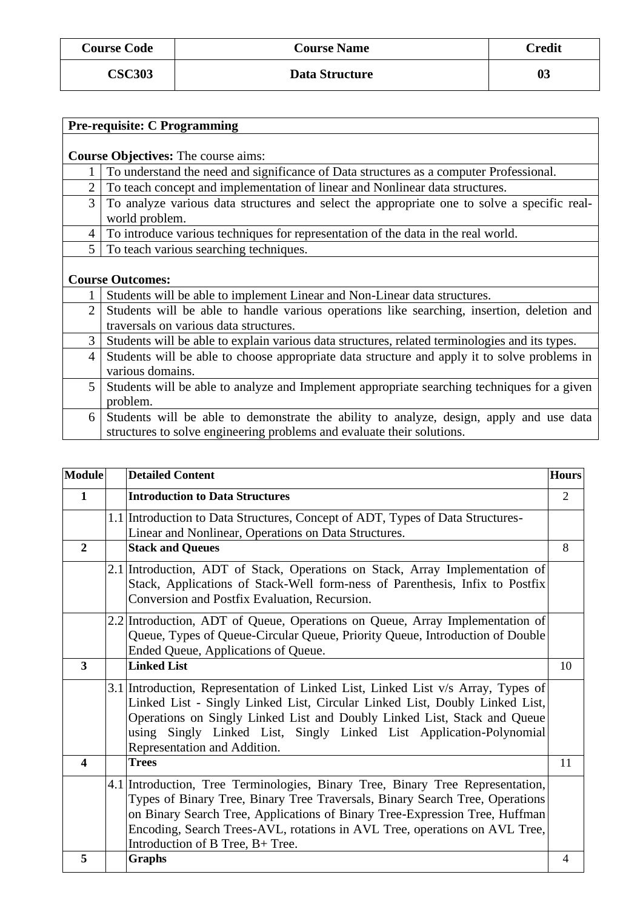| Course Code | Course Name | Credit |
|---|---|---|
| CSC303 | Data Structure | 03 |

**Pre-requisite: C Programming**

**Course Objectives:** The course aims:

| | |
|---|---|
| 1 | To understand the need and significance of Data structures as a computer Professional. |
| 2 | To teach concept and implementation of linear and Nonlinear data structures. |
| 3 | To analyze various data structures and select the appropriate one to solve a specific real-world problem. |
| 4 | To introduce various techniques for representation of the data in the real world. |
| 5 | To teach various searching techniques. |

**Course Outcomes:**

| | |
|---|---|
| 1 | Students will be able to implement Linear and Non-Linear data structures. |
| 2 | Students will be able to handle various operations like searching, insertion, deletion and traversals on various data structures. |
| 3 | Students will be able to explain various data structures, related terminologies and its types. |
| 4 | Students will be able to choose appropriate data structure and apply it to solve problems in various domains. |
| 5 | Students will be able to analyze and Implement appropriate searching techniques for a given problem. |
| 6 | Students will be able to demonstrate the ability to analyze, design, apply and use data structures to solve engineering problems and evaluate their solutions. |

| Module | | Detailed Content | Hours |
|---|---|---|---|
| **1** | | **Introduction to Data Structures** | 2 |
| | 1.1 | Introduction to Data Structures, Concept of ADT, Types of Data Structures-Linear and Nonlinear, Operations on Data Structures. | |
| **2** | | **Stack and Queues** | 8 |
| | 2.1 | Introduction, ADT of Stack, Operations on Stack, Array Implementation of Stack, Applications of Stack-Well form-ness of Parenthesis, Infix to Postfix Conversion and Postfix Evaluation, Recursion. | |
| | 2.2 | Introduction, ADT of Queue, Operations on Queue, Array Implementation of Queue, Types of Queue-Circular Queue, Priority Queue, Introduction of Double Ended Queue, Applications of Queue. | |
| **3** | | **Linked List** | 10 |
| | 3.1 | Introduction, Representation of Linked List, Linked List v/s Array, Types of Linked List - Singly Linked List, Circular Linked List, Doubly Linked List, Operations on Singly Linked List and Doubly Linked List, Stack and Queue using Singly Linked List, Singly Linked List Application-Polynomial Representation and Addition. | |
| **4** | | **Trees** | 11 |
| | 4.1 | Introduction, Tree Terminologies, Binary Tree, Binary Tree Representation, Types of Binary Tree, Binary Tree Traversals, Binary Search Tree, Operations on Binary Search Tree, Applications of Binary Tree-Expression Tree, Huffman Encoding, Search Trees-AVL, rotations in AVL Tree, operations on AVL Tree, Introduction of B Tree, B+ Tree. | |
| **5** | | **Graphs** | 4 |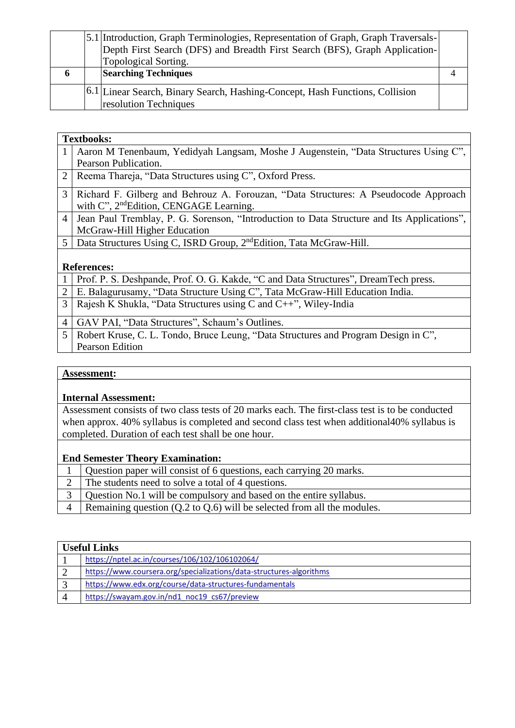|   |   |   |   |
|---|---|---|---|
|   | 5.1 | Introduction, Graph Terminologies, Representation of Graph, Graph Traversals-Depth First Search (DFS) and Breadth First Search (BFS), Graph Application-Topological Sorting. |   |
| 6 |   | **Searching Techniques** | 4 |
|   | 6.1 | Linear Search, Binary Search, Hashing-Concept, Hash Functions, Collision resolution Techniques |   |

| **Textbooks:** |   |
|---|---|
| 1 | Aaron M Tenenbaum, Yedidyah Langsam, Moshe J Augenstein, "Data Structures Using C", Pearson Publication. |
| 2 | Reema Thareja, "Data Structures using C", Oxford Press. |
| 3 | Richard F. Gilberg and Behrouz A. Forouzan, "Data Structures: A Pseudocode Approach with C", 2ndEdition, CENGAGE Learning. |
| 4 | Jean Paul Tremblay, P. G. Sorenson, "Introduction to Data Structure and Its Applications", McGraw-Hill Higher Education |
| 5 | Data Structures Using C, ISRD Group, 2ndEdition, Tata McGraw-Hill. |

| **References:** |   |
|---|---|
| 1 | Prof. P. S. Deshpande, Prof. O. G. Kakde, "C and Data Structures", DreamTech press. |
| 2 | E. Balagurusamy, "Data Structure Using C", Tata McGraw-Hill Education India. |
| 3 | Rajesh K Shukla, "Data Structures using C and C++", Wiley-India |
| 4 | GAV PAI, "Data Structures", Schaum's Outlines. |
| 5 | Robert Kruse, C. L. Tondo, Bruce Leung, "Data Structures and Program Design in C", Pearson Edition |

**Assessment:**

**Internal Assessment:**

Assessment consists of two class tests of 20 marks each. The first-class test is to be conducted when approx. 40% syllabus is completed and second class test when additional40% syllabus is completed. Duration of each test shall be one hour.

**End Semester Theory Examination:**

| | |
|---|---|
| 1 | Question paper will consist of 6 questions, each carrying 20 marks. |
| 2 | The students need to solve a total of 4 questions. |
| 3 | Question No.1 will be compulsory and based on the entire syllabus. |
| 4 | Remaining question (Q.2 to Q.6) will be selected from all the modules. |

| **Useful Links** |   |
|---|---|
| 1 | https://nptel.ac.in/courses/106/102/106102064/ |
| 2 | https://www.coursera.org/specializations/data-structures-algorithms |
| 3 | https://www.edx.org/course/data-structures-fundamentals |
| 4 | https://swayam.gov.in/nd1_noc19_cs67/preview |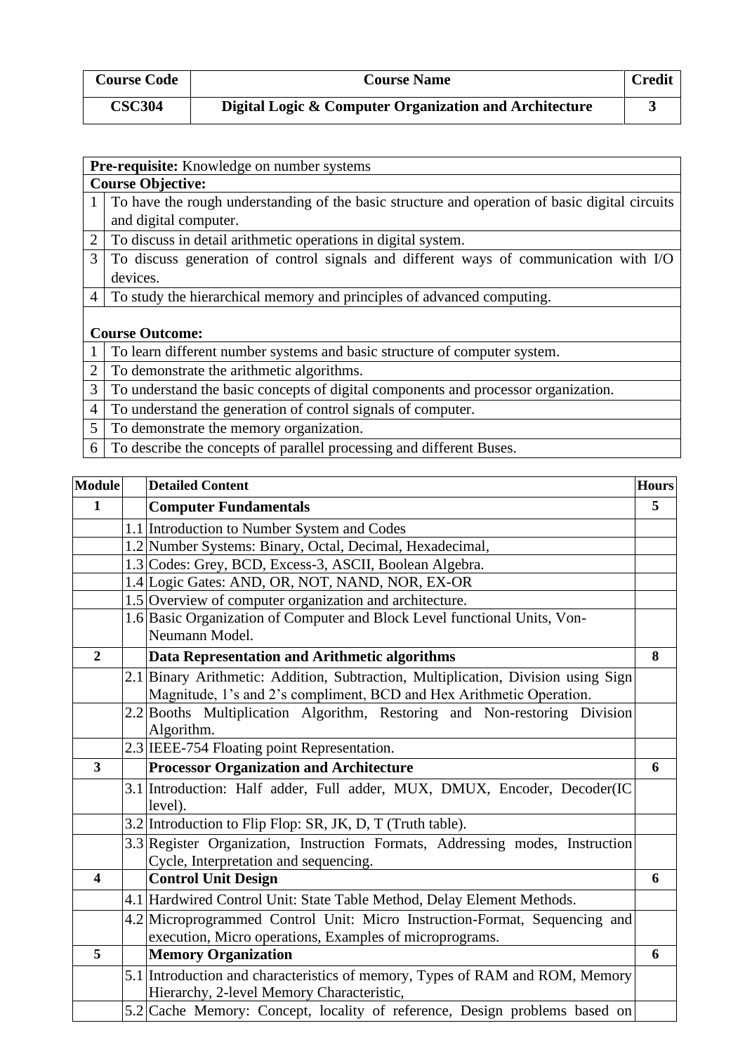| Course Code | Course Name | Credit |
|---|---|---|
| CSC304 | Digital Logic & Computer Organization and Architecture | 3 |

| | |
|---|---|
| **Pre-requisite:** Knowledge on number systems | |
| **Course Objective:** | |
| 1 | To have the rough understanding of the basic structure and operation of basic digital circuits and digital computer. |
| 2 | To discuss in detail arithmetic operations in digital system. |
| 3 | To discuss generation of control signals and different ways of communication with I/O devices. |
| 4 | To study the hierarchical memory and principles of advanced computing. |
| **Course Outcome:** | |
| 1 | To learn different number systems and basic structure of computer system. |
| 2 | To demonstrate the arithmetic algorithms. |
| 3 | To understand the basic concepts of digital components and processor organization. |
| 4 | To understand the generation of control signals of computer. |
| 5 | To demonstrate the memory organization. |
| 6 | To describe the concepts of parallel processing and different Buses. |

| Module | | Detailed Content | Hours |
|---|---|---|---|
| **1** | | **Computer Fundamentals** | **5** |
| | 1.1 | Introduction to Number System and Codes | |
| | 1.2 | Number Systems: Binary, Octal, Decimal, Hexadecimal, | |
| | 1.3 | Codes: Grey, BCD, Excess-3, ASCII, Boolean Algebra. | |
| | 1.4 | Logic Gates: AND, OR, NOT, NAND, NOR, EX-OR | |
| | 1.5 | Overview of computer organization and architecture. | |
| | 1.6 | Basic Organization of Computer and Block Level functional Units, Von-Neumann Model. | |
| **2** | | **Data Representation and Arithmetic algorithms** | **8** |
| | 2.1 | Binary Arithmetic: Addition, Subtraction, Multiplication, Division using Sign Magnitude, 1's and 2's compliment, BCD and Hex Arithmetic Operation. | |
| | 2.2 | Booths Multiplication Algorithm, Restoring and Non-restoring Division Algorithm. | |
| | 2.3 | IEEE-754 Floating point Representation. | |
| **3** | | **Processor Organization and Architecture** | **6** |
| | 3.1 | Introduction: Half adder, Full adder, MUX, DMUX, Encoder, Decoder(IC level). | |
| | 3.2 | Introduction to Flip Flop: SR, JK, D, T (Truth table). | |
| | 3.3 | Register Organization, Instruction Formats, Addressing modes, Instruction Cycle, Interpretation and sequencing. | |
| **4** | | **Control Unit Design** | **6** |
| | 4.1 | Hardwired Control Unit: State Table Method, Delay Element Methods. | |
| | 4.2 | Microprogrammed Control Unit: Micro Instruction-Format, Sequencing and execution, Micro operations, Examples of microprograms. | |
| **5** | | **Memory Organization** | **6** |
| | 5.1 | Introduction and characteristics of memory, Types of RAM and ROM, Memory Hierarchy, 2-level Memory Characteristic, | |
| | 5.2 | Cache Memory: Concept, locality of reference, Design problems based on | |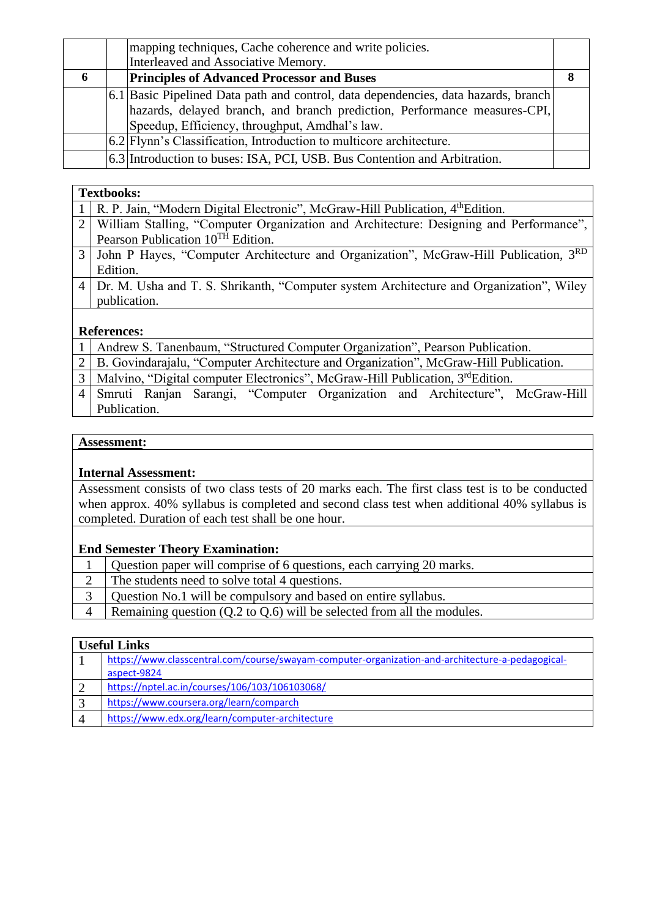| | | | |
|---|---|---|---|
| | | mapping techniques, Cache coherence and write policies. Interleaved and Associative Memory. | |
| 6 | | **Principles of Advanced Processor and Buses** | 8 |
| | 6.1 | Basic Pipelined Data path and control, data dependencies, data hazards, branch hazards, delayed branch, and branch prediction, Performance measures-CPI, Speedup, Efficiency, throughput, Amdhal's law. | |
| | 6.2 | Flynn's Classification, Introduction to multicore architecture. | |
| | 6.3 | Introduction to buses: ISA, PCI, USB. Bus Contention and Arbitration. | |

**Textbooks:**

| | |
|---|---|
| 1 | R. P. Jain, "Modern Digital Electronic", McGraw-Hill Publication, 4thEdition. |
| 2 | William Stalling, "Computer Organization and Architecture: Designing and Performance", Pearson Publication 10TH Edition. |
| 3 | John P Hayes, "Computer Architecture and Organization", McGraw-Hill Publication, 3RD Edition. |
| 4 | Dr. M. Usha and T. S. Shrikanth, "Computer system Architecture and Organization", Wiley publication. |

**References:**

| | |
|---|---|
| 1 | Andrew S. Tanenbaum, "Structured Computer Organization", Pearson Publication. |
| 2 | B. Govindarajalu, "Computer Architecture and Organization", McGraw-Hill Publication. |
| 3 | Malvino, "Digital computer Electronics", McGraw-Hill Publication, 3rdEdition. |
| 4 | Smruti Ranjan Sarangi, "Computer Organization and Architecture", McGraw-Hill Publication. |

**Assessment:**

**Internal Assessment:**

Assessment consists of two class tests of 20 marks each. The first class test is to be conducted when approx. 40% syllabus is completed and second class test when additional 40% syllabus is completed. Duration of each test shall be one hour.

**End Semester Theory Examination:**

| | |
|---|---|
| 1 | Question paper will comprise of 6 questions, each carrying 20 marks. |
| 2 | The students need to solve total 4 questions. |
| 3 | Question No.1 will be compulsory and based on entire syllabus. |
| 4 | Remaining question (Q.2 to Q.6) will be selected from all the modules. |

**Useful Links**

| | |
|---|---|
| 1 | https://www.classcentral.com/course/swayam-computer-organization-and-architecture-a-pedagogical-aspect-9824 |
| 2 | https://nptel.ac.in/courses/106/103/106103068/ |
| 3 | https://www.coursera.org/learn/comparch |
| 4 | https://www.edx.org/learn/computer-architecture |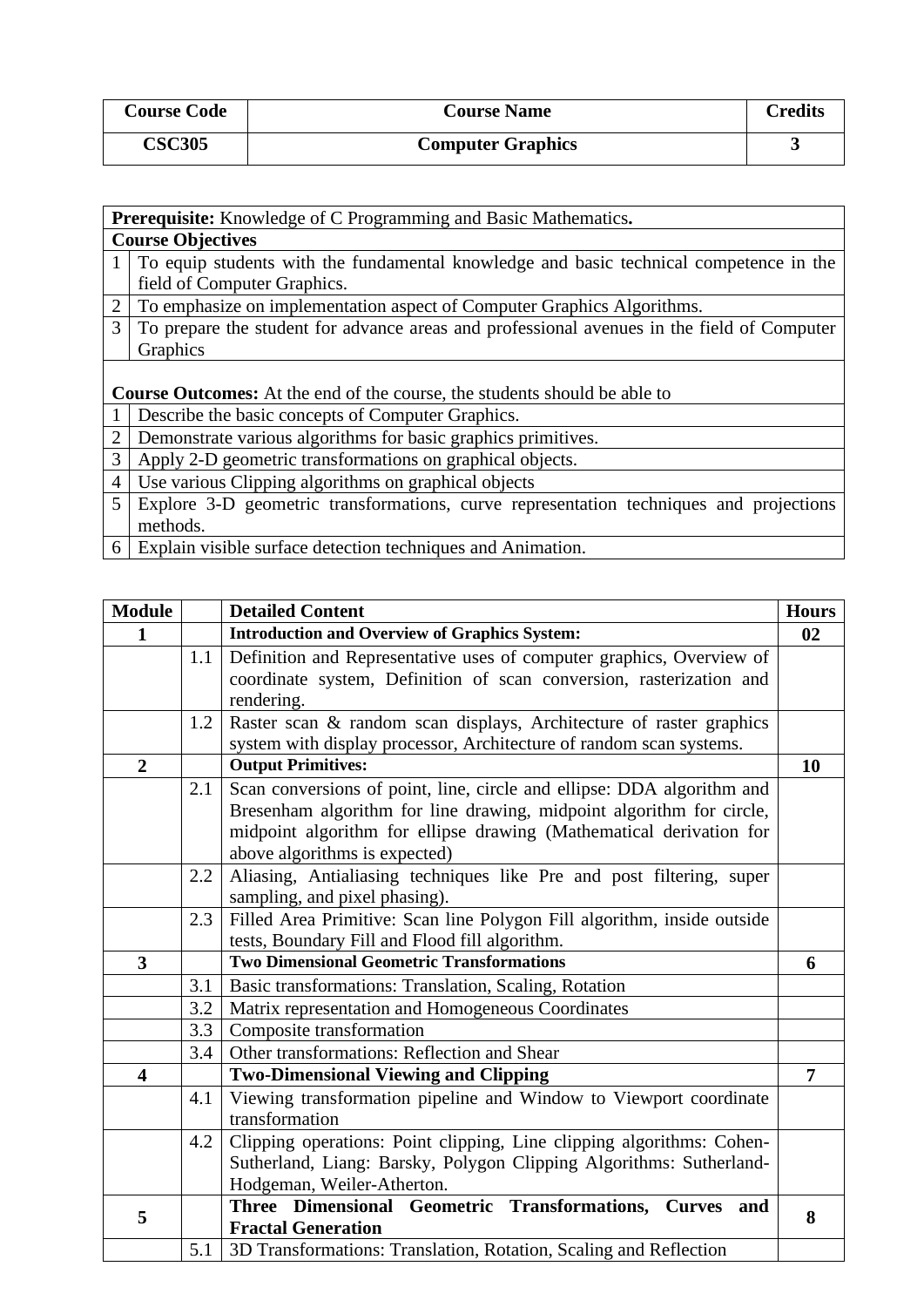| Course Code | Course Name | Credits |
|---|---|---|
| **CSC305** | **Computer Graphics** | **3** |

| | |
|---|---|
| **Prerequisite:** Knowledge of C Programming and Basic Mathematics**.** | |
| **Course Objectives** | |
| 1 | To equip students with the fundamental knowledge and basic technical competence in the field of Computer Graphics. |
| 2 | To emphasize on implementation aspect of Computer Graphics Algorithms. |
| 3 | To prepare the student for advance areas and professional avenues in the field of Computer Graphics |
| **Course Outcomes:** At the end of the course, the students should be able to | |
| 1 | Describe the basic concepts of Computer Graphics. |
| 2 | Demonstrate various algorithms for basic graphics primitives. |
| 3 | Apply 2-D geometric transformations on graphical objects. |
| 4 | Use various Clipping algorithms on graphical objects |
| 5 | Explore 3-D geometric transformations, curve representation techniques and projections methods. |
| 6 | Explain visible surface detection techniques and Animation. |

| Module | | Detailed Content | Hours |
|---|---|---|---|
| **1** | | **Introduction and Overview of Graphics System:** | **02** |
| | 1.1 | Definition and Representative uses of computer graphics, Overview of coordinate system, Definition of scan conversion, rasterization and rendering. | |
| | 1.2 | Raster scan & random scan displays, Architecture of raster graphics system with display processor, Architecture of random scan systems. | |
| **2** | | **Output Primitives:** | **10** |
| | 2.1 | Scan conversions of point, line, circle and ellipse: DDA algorithm and Bresenham algorithm for line drawing, midpoint algorithm for circle, midpoint algorithm for ellipse drawing (Mathematical derivation for above algorithms is expected) | |
| | 2.2 | Aliasing, Antialiasing techniques like Pre and post filtering, super sampling, and pixel phasing). | |
| | 2.3 | Filled Area Primitive: Scan line Polygon Fill algorithm, inside outside tests, Boundary Fill and Flood fill algorithm. | |
| **3** | | **Two Dimensional Geometric Transformations** | **6** |
| | 3.1 | Basic transformations: Translation, Scaling, Rotation | |
| | 3.2 | Matrix representation and Homogeneous Coordinates | |
| | 3.3 | Composite transformation | |
| | 3.4 | Other transformations: Reflection and Shear | |
| **4** | | **Two-Dimensional Viewing and Clipping** | **7** |
| | 4.1 | Viewing transformation pipeline and Window to Viewport coordinate transformation | |
| | 4.2 | Clipping operations: Point clipping, Line clipping algorithms: Cohen-Sutherland, Liang: Barsky, Polygon Clipping Algorithms: Sutherland-Hodgeman, Weiler-Atherton. | |
| **5** | | **Three Dimensional Geometric Transformations, Curves and Fractal Generation** | **8** |
| | 5.1 | 3D Transformations: Translation, Rotation, Scaling and Reflection | |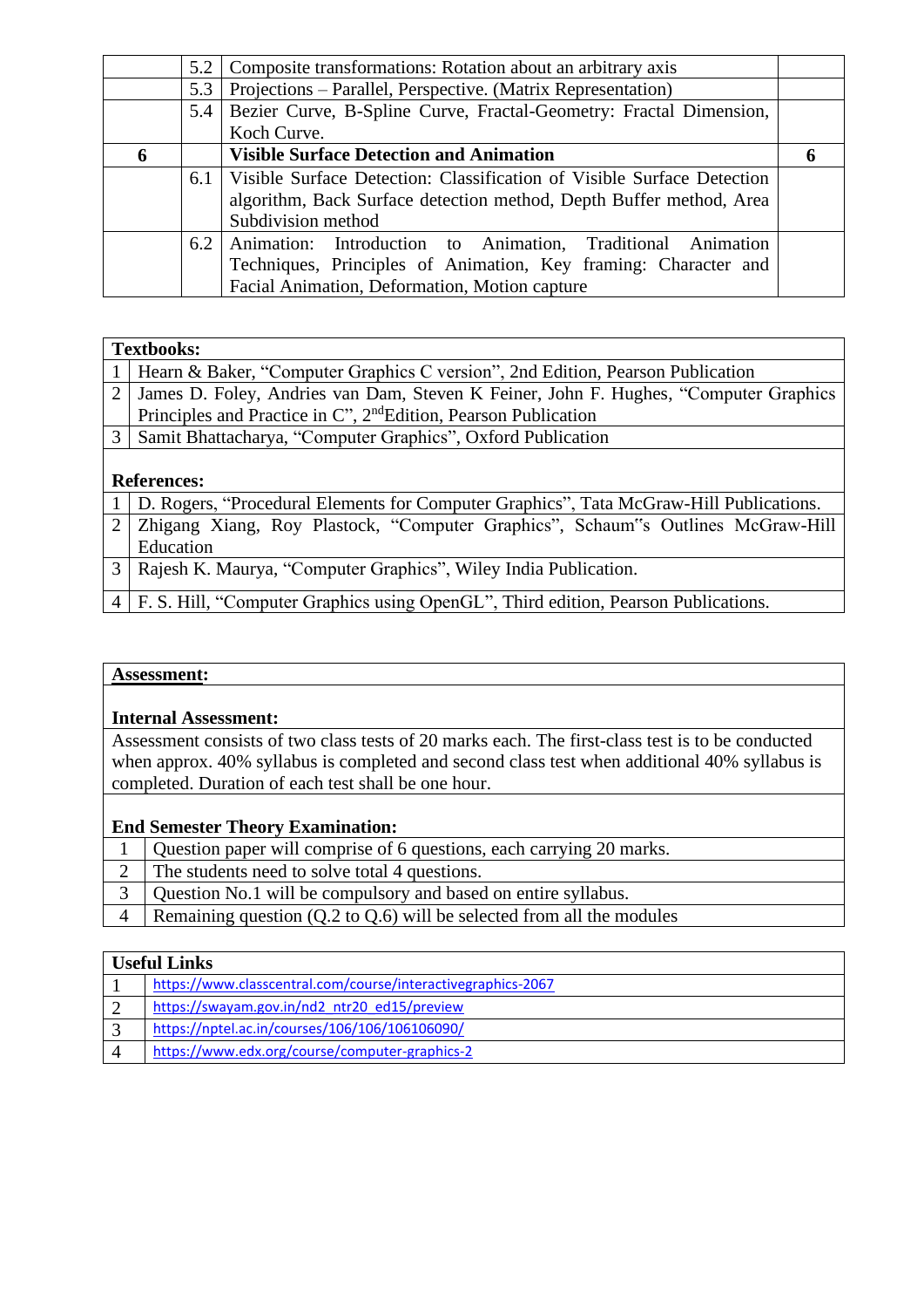| | | | |
|---|---|---|---|
| | 5.2 | Composite transformations: Rotation about an arbitrary axis | |
| | 5.3 | Projections – Parallel, Perspective. (Matrix Representation) | |
| | 5.4 | Bezier Curve, B-Spline Curve, Fractal-Geometry: Fractal Dimension, Koch Curve. | |
| **6** | | **Visible Surface Detection and Animation** | **6** |
| | 6.1 | Visible Surface Detection: Classification of Visible Surface Detection algorithm, Back Surface detection method, Depth Buffer method, Area Subdivision method | |
| | 6.2 | Animation: Introduction to Animation, Traditional Animation Techniques, Principles of Animation, Key framing: Character and Facial Animation, Deformation, Motion capture | |

**Textbooks:**

| | |
|---|---|
| 1 | Hearn & Baker, "Computer Graphics C version", 2nd Edition, Pearson Publication |
| 2 | James D. Foley, Andries van Dam, Steven K Feiner, John F. Hughes, "Computer Graphics Principles and Practice in C", 2ndEdition, Pearson Publication |
| 3 | Samit Bhattacharya, "Computer Graphics", Oxford Publication |

**References:**

| | |
|---|---|
| 1 | D. Rogers, "Procedural Elements for Computer Graphics", Tata McGraw-Hill Publications. |
| 2 | Zhigang Xiang, Roy Plastock, "Computer Graphics", Schaum‟s Outlines McGraw-Hill Education |
| 3 | Rajesh K. Maurya, "Computer Graphics", Wiley India Publication. |
| 4 | F. S. Hill, "Computer Graphics using OpenGL", Third edition, Pearson Publications. |

**Assessment:**

**Internal Assessment:**

Assessment consists of two class tests of 20 marks each. The first-class test is to be conducted when approx. 40% syllabus is completed and second class test when additional 40% syllabus is completed. Duration of each test shall be one hour.

**End Semester Theory Examination:**

| | |
|---|---|
| 1 | Question paper will comprise of 6 questions, each carrying 20 marks. |
| 2 | The students need to solve total 4 questions. |
| 3 | Question No.1 will be compulsory and based on entire syllabus. |
| 4 | Remaining question (Q.2 to Q.6) will be selected from all the modules |

**Useful Links**

| | |
|---|---|
| 1 | https://www.classcentral.com/course/interactivegraphics-2067 |
| 2 | https://swayam.gov.in/nd2_ntr20_ed15/preview |
| 3 | https://nptel.ac.in/courses/106/106/106106090/ |
| 4 | https://www.edx.org/course/computer-graphics-2 |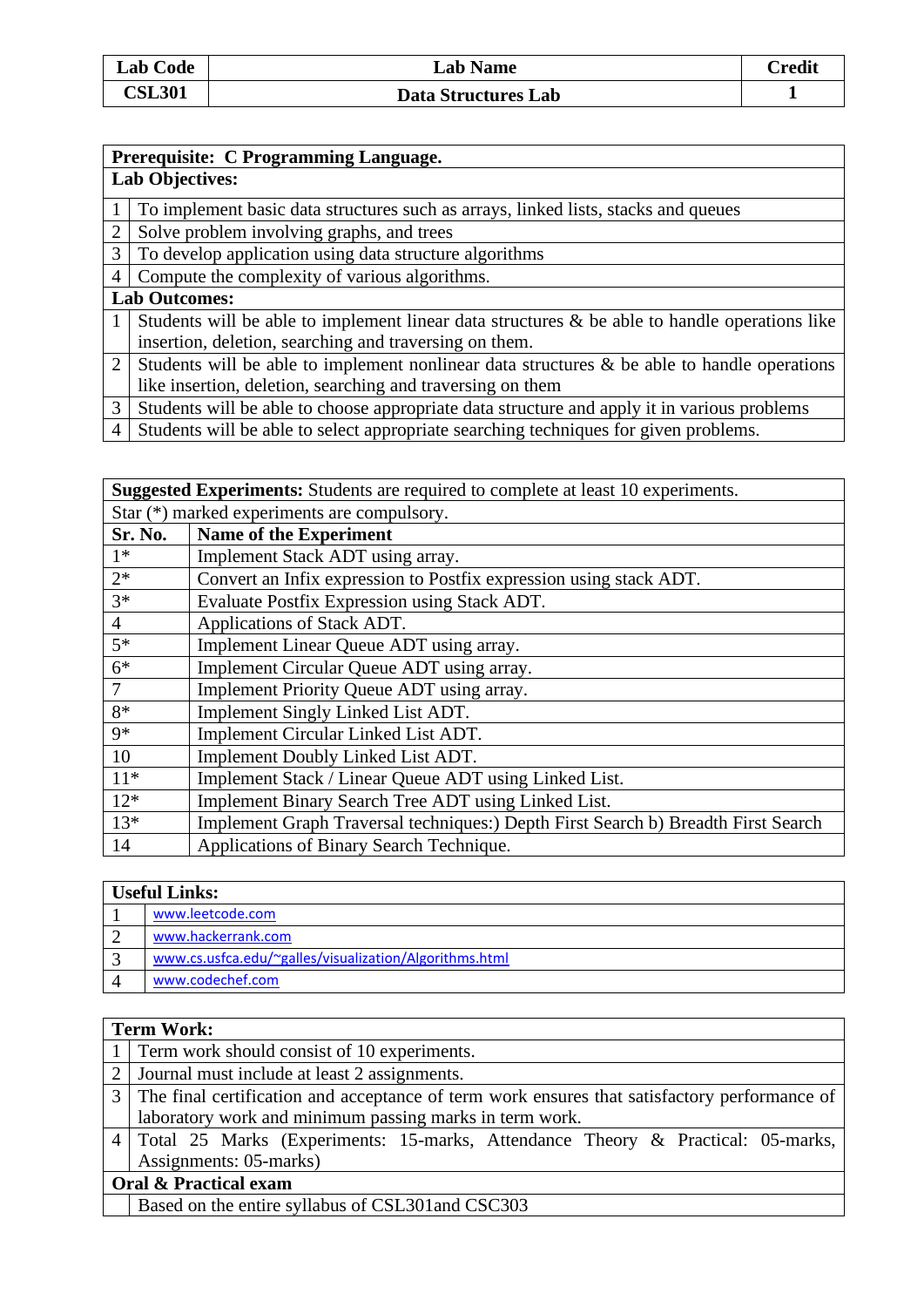| Lab Code | Lab Name | Credit |
|---|---|---|
| CSL301 | Data Structures Lab | 1 |

| **Prerequisite: C Programming Language.** | |
|---|---|
| **Lab Objectives:** | |
| 1 | To implement basic data structures such as arrays, linked lists, stacks and queues |
| 2 | Solve problem involving graphs, and trees |
| 3 | To develop application using data structure algorithms |
| 4 | Compute the complexity of various algorithms. |
| **Lab Outcomes:** | |
| 1 | Students will be able to implement linear data structures & be able to handle operations like insertion, deletion, searching and traversing on them. |
| 2 | Students will be able to implement nonlinear data structures & be able to handle operations like insertion, deletion, searching and traversing on them |
| 3 | Students will be able to choose appropriate data structure and apply it in various problems |
| 4 | Students will be able to select appropriate searching techniques for given problems. |

| **Suggested Experiments:** Students are required to complete at least 10 experiments. | |
|---|---|
| Star (*) marked experiments are compulsory. | |
| **Sr. No.** | **Name of the Experiment** |
| 1* | Implement Stack ADT using array. |
| 2* | Convert an Infix expression to Postfix expression using stack ADT. |
| 3* | Evaluate Postfix Expression using Stack ADT. |
| 4 | Applications of Stack ADT. |
| 5* | Implement Linear Queue ADT using array. |
| 6* | Implement Circular Queue ADT using array. |
| 7 | Implement Priority Queue ADT using array. |
| 8* | Implement Singly Linked List ADT. |
| 9* | Implement Circular Linked List ADT. |
| 10 | Implement Doubly Linked List ADT. |
| 11* | Implement Stack / Linear Queue ADT using Linked List. |
| 12* | Implement Binary Search Tree ADT using Linked List. |
| 13* | Implement Graph Traversal techniques:) Depth First Search b) Breadth First Search |
| 14 | Applications of Binary Search Technique. |

| **Useful Links:** | |
|---|---|
| 1 | www.leetcode.com |
| 2 | www.hackerrank.com |
| 3 | www.cs.usfca.edu/~galles/visualization/Algorithms.html |
| 4 | www.codechef.com |

| **Term Work:** | |
|---|---|
| 1 | Term work should consist of 10 experiments. |
| 2 | Journal must include at least 2 assignments. |
| 3 | The final certification and acceptance of term work ensures that satisfactory performance of laboratory work and minimum passing marks in term work. |
| 4 | Total 25 Marks (Experiments: 15-marks, Attendance Theory & Practical: 05-marks, Assignments: 05-marks) |
| **Oral & Practical exam** | |
| | Based on the entire syllabus of CSL301and CSC303 |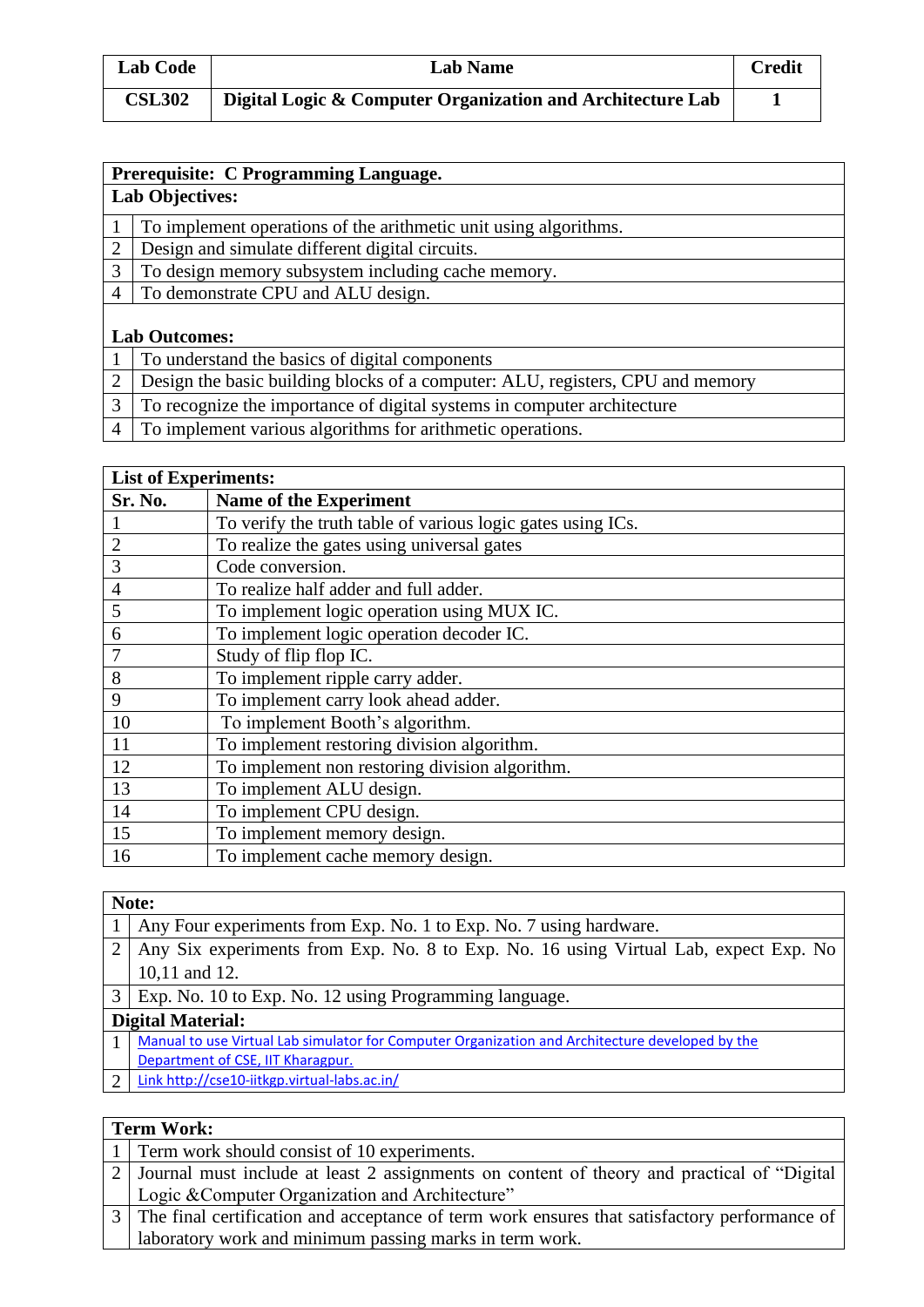| Lab Code | Lab Name | Credit |
|---|---|---|
| CSL302 | Digital Logic & Computer Organization and Architecture Lab | 1 |

**Prerequisite: C Programming Language.**

**Lab Objectives:**

| | |
|---|---|
| 1 | To implement operations of the arithmetic unit using algorithms. |
| 2 | Design and simulate different digital circuits. |
| 3 | To design memory subsystem including cache memory. |
| 4 | To demonstrate CPU and ALU design. |

**Lab Outcomes:**

| | |
|---|---|
| 1 | To understand the basics of digital components |
| 2 | Design the basic building blocks of a computer: ALU, registers, CPU and memory |
| 3 | To recognize the importance of digital systems in computer architecture |
| 4 | To implement various algorithms for arithmetic operations. |

**List of Experiments:**

| Sr. No. | Name of the Experiment |
|---|---|
| 1 | To verify the truth table of various logic gates using ICs. |
| 2 | To realize the gates using universal gates |
| 3 | Code conversion. |
| 4 | To realize half adder and full adder. |
| 5 | To implement logic operation using MUX IC. |
| 6 | To implement logic operation decoder IC. |
| 7 | Study of flip flop IC. |
| 8 | To implement ripple carry adder. |
| 9 | To implement carry look ahead adder. |
| 10 | To implement Booth's algorithm. |
| 11 | To implement restoring division algorithm. |
| 12 | To implement non restoring division algorithm. |
| 13 | To implement ALU design. |
| 14 | To implement CPU design. |
| 15 | To implement memory design. |
| 16 | To implement cache memory design. |

**Note:**

| | |
|---|---|
| 1 | Any Four experiments from Exp. No. 1 to Exp. No. 7 using hardware. |
| 2 | Any Six experiments from Exp. No. 8 to Exp. No. 16 using Virtual Lab, expect Exp. No 10,11 and 12. |
| 3 | Exp. No. 10 to Exp. No. 12 using Programming language. |

**Digital Material:**

| | |
|---|---|
| 1 | Manual to use Virtual Lab simulator for Computer Organization and Architecture developed by the Department of CSE, IIT Kharagpur. |
| 2 | Link http://cse10-iitkgp.virtual-labs.ac.in/ |

**Term Work:**

| | |
|---|---|
| 1 | Term work should consist of 10 experiments. |
| 2 | Journal must include at least 2 assignments on content of theory and practical of "Digital Logic &Computer Organization and Architecture" |
| 3 | The final certification and acceptance of term work ensures that satisfactory performance of laboratory work and minimum passing marks in term work. |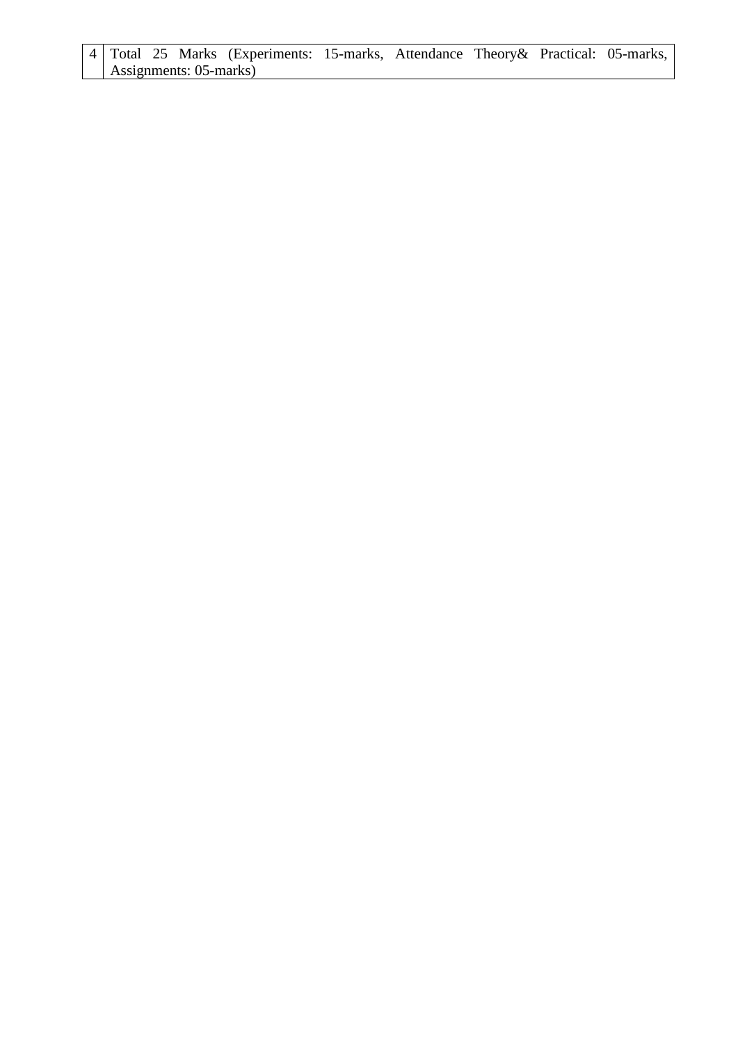| 4 | Total 25 Marks (Experiments: 15-marks, Attendance Theory& Practical: 05-marks, Assignments: 05-marks) |
|---|---|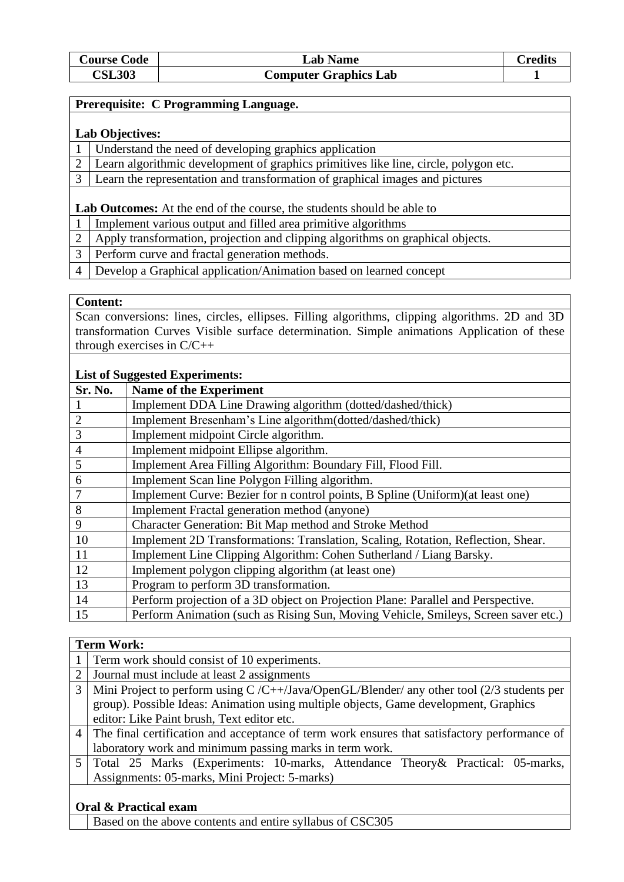| Course Code | Lab Name | Credits |
| --- | --- | --- |
| CSL303 | Computer Graphics Lab | 1 |

**Prerequisite: C Programming Language.**

**Lab Objectives:**

| | |
| --- | --- |
| 1 | Understand the need of developing graphics application |
| 2 | Learn algorithmic development of graphics primitives like line, circle, polygon etc. |
| 3 | Learn the representation and transformation of graphical images and pictures |

**Lab Outcomes:** At the end of the course, the students should be able to

| | |
| --- | --- |
| 1 | Implement various output and filled area primitive algorithms |
| 2 | Apply transformation, projection and clipping algorithms on graphical objects. |
| 3 | Perform curve and fractal generation methods. |
| 4 | Develop a Graphical application/Animation based on learned concept |

**Content:**

Scan conversions: lines, circles, ellipses. Filling algorithms, clipping algorithms. 2D and 3D transformation Curves Visible surface determination. Simple animations Application of these through exercises in C/C++

**List of Suggested Experiments:**

| Sr. No. | Name of the Experiment |
| --- | --- |
| 1 | Implement DDA Line Drawing algorithm (dotted/dashed/thick) |
| 2 | Implement Bresenham's Line algorithm(dotted/dashed/thick) |
| 3 | Implement midpoint Circle algorithm. |
| 4 | Implement midpoint Ellipse algorithm. |
| 5 | Implement Area Filling Algorithm: Boundary Fill, Flood Fill. |
| 6 | Implement Scan line Polygon Filling algorithm. |
| 7 | Implement Curve: Bezier for n control points, B Spline (Uniform)(at least one) |
| 8 | Implement Fractal generation method (anyone) |
| 9 | Character Generation: Bit Map method and Stroke Method |
| 10 | Implement 2D Transformations: Translation, Scaling, Rotation, Reflection, Shear. |
| 11 | Implement Line Clipping Algorithm: Cohen Sutherland / Liang Barsky. |
| 12 | Implement polygon clipping algorithm (at least one) |
| 13 | Program to perform 3D transformation. |
| 14 | Perform projection of a 3D object on Projection Plane: Parallel and Perspective. |
| 15 | Perform Animation (such as Rising Sun, Moving Vehicle, Smileys, Screen saver etc.) |

**Term Work:**

| | |
| --- | --- |
| 1 | Term work should consist of 10 experiments. |
| 2 | Journal must include at least 2 assignments |
| 3 | Mini Project to perform using C /C++/Java/OpenGL/Blender/ any other tool (2/3 students per group). Possible Ideas: Animation using multiple objects, Game development, Graphics editor: Like Paint brush, Text editor etc. |
| 4 | The final certification and acceptance of term work ensures that satisfactory performance of laboratory work and minimum passing marks in term work. |
| 5 | Total 25 Marks (Experiments: 10-marks, Attendance Theory& Practical: 05-marks, Assignments: 05-marks, Mini Project: 5-marks) |

**Oral & Practical exam**

Based on the above contents and entire syllabus of CSC305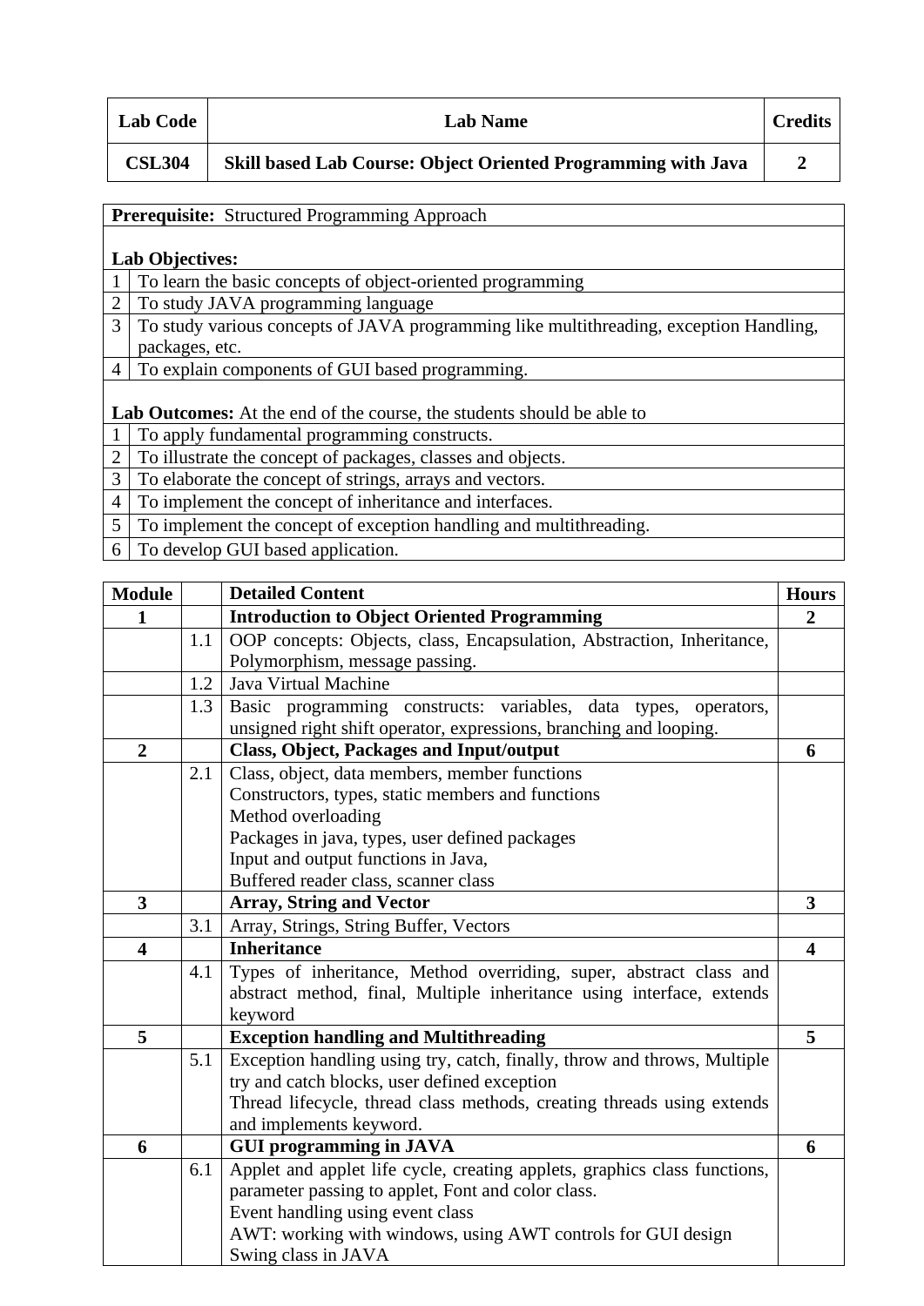| Lab Code | Lab Name | Credits |
|---|---|---|
| CSL304 | Skill based Lab Course: Object Oriented Programming with Java | 2 |

**Prerequisite:** Structured Programming Approach

**Lab Objectives:**

| | |
|---|---|
| 1 | To learn the basic concepts of object-oriented programming |
| 2 | To study JAVA programming language |
| 3 | To study various concepts of JAVA programming like multithreading, exception Handling, packages, etc. |
| 4 | To explain components of GUI based programming. |

**Lab Outcomes:** At the end of the course, the students should be able to

| | |
|---|---|
| 1 | To apply fundamental programming constructs. |
| 2 | To illustrate the concept of packages, classes and objects. |
| 3 | To elaborate the concept of strings, arrays and vectors. |
| 4 | To implement the concept of inheritance and interfaces. |
| 5 | To implement the concept of exception handling and multithreading. |
| 6 | To develop GUI based application. |

| Module | | Detailed Content | Hours |
|---|---|---|---|
| **1** | | **Introduction to Object Oriented Programming** | **2** |
| | 1.1 | OOP concepts: Objects, class, Encapsulation, Abstraction, Inheritance, Polymorphism, message passing. | |
| | 1.2 | Java Virtual Machine | |
| | 1.3 | Basic programming constructs: variables, data types, operators, unsigned right shift operator, expressions, branching and looping. | |
| **2** | | **Class, Object, Packages and Input/output** | **6** |
| | 2.1 | Class, object, data members, member functions<br>Constructors, types, static members and functions<br>Method overloading<br>Packages in java, types, user defined packages<br>Input and output functions in Java,<br>Buffered reader class, scanner class | |
| **3** | | **Array, String and Vector** | **3** |
| | 3.1 | Array, Strings, String Buffer, Vectors | |
| **4** | | **Inheritance** | **4** |
| | 4.1 | Types of inheritance, Method overriding, super, abstract class and abstract method, final, Multiple inheritance using interface, extends keyword | |
| **5** | | **Exception handling and Multithreading** | **5** |
| | 5.1 | Exception handling using try, catch, finally, throw and throws, Multiple try and catch blocks, user defined exception<br>Thread lifecycle, thread class methods, creating threads using extends and implements keyword. | |
| **6** | | **GUI programming in JAVA** | **6** |
| | 6.1 | Applet and applet life cycle, creating applets, graphics class functions, parameter passing to applet, Font and color class.<br>Event handling using event class<br>AWT: working with windows, using AWT controls for GUI design<br>Swing class in JAVA | |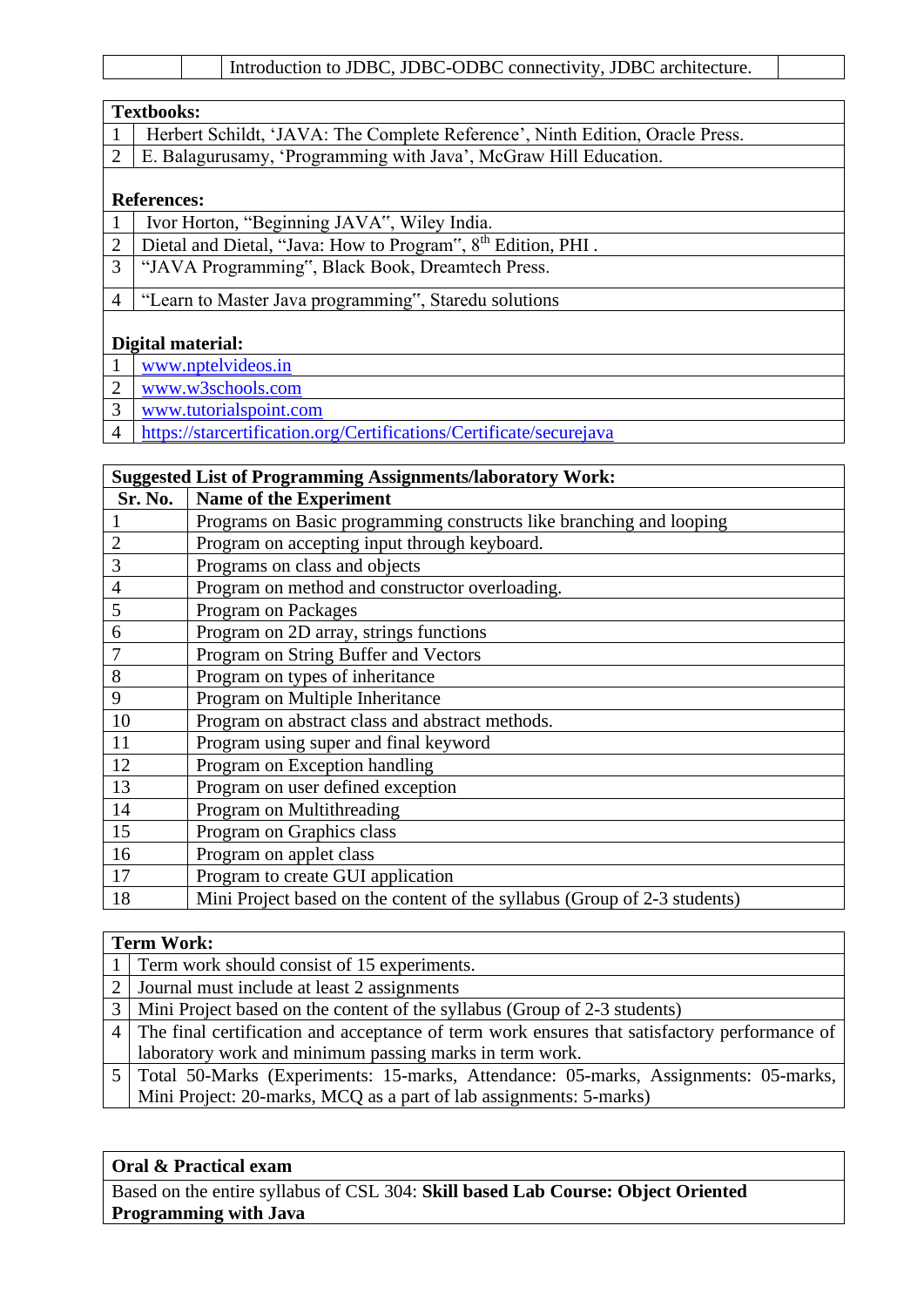| | | Introduction to JDBC, JDBC-ODBC connectivity, JDBC architecture. | |
|---|---|---|---|

**Textbooks:**

| | |
|---|---|
| 1 | Herbert Schildt, 'JAVA: The Complete Reference', Ninth Edition, Oracle Press. |
| 2 | E. Balagurusamy, 'Programming with Java', McGraw Hill Education. |

**References:**

| | |
|---|---|
| 1 | Ivor Horton, "Beginning JAVA", Wiley India. |
| 2 | Dietal and Dietal, "Java: How to Program", 8th Edition, PHI . |
| 3 | "JAVA Programming", Black Book, Dreamtech Press. |
| 4 | "Learn to Master Java programming", Staredu solutions |

**Digital material:**

| | |
|---|---|
| 1 | www.nptelvideos.in |
| 2 | www.w3schools.com |
| 3 | www.tutorialspoint.com |
| 4 | https://starcertification.org/Certifications/Certificate/securejava |

**Suggested List of Programming Assignments/laboratory Work:**

| Sr. No. | Name of the Experiment |
|---|---|
| 1 | Programs on Basic programming constructs like branching and looping |
| 2 | Program on accepting input through keyboard. |
| 3 | Programs on class and objects |
| 4 | Program on method and constructor overloading. |
| 5 | Program on Packages |
| 6 | Program on 2D array, strings functions |
| 7 | Program on String Buffer and Vectors |
| 8 | Program on types of inheritance |
| 9 | Program on Multiple Inheritance |
| 10 | Program on abstract class and abstract methods. |
| 11 | Program using super and final keyword |
| 12 | Program on Exception handling |
| 13 | Program on user defined exception |
| 14 | Program on Multithreading |
| 15 | Program on Graphics class |
| 16 | Program on applet class |
| 17 | Program to create GUI application |
| 18 | Mini Project based on the content of the syllabus (Group of 2-3 students) |

**Term Work:**

| | |
|---|---|
| 1 | Term work should consist of 15 experiments. |
| 2 | Journal must include at least 2 assignments |
| 3 | Mini Project based on the content of the syllabus (Group of 2-3 students) |
| 4 | The final certification and acceptance of term work ensures that satisfactory performance of laboratory work and minimum passing marks in term work. |
| 5 | Total 50-Marks (Experiments: 15-marks, Attendance: 05-marks, Assignments: 05-marks, Mini Project: 20-marks, MCQ as a part of lab assignments: 5-marks) |

**Oral & Practical exam**

Based on the entire syllabus of CSL 304: **Skill based Lab Course: Object Oriented Programming with Java**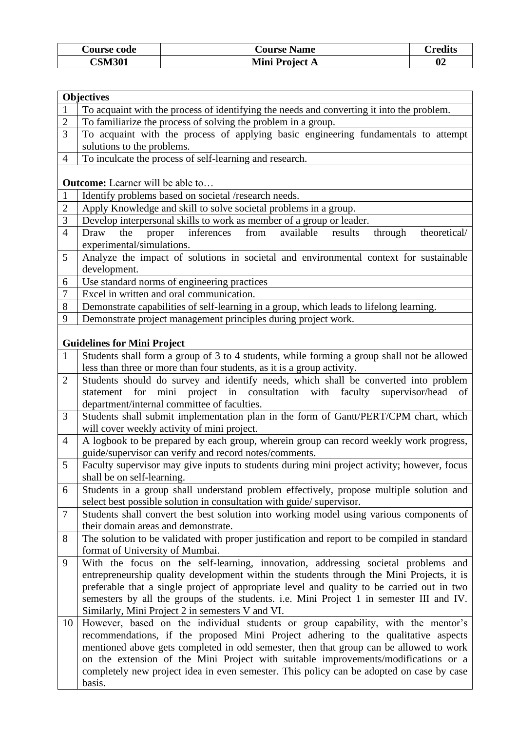| Course code | Course Name | Credits |
|---|---|---|
| **CSM301** | **Mini Project A** | **02** |

| **Objectives** | |
|---|---|
| 1 | To acquaint with the process of identifying the needs and converting it into the problem. |
| 2 | To familiarize the process of solving the problem in a group. |
| 3 | To acquaint with the process of applying basic engineering fundamentals to attempt solutions to the problems. |
| 4 | To inculcate the process of self-learning and research. |
| **Outcome:** Learner will be able to… | |
| 1 | Identify problems based on societal /research needs. |
| 2 | Apply Knowledge and skill to solve societal problems in a group. |
| 3 | Develop interpersonal skills to work as member of a group or leader. |
| 4 | Draw the proper inferences from available results through theoretical/ experimental/simulations. |
| 5 | Analyze the impact of solutions in societal and environmental context for sustainable development. |
| 6 | Use standard norms of engineering practices |
| 7 | Excel in written and oral communication. |
| 8 | Demonstrate capabilities of self-learning in a group, which leads to lifelong learning. |
| 9 | Demonstrate project management principles during project work. |
| **Guidelines for Mini Project** | |
| 1 | Students shall form a group of 3 to 4 students, while forming a group shall not be allowed less than three or more than four students, as it is a group activity. |
| 2 | Students should do survey and identify needs, which shall be converted into problem statement for mini project in consultation with faculty supervisor/head of department/internal committee of faculties. |
| 3 | Students shall submit implementation plan in the form of Gantt/PERT/CPM chart, which will cover weekly activity of mini project. |
| 4 | A logbook to be prepared by each group, wherein group can record weekly work progress, guide/supervisor can verify and record notes/comments. |
| 5 | Faculty supervisor may give inputs to students during mini project activity; however, focus shall be on self-learning. |
| 6 | Students in a group shall understand problem effectively, propose multiple solution and select best possible solution in consultation with guide/ supervisor. |
| 7 | Students shall convert the best solution into working model using various components of their domain areas and demonstrate. |
| 8 | The solution to be validated with proper justification and report to be compiled in standard format of University of Mumbai. |
| 9 | With the focus on the self-learning, innovation, addressing societal problems and entrepreneurship quality development within the students through the Mini Projects, it is preferable that a single project of appropriate level and quality to be carried out in two semesters by all the groups of the students. i.e. Mini Project 1 in semester III and IV. Similarly, Mini Project 2 in semesters V and VI. |
| 10 | However, based on the individual students or group capability, with the mentor's recommendations, if the proposed Mini Project adhering to the qualitative aspects mentioned above gets completed in odd semester, then that group can be allowed to work on the extension of the Mini Project with suitable improvements/modifications or a completely new project idea in even semester. This policy can be adopted on case by case basis. |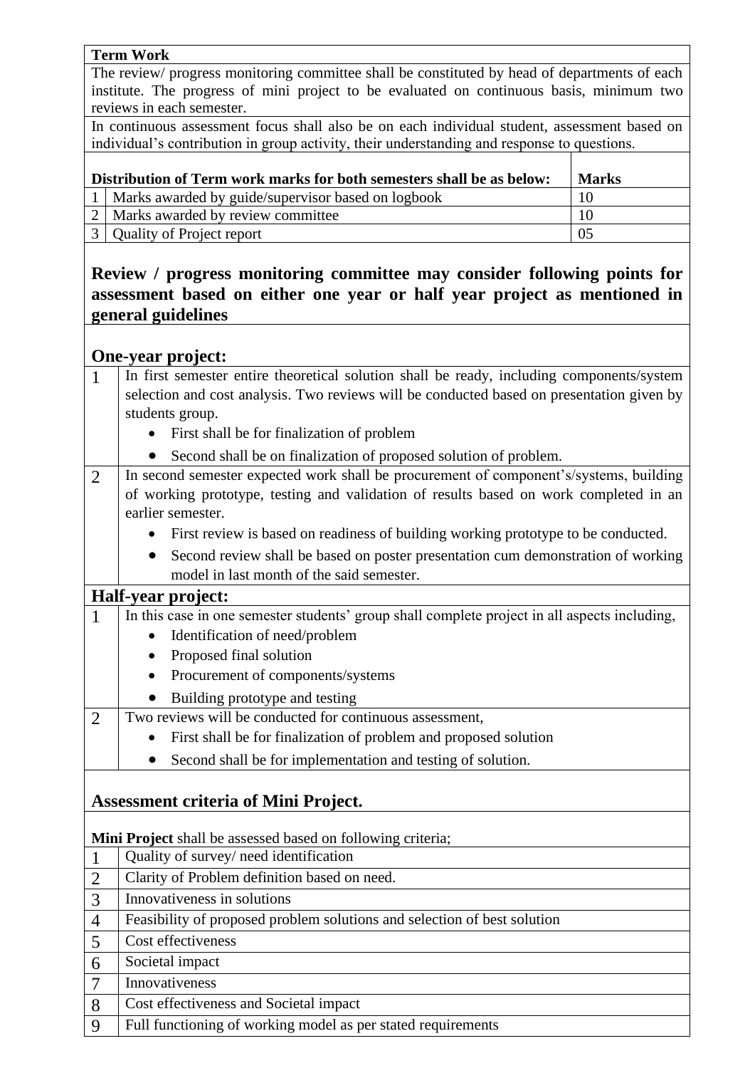**Term Work**

The review/ progress monitoring committee shall be constituted by head of departments of each institute. The progress of mini project to be evaluated on continuous basis, minimum two reviews in each semester.

In continuous assessment focus shall also be on each individual student, assessment based on individual's contribution in group activity, their understanding and response to questions.

| | Distribution of Term work marks for both semesters shall be as below: | Marks |
|---|---|---|
| 1 | Marks awarded by guide/supervisor based on logbook | 10 |
| 2 | Marks awarded by review committee | 10 |
| 3 | Quality of Project report | 05 |

## Review / progress monitoring committee may consider following points for assessment based on either one year or half year project as mentioned in general guidelines

### One-year project:

1. In first semester entire theoretical solution shall be ready, including components/system selection and cost analysis. Two reviews will be conducted based on presentation given by students group.
   - First shall be for finalization of problem
   - Second shall be on finalization of proposed solution of problem.
2. In second semester expected work shall be procurement of component's/systems, building of working prototype, testing and validation of results based on work completed in an earlier semester.
   - First review is based on readiness of building working prototype to be conducted.
   - Second review shall be based on poster presentation cum demonstration of working model in last month of the said semester.

### Half-year project:

1. In this case in one semester students' group shall complete project in all aspects including,
   - Identification of need/problem
   - Proposed final solution
   - Procurement of components/systems
   - Building prototype and testing
2. Two reviews will be conducted for continuous assessment,
   - First shall be for finalization of problem and proposed solution
   - Second shall be for implementation and testing of solution.

### Assessment criteria of Mini Project.

**Mini Project** shall be assessed based on following criteria;

1. Quality of survey/ need identification
2. Clarity of Problem definition based on need.
3. Innovativeness in solutions
4. Feasibility of proposed problem solutions and selection of best solution
5. Cost effectiveness
6. Societal impact
7. Innovativeness
8. Cost effectiveness and Societal impact
9. Full functioning of working model as per stated requirements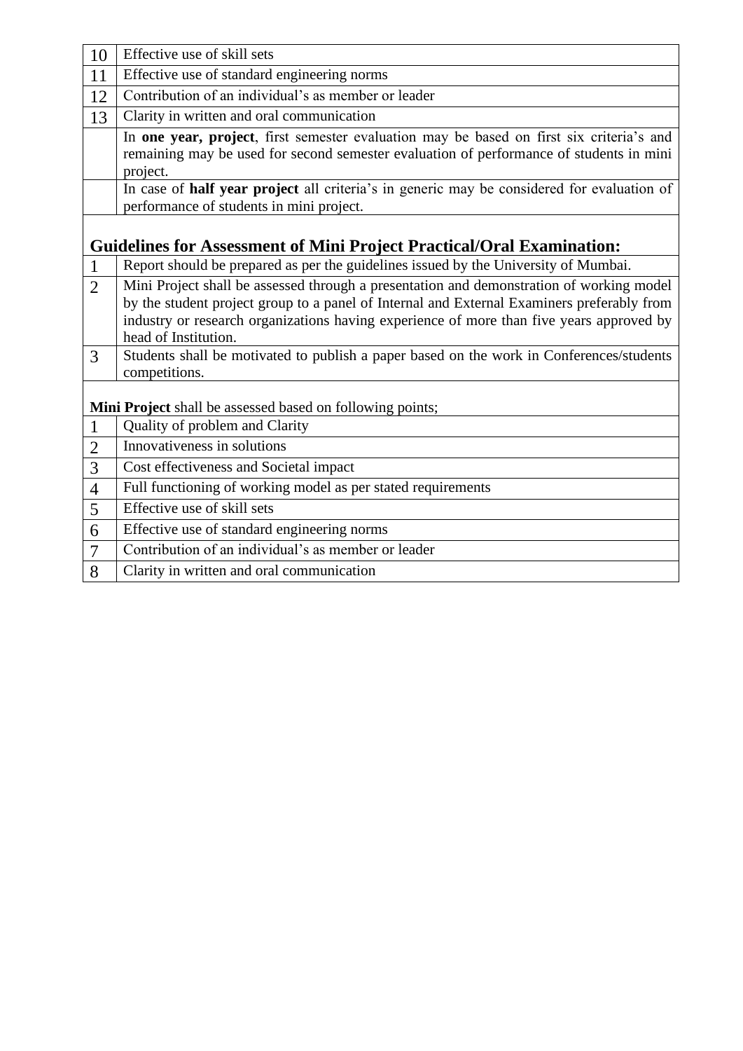| | |
|---|---|
| 10 | Effective use of skill sets |
| 11 | Effective use of standard engineering norms |
| 12 | Contribution of an individual’s as member or leader |
| 13 | Clarity in written and oral communication |
| | In **one year, project**, first semester evaluation may be based on first six criteria’s and remaining may be used for second semester evaluation of performance of students in mini project. |
| | In case of **half year project** all criteria’s in generic may be considered for evaluation of performance of students in mini project. |

## Guidelines for Assessment of Mini Project Practical/Oral Examination:

| | |
|---|---|
| 1 | Report should be prepared as per the guidelines issued by the University of Mumbai. |
| 2 | Mini Project shall be assessed through a presentation and demonstration of working model by the student project group to a panel of Internal and External Examiners preferably from industry or research organizations having experience of more than five years approved by head of Institution. |
| 3 | Students shall be motivated to publish a paper based on the work in Conferences/students competitions. |

**Mini Project** shall be assessed based on following points;

| | |
|---|---|
| 1 | Quality of problem and Clarity |
| 2 | Innovativeness in solutions |
| 3 | Cost effectiveness and Societal impact |
| 4 | Full functioning of working model as per stated requirements |
| 5 | Effective use of skill sets |
| 6 | Effective use of standard engineering norms |
| 7 | Contribution of an individual’s as member or leader |
| 8 | Clarity in written and oral communication |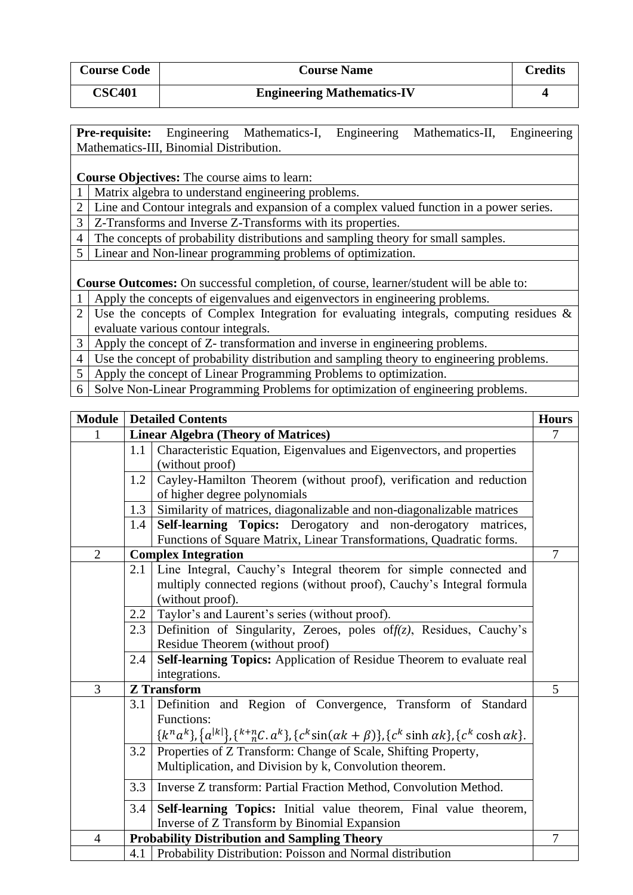| Course Code | Course Name | Credits |
|---|---|---|
| **CSC401** | **Engineering Mathematics-IV** | **4** |

**Pre-requisite:** Engineering Mathematics-I, Engineering Mathematics-II, Engineering Mathematics-III, Binomial Distribution.

**Course Objectives:** The course aims to learn:

| | |
|---|---|
| 1 | Matrix algebra to understand engineering problems. |
| 2 | Line and Contour integrals and expansion of a complex valued function in a power series. |
| 3 | Z-Transforms and Inverse Z-Transforms with its properties. |
| 4 | The concepts of probability distributions and sampling theory for small samples. |
| 5 | Linear and Non-linear programming problems of optimization. |

**Course Outcomes:** On successful completion, of course, learner/student will be able to:

| | |
|---|---|
| 1 | Apply the concepts of eigenvalues and eigenvectors in engineering problems. |
| 2 | Use the concepts of Complex Integration for evaluating integrals, computing residues & evaluate various contour integrals. |
| 3 | Apply the concept of Z- transformation and inverse in engineering problems. |
| 4 | Use the concept of probability distribution and sampling theory to engineering problems. |
| 5 | Apply the concept of Linear Programming Problems to optimization. |
| 6 | Solve Non-Linear Programming Problems for optimization of engineering problems. |

| Module | | Detailed Contents | Hours |
|---|---|---|---|
| 1 | | **Linear Algebra (Theory of Matrices)** | 7 |
| | 1.1 | Characteristic Equation, Eigenvalues and Eigenvectors, and properties (without proof) | |
| | 1.2 | Cayley-Hamilton Theorem (without proof), verification and reduction of higher degree polynomials | |
| | 1.3 | Similarity of matrices, diagonalizable and non-diagonalizable matrices | |
| | 1.4 | **Self-learning Topics:** Derogatory and non-derogatory matrices, Functions of Square Matrix, Linear Transformations, Quadratic forms. | |
| 2 | | **Complex Integration** | 7 |
| | 2.1 | Line Integral, Cauchy's Integral theorem for simple connected and multiply connected regions (without proof), Cauchy's Integral formula (without proof). | |
| | 2.2 | Taylor's and Laurent's series (without proof). | |
| | 2.3 | Definition of Singularity, Zeroes, poles of *f(z)*, Residues, Cauchy's Residue Theorem (without proof) | |
| | 2.4 | **Self-learning Topics:** Application of Residue Theorem to evaluate real integrations. | |
| 3 | | **Z Transform** | 5 |
| | 3.1 | Definition and Region of Convergence, Transform of Standard Functions: $\{k^n a^k\}, \{a^{\|k\|}\}, \{{}^{k+n}_{\ \ n}C.\, a^k\}, \{c^k \sin(\alpha k+\beta)\}, \{c^k \sinh \alpha k\}, \{c^k \cosh \alpha k\}$. | |
| | 3.2 | Properties of Z Transform: Change of Scale, Shifting Property, Multiplication, and Division by k, Convolution theorem. | |
| | 3.3 | Inverse Z transform: Partial Fraction Method, Convolution Method. | |
| | 3.4 | **Self-learning Topics:** Initial value theorem, Final value theorem, Inverse of Z Transform by Binomial Expansion | |
| 4 | | **Probability Distribution and Sampling Theory** | 7 |
| | 4.1 | Probability Distribution: Poisson and Normal distribution | |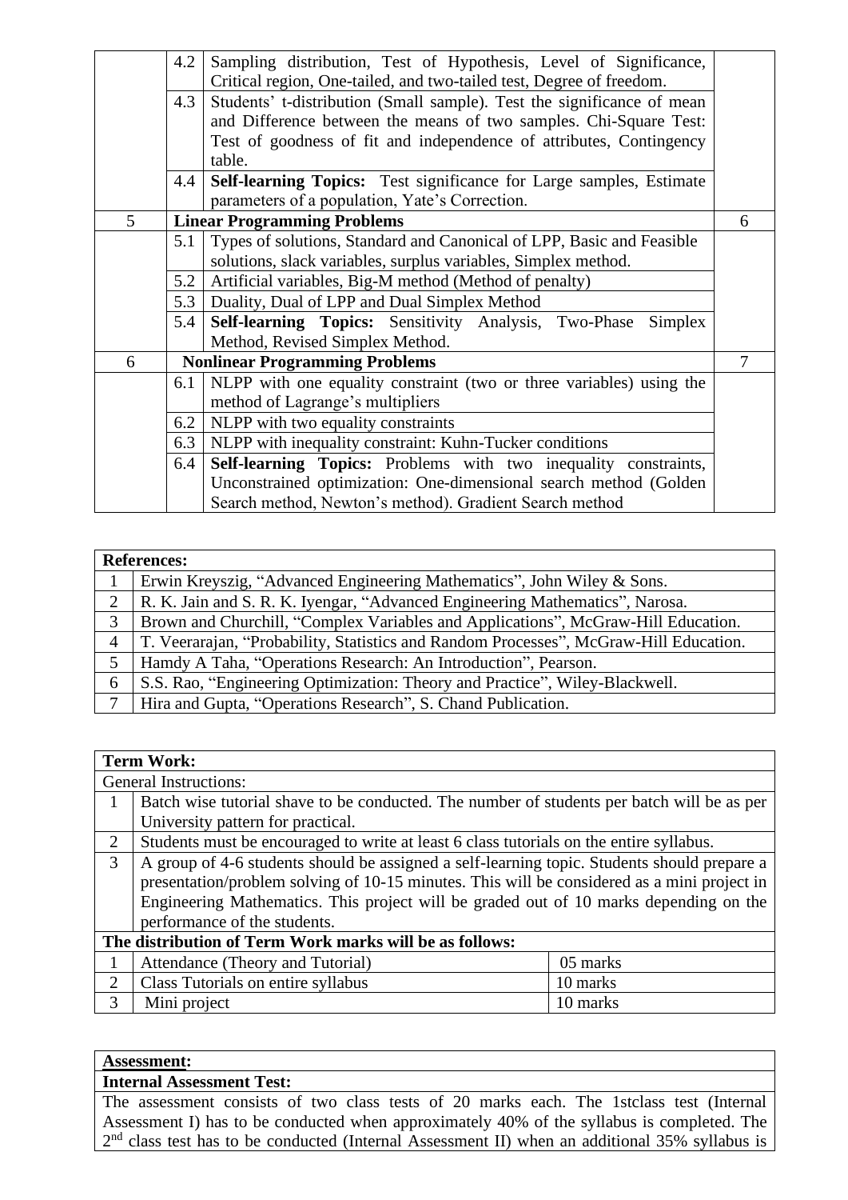|   | 4.2 | Sampling distribution, Test of Hypothesis, Level of Significance, Critical region, One-tailed, and two-tailed test, Degree of freedom. |   |
|---|---|---|---|
|   | 4.3 | Students' t-distribution (Small sample). Test the significance of mean and Difference between the means of two samples. Chi-Square Test: Test of goodness of fit and independence of attributes, Contingency table. |   |
|   | 4.4 | **Self-learning Topics:** Test significance for Large samples, Estimate parameters of a population, Yate's Correction. |   |
| 5 | **Linear Programming Problems** |   | 6 |
|   | 5.1 | Types of solutions, Standard and Canonical of LPP, Basic and Feasible solutions, slack variables, surplus variables, Simplex method. |   |
|   | 5.2 | Artificial variables, Big-M method (Method of penalty) |   |
|   | 5.3 | Duality, Dual of LPP and Dual Simplex Method |   |
|   | 5.4 | **Self-learning Topics:** Sensitivity Analysis, Two-Phase Simplex Method, Revised Simplex Method. |   |
| 6 | **Nonlinear Programming Problems** |   | 7 |
|   | 6.1 | NLPP with one equality constraint (two or three variables) using the method of Lagrange's multipliers |   |
|   | 6.2 | NLPP with two equality constraints |   |
|   | 6.3 | NLPP with inequality constraint: Kuhn-Tucker conditions |   |
|   | 6.4 | **Self-learning Topics:** Problems with two inequality constraints, Unconstrained optimization: One-dimensional search method (Golden Search method, Newton's method). Gradient Search method |   |

| **References:** |   |
|---|---|
| 1 | Erwin Kreyszig, "Advanced Engineering Mathematics", John Wiley & Sons. |
| 2 | R. K. Jain and S. R. K. Iyengar, "Advanced Engineering Mathematics", Narosa. |
| 3 | Brown and Churchill, "Complex Variables and Applications", McGraw-Hill Education. |
| 4 | T. Veerarajan, "Probability, Statistics and Random Processes", McGraw-Hill Education. |
| 5 | Hamdy A Taha, "Operations Research: An Introduction", Pearson. |
| 6 | S.S. Rao, "Engineering Optimization: Theory and Practice", Wiley-Blackwell. |
| 7 | Hira and Gupta, "Operations Research", S. Chand Publication. |

| **Term Work:** |   |   |
|---|---|---|
| General Instructions: |   |   |
| 1 | Batch wise tutorial shave to be conducted. The number of students per batch will be as per University pattern for practical. |   |
| 2 | Students must be encouraged to write at least 6 class tutorials on the entire syllabus. |   |
| 3 | A group of 4-6 students should be assigned a self-learning topic. Students should prepare a presentation/problem solving of 10-15 minutes. This will be considered as a mini project in Engineering Mathematics. This project will be graded out of 10 marks depending on the performance of the students. |   |
| **The distribution of Term Work marks will be as follows:** |   |   |
| 1 | Attendance (Theory and Tutorial) | 05 marks |
| 2 | Class Tutorials on entire syllabus | 10 marks |
| 3 | Mini project | 10 marks |

**Assessment:**

**Internal Assessment Test:**

The assessment consists of two class tests of 20 marks each. The 1stclass test (Internal Assessment I) has to be conducted when approximately 40% of the syllabus is completed. The 2nd class test has to be conducted (Internal Assessment II) when an additional 35% syllabus is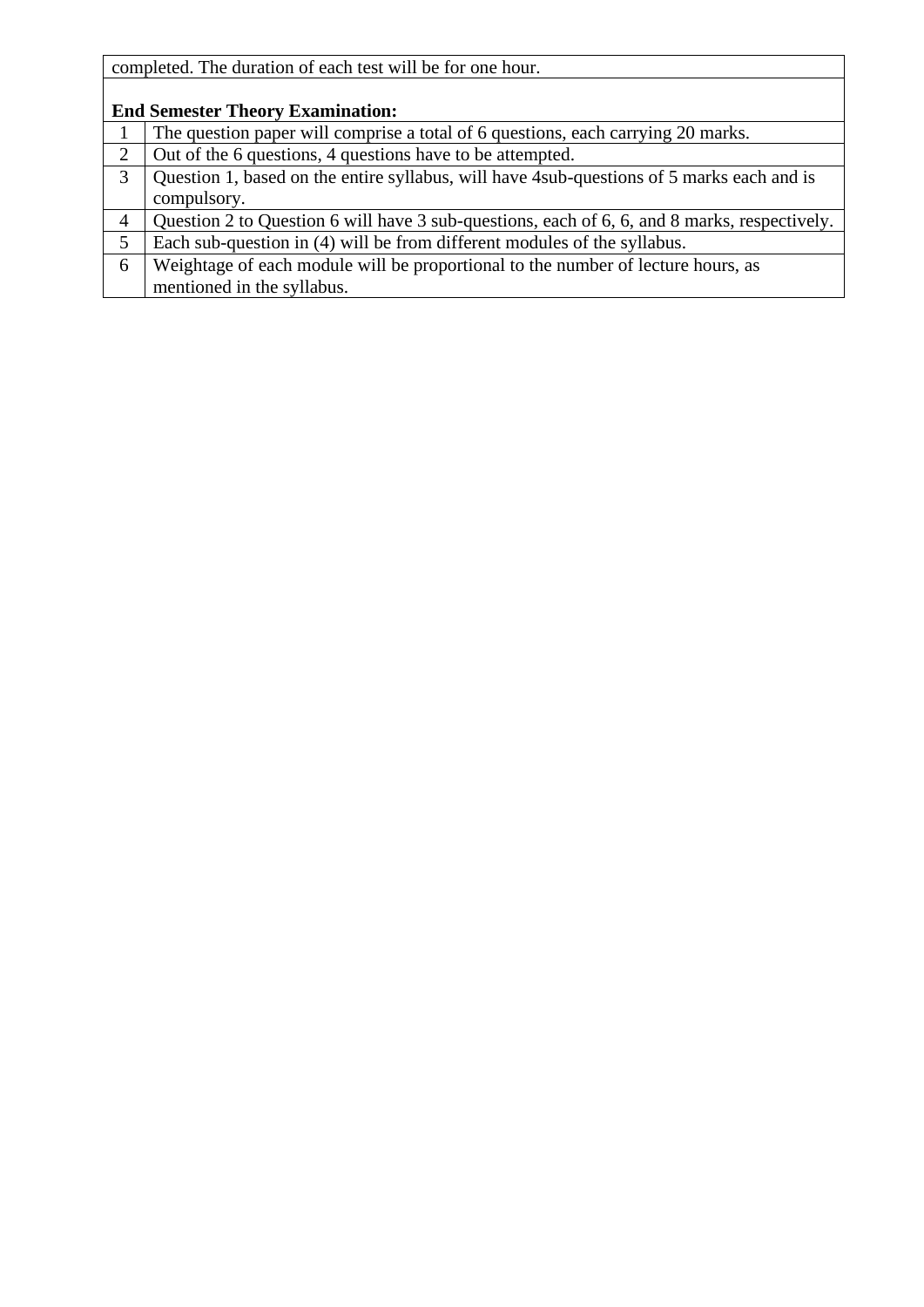completed. The duration of each test will be for one hour.

**End Semester Theory Examination:**

| | |
|---|---|
| 1 | The question paper will comprise a total of 6 questions, each carrying 20 marks. |
| 2 | Out of the 6 questions, 4 questions have to be attempted. |
| 3 | Question 1, based on the entire syllabus, will have 4sub-questions of 5 marks each and is compulsory. |
| 4 | Question 2 to Question 6 will have 3 sub-questions, each of 6, 6, and 8 marks, respectively. |
| 5 | Each sub-question in (4) will be from different modules of the syllabus. |
| 6 | Weightage of each module will be proportional to the number of lecture hours, as mentioned in the syllabus. |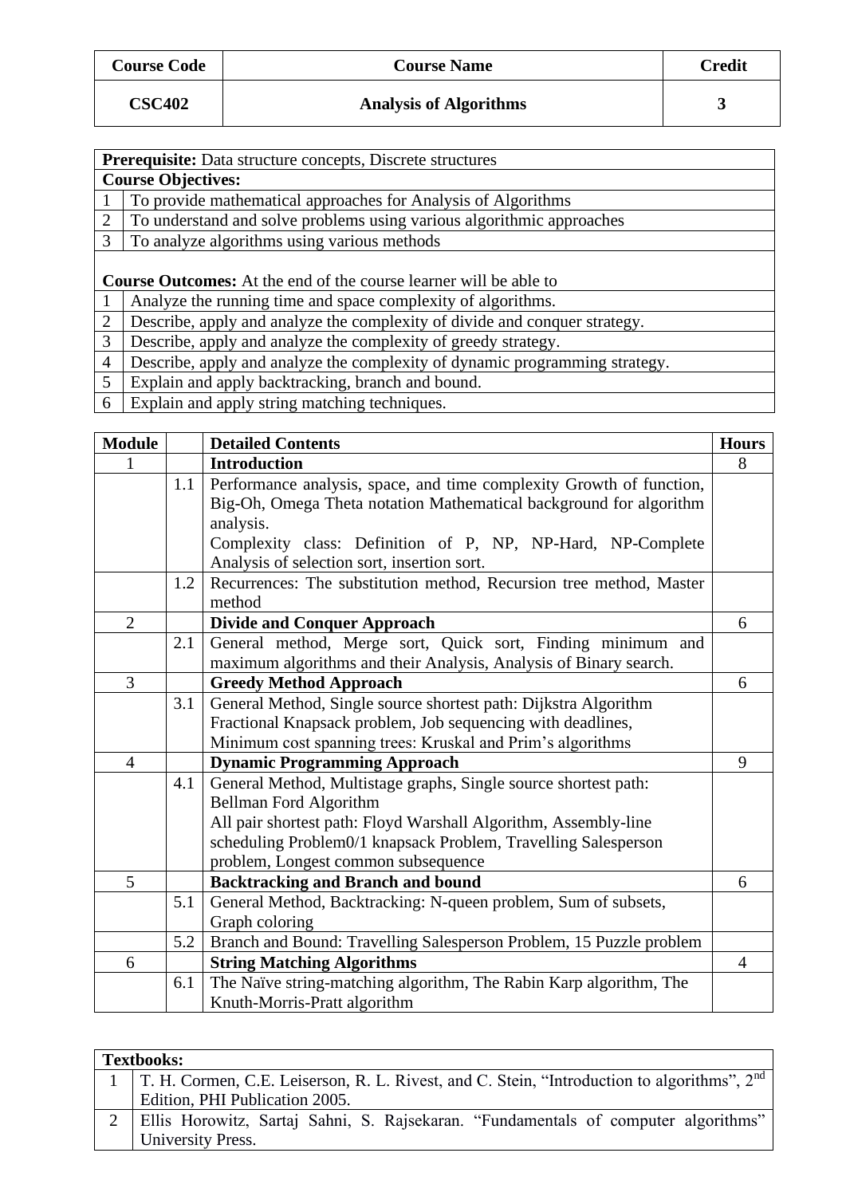| Course Code | Course Name | Credit |
|---|---|---|
| CSC402 | Analysis of Algorithms | 3 |

| | |
|---|---|
| **Prerequisite:** Data structure concepts, Discrete structures | |
| **Course Objectives:** | |
| 1 | To provide mathematical approaches for Analysis of Algorithms |
| 2 | To understand and solve problems using various algorithmic approaches |
| 3 | To analyze algorithms using various methods |
| **Course Outcomes:** At the end of the course learner will be able to | |
| 1 | Analyze the running time and space complexity of algorithms. |
| 2 | Describe, apply and analyze the complexity of divide and conquer strategy. |
| 3 | Describe, apply and analyze the complexity of greedy strategy. |
| 4 | Describe, apply and analyze the complexity of dynamic programming strategy. |
| 5 | Explain and apply backtracking, branch and bound. |
| 6 | Explain and apply string matching techniques. |

| Module | | Detailed Contents | Hours |
|---|---|---|---|
| 1 | | **Introduction** | 8 |
| | 1.1 | Performance analysis, space, and time complexity Growth of function, Big-Oh, Omega Theta notation Mathematical background for algorithm analysis.<br>Complexity class: Definition of P, NP, NP-Hard, NP-Complete Analysis of selection sort, insertion sort. | |
| | 1.2 | Recurrences: The substitution method, Recursion tree method, Master method | |
| 2 | | **Divide and Conquer Approach** | 6 |
| | 2.1 | General method, Merge sort, Quick sort, Finding minimum and maximum algorithms and their Analysis, Analysis of Binary search. | |
| 3 | | **Greedy Method Approach** | 6 |
| | 3.1 | General Method, Single source shortest path: Dijkstra Algorithm<br>Fractional Knapsack problem, Job sequencing with deadlines,<br>Minimum cost spanning trees: Kruskal and Prim's algorithms | |
| 4 | | **Dynamic Programming Approach** | 9 |
| | 4.1 | General Method, Multistage graphs, Single source shortest path: Bellman Ford Algorithm<br>All pair shortest path: Floyd Warshall Algorithm, Assembly-line scheduling Problem0/1 knapsack Problem, Travelling Salesperson problem, Longest common subsequence | |
| 5 | | **Backtracking and Branch and bound** | 6 |
| | 5.1 | General Method, Backtracking: N-queen problem, Sum of subsets, Graph coloring | |
| | 5.2 | Branch and Bound: Travelling Salesperson Problem, 15 Puzzle problem | |
| 6 | | **String Matching Algorithms** | 4 |
| | 6.1 | The Naïve string-matching algorithm, The Rabin Karp algorithm, The Knuth-Morris-Pratt algorithm | |

| | |
|---|---|
| **Textbooks:** | |
| 1 | T. H. Cormen, C.E. Leiserson, R. L. Rivest, and C. Stein, "Introduction to algorithms", 2nd Edition, PHI Publication 2005. |
| 2 | Ellis Horowitz, Sartaj Sahni, S. Rajsekaran. "Fundamentals of computer algorithms" University Press. |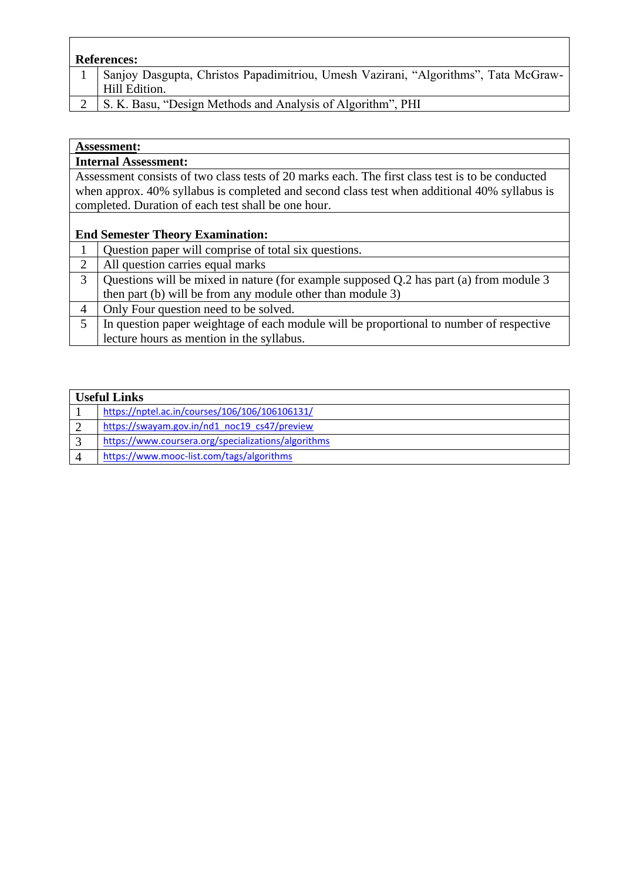| References: | |
|---|---|
| 1 | Sanjoy Dasgupta, Christos Papadimitriou, Umesh Vazirani, “Algorithms”, Tata McGraw-Hill Edition. |
| 2 | S. K. Basu, “Design Methods and Analysis of Algorithm”, PHI |

**Assessment:**

**Internal Assessment:**

Assessment consists of two class tests of 20 marks each. The first class test is to be conducted when approx. 40% syllabus is completed and second class test when additional 40% syllabus is completed. Duration of each test shall be one hour.

| End Semester Theory Examination: | |
|---|---|
| 1 | Question paper will comprise of total six questions. |
| 2 | All question carries equal marks |
| 3 | Questions will be mixed in nature (for example supposed Q.2 has part (a) from module 3 then part (b) will be from any module other than module 3) |
| 4 | Only Four question need to be solved. |
| 5 | In question paper weightage of each module will be proportional to number of respective lecture hours as mention in the syllabus. |

| Useful Links | |
|---|---|
| 1 | https://nptel.ac.in/courses/106/106/106106131/ |
| 2 | https://swayam.gov.in/nd1_noc19_cs47/preview |
| 3 | https://www.coursera.org/specializations/algorithms |
| 4 | https://www.mooc-list.com/tags/algorithms |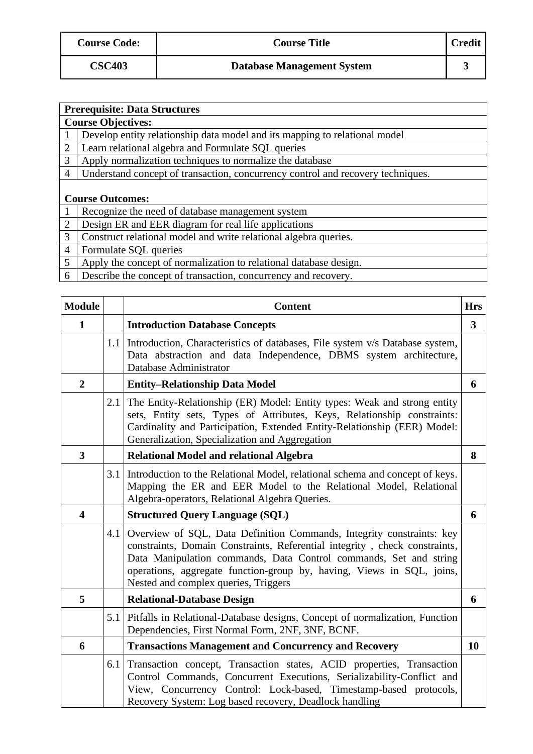| Course Code: | Course Title | Credit |
|---|---|---|
| CSC403 | Database Management System | 3 |

| Prerequisite: Data Structures | |
|---|---|
| **Course Objectives:** | |
| 1 | Develop entity relationship data model and its mapping to relational model |
| 2 | Learn relational algebra and Formulate SQL queries |
| 3 | Apply normalization techniques to normalize the database |
| 4 | Understand concept of transaction, concurrency control and recovery techniques. |
| **Course Outcomes:** | |
| 1 | Recognize the need of database management system |
| 2 | Design ER and EER diagram for real life applications |
| 3 | Construct relational model and write relational algebra queries. |
| 4 | Formulate SQL queries |
| 5 | Apply the concept of normalization to relational database design. |
| 6 | Describe the concept of transaction, concurrency and recovery. |

| Module | | Content | Hrs |
|---|---|---|---|
| **1** | | **Introduction Database Concepts** | **3** |
| | 1.1 | Introduction, Characteristics of databases, File system v/s Database system, Data abstraction and data Independence, DBMS system architecture, Database Administrator | |
| **2** | | **Entity–Relationship Data Model** | **6** |
| | 2.1 | The Entity-Relationship (ER) Model: Entity types: Weak and strong entity sets, Entity sets, Types of Attributes, Keys, Relationship constraints: Cardinality and Participation, Extended Entity-Relationship (EER) Model: Generalization, Specialization and Aggregation | |
| **3** | | **Relational Model and relational Algebra** | **8** |
| | 3.1 | Introduction to the Relational Model, relational schema and concept of keys. Mapping the ER and EER Model to the Relational Model, Relational Algebra-operators, Relational Algebra Queries. | |
| **4** | | **Structured Query Language (SQL)** | **6** |
| | 4.1 | Overview of SQL, Data Definition Commands, Integrity constraints: key constraints, Domain Constraints, Referential integrity , check constraints, Data Manipulation commands, Data Control commands, Set and string operations, aggregate function-group by, having, Views in SQL, joins, Nested and complex queries, Triggers | |
| **5** | | **Relational-Database Design** | **6** |
| | 5.1 | Pitfalls in Relational-Database designs, Concept of normalization, Function Dependencies, First Normal Form, 2NF, 3NF, BCNF. | |
| **6** | | **Transactions Management and Concurrency and Recovery** | **10** |
| | 6.1 | Transaction concept, Transaction states, ACID properties, Transaction Control Commands, Concurrent Executions, Serializability-Conflict and View, Concurrency Control: Lock-based, Timestamp-based protocols, Recovery System: Log based recovery, Deadlock handling | |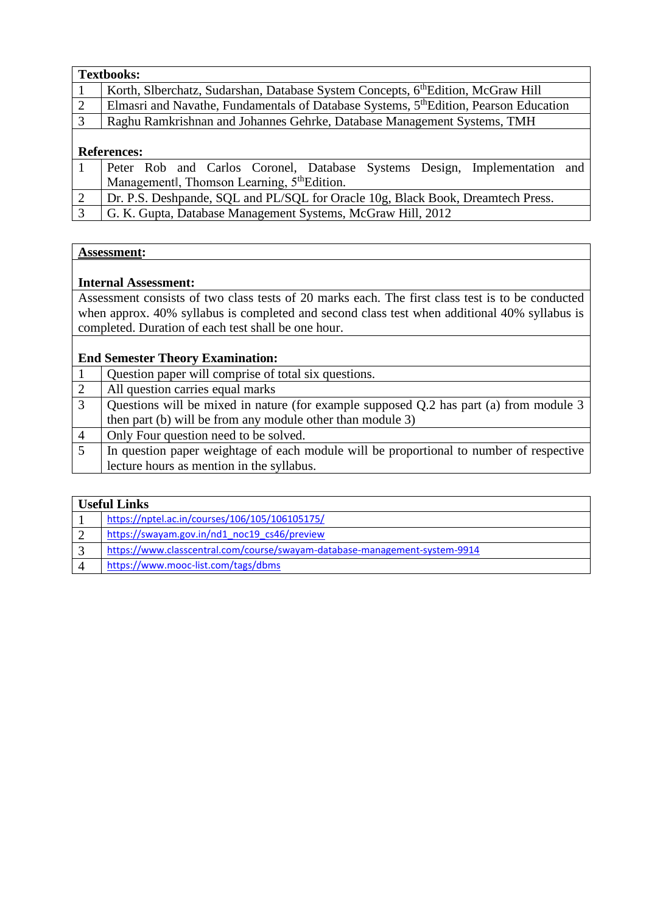| **Textbooks:** | |
|---|---|
| 1 | Korth, Slberchatz, Sudarshan, Database System Concepts, 6thEdition, McGraw Hill |
| 2 | Elmasri and Navathe, Fundamentals of Database Systems, 5thEdition, Pearson Education |
| 3 | Raghu Ramkrishnan and Johannes Gehrke, Database Management Systems, TMH |
| **References:** | |
| 1 | Peter Rob and Carlos Coronel, Database Systems Design, Implementation and Management‖, Thomson Learning, 5thEdition. |
| 2 | Dr. P.S. Deshpande, SQL and PL/SQL for Oracle 10g, Black Book, Dreamtech Press. |
| 3 | G. K. Gupta, Database Management Systems, McGraw Hill, 2012 |

| **Assessment:** | |
|---|---|
| **Internal Assessment:** | |
| Assessment consists of two class tests of 20 marks each. The first class test is to be conducted when approx. 40% syllabus is completed and second class test when additional 40% syllabus is completed. Duration of each test shall be one hour. | |
| **End Semester Theory Examination:** | |
| 1 | Question paper will comprise of total six questions. |
| 2 | All question carries equal marks |
| 3 | Questions will be mixed in nature (for example supposed Q.2 has part (a) from module 3 then part (b) will be from any module other than module 3) |
| 4 | Only Four question need to be solved. |
| 5 | In question paper weightage of each module will be proportional to number of respective lecture hours as mention in the syllabus. |

| **Useful Links** | |
|---|---|
| 1 | https://nptel.ac.in/courses/106/105/106105175/ |
| 2 | https://swayam.gov.in/nd1_noc19_cs46/preview |
| 3 | https://www.classcentral.com/course/swayam-database-management-system-9914 |
| 4 | https://www.mooc-list.com/tags/dbms |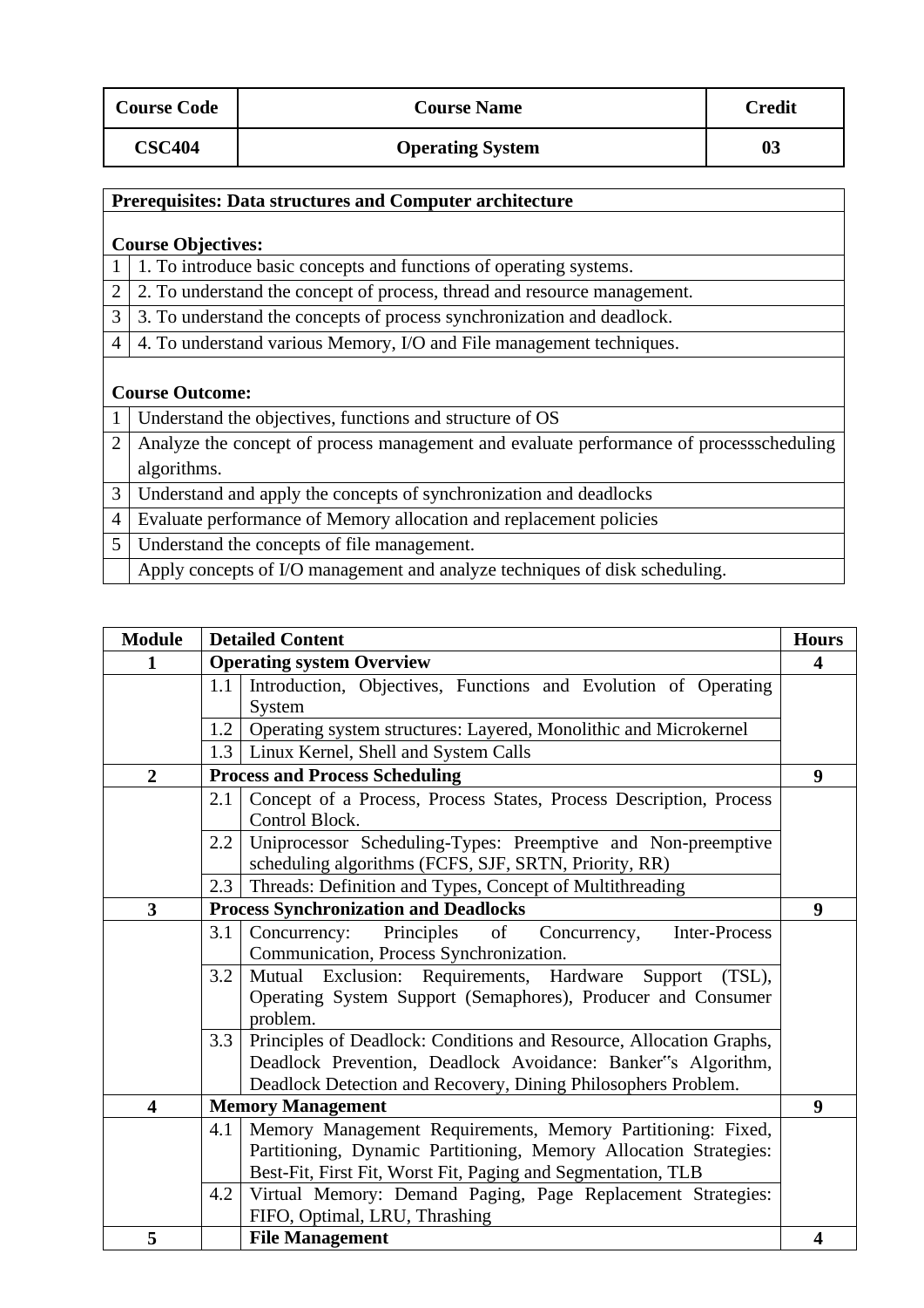| Course Code | Course Name | Credit |
|---|---|---|
| CSC404 | Operating System | 03 |

**Prerequisites: Data structures and Computer architecture**

**Course Objectives:**

| | |
|---|---|
| 1 | 1. To introduce basic concepts and functions of operating systems. |
| 2 | 2. To understand the concept of process, thread and resource management. |
| 3 | 3. To understand the concepts of process synchronization and deadlock. |
| 4 | 4. To understand various Memory, I/O and File management techniques. |

**Course Outcome:**

| | |
|---|---|
| 1 | Understand the objectives, functions and structure of OS |
| 2 | Analyze the concept of process management and evaluate performance of processscheduling algorithms. |
| 3 | Understand and apply the concepts of synchronization and deadlocks |
| 4 | Evaluate performance of Memory allocation and replacement policies |
| 5 | Understand the concepts of file management. |
| | Apply concepts of I/O management and analyze techniques of disk scheduling. |

| Module | Detailed Content | | Hours |
|---|---|---|---|
| 1 | **Operating system Overview** | | 4 |
| | 1.1 | Introduction, Objectives, Functions and Evolution of Operating System | |
| | 1.2 | Operating system structures: Layered, Monolithic and Microkernel | |
| | 1.3 | Linux Kernel, Shell and System Calls | |
| 2 | **Process and Process Scheduling** | | 9 |
| | 2.1 | Concept of a Process, Process States, Process Description, Process Control Block. | |
| | 2.2 | Uniprocessor Scheduling-Types: Preemptive and Non-preemptive scheduling algorithms (FCFS, SJF, SRTN, Priority, RR) | |
| | 2.3 | Threads: Definition and Types, Concept of Multithreading | |
| 3 | **Process Synchronization and Deadlocks** | | 9 |
| | 3.1 | Concurrency: Principles of Concurrency, Inter-Process Communication, Process Synchronization. | |
| | 3.2 | Mutual Exclusion: Requirements, Hardware Support (TSL), Operating System Support (Semaphores), Producer and Consumer problem. | |
| | 3.3 | Principles of Deadlock: Conditions and Resource, Allocation Graphs, Deadlock Prevention, Deadlock Avoidance: Banker"s Algorithm, Deadlock Detection and Recovery, Dining Philosophers Problem. | |
| 4 | **Memory Management** | | 9 |
| | 4.1 | Memory Management Requirements, Memory Partitioning: Fixed, Partitioning, Dynamic Partitioning, Memory Allocation Strategies: Best-Fit, First Fit, Worst Fit, Paging and Segmentation, TLB | |
| | 4.2 | Virtual Memory: Demand Paging, Page Replacement Strategies: FIFO, Optimal, LRU, Thrashing | |
| 5 | | **File Management** | 4 |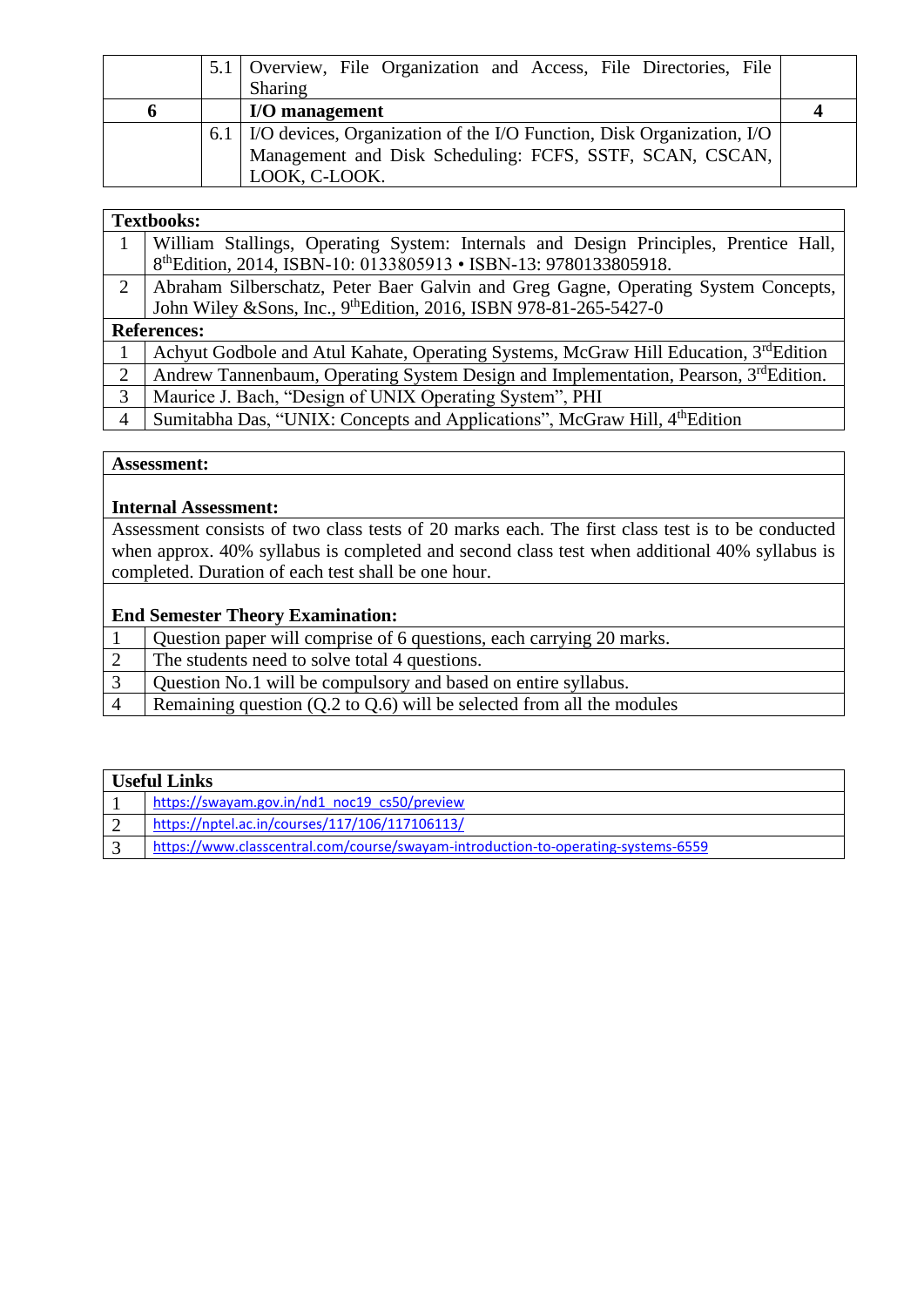|  | 5.1 | Overview, File Organization and Access, File Directories, File Sharing |  |
|---|---|---|---|
| **6** |  | **I/O management** | **4** |
|  | 6.1 | I/O devices, Organization of the I/O Function, Disk Organization, I/O Management and Disk Scheduling: FCFS, SSTF, SCAN, CSCAN, LOOK, C-LOOK. |  |

| **Textbooks:** |  |
|---|---|
| 1 | William Stallings, Operating System: Internals and Design Principles, Prentice Hall, 8th Edition, 2014, ISBN-10: 0133805913 • ISBN-13: 9780133805918. |
| 2 | Abraham Silberschatz, Peter Baer Galvin and Greg Gagne, Operating System Concepts, John Wiley &Sons, Inc., 9th Edition, 2016, ISBN 978-81-265-5427-0 |
| **References:** |  |
| 1 | Achyut Godbole and Atul Kahate, Operating Systems, McGraw Hill Education, 3rd Edition |
| 2 | Andrew Tannenbaum, Operating System Design and Implementation, Pearson, 3rd Edition. |
| 3 | Maurice J. Bach, "Design of UNIX Operating System", PHI |
| 4 | Sumitabha Das, "UNIX: Concepts and Applications", McGraw Hill, 4th Edition |

**Assessment:**

**Internal Assessment:**

Assessment consists of two class tests of 20 marks each. The first class test is to be conducted when approx. 40% syllabus is completed and second class test when additional 40% syllabus is completed. Duration of each test shall be one hour.

**End Semester Theory Examination:**

| | |
|---|---|
| 1 | Question paper will comprise of 6 questions, each carrying 20 marks. |
| 2 | The students need to solve total 4 questions. |
| 3 | Question No.1 will be compulsory and based on entire syllabus. |
| 4 | Remaining question (Q.2 to Q.6) will be selected from all the modules |

| **Useful Links** |  |
|---|---|
| 1 | https://swayam.gov.in/nd1_noc19_cs50/preview |
| 2 | https://nptel.ac.in/courses/117/106/117106113/ |
| 3 | https://www.classcentral.com/course/swayam-introduction-to-operating-systems-6559 |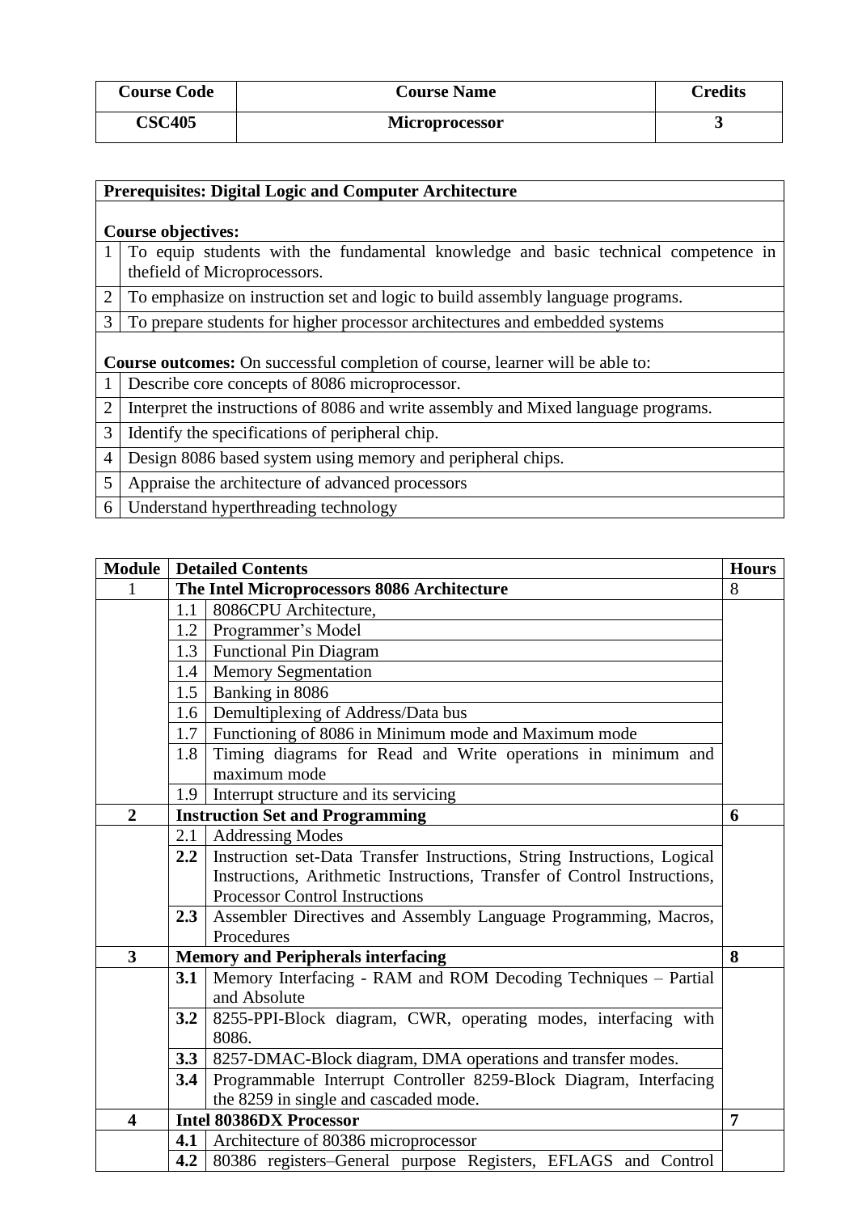| Course Code | Course Name | Credits |
|---|---|---|
| **CSC405** | **Microprocessor** | **3** |

| **Prerequisites: Digital Logic and Computer Architecture** | |
|---|---|
| **Course objectives:** | |
| 1 | To equip students with the fundamental knowledge and basic technical competence in thefield of Microprocessors. |
| 2 | To emphasize on instruction set and logic to build assembly language programs. |
| 3 | To prepare students for higher processor architectures and embedded systems |
| **Course outcomes:** On successful completion of course, learner will be able to: | |
| 1 | Describe core concepts of 8086 microprocessor. |
| 2 | Interpret the instructions of 8086 and write assembly and Mixed language programs. |
| 3 | Identify the specifications of peripheral chip. |
| 4 | Design 8086 based system using memory and peripheral chips. |
| 5 | Appraise the architecture of advanced processors |
| 6 | Understand hyperthreading technology |

| Module | Detailed Contents | | Hours |
|---|---|---|---|
| 1 | **The Intel Microprocessors 8086 Architecture** | | 8 |
| | 1.1 | 8086CPU Architecture, | |
| | 1.2 | Programmer's Model | |
| | 1.3 | Functional Pin Diagram | |
| | 1.4 | Memory Segmentation | |
| | 1.5 | Banking in 8086 | |
| | 1.6 | Demultiplexing of Address/Data bus | |
| | 1.7 | Functioning of 8086 in Minimum mode and Maximum mode | |
| | 1.8 | Timing diagrams for Read and Write operations in minimum and maximum mode | |
| | 1.9 | Interrupt structure and its servicing | |
| **2** | **Instruction Set and Programming** | | **6** |
| | 2.1 | Addressing Modes | |
| | **2.2** | Instruction set-Data Transfer Instructions, String Instructions, Logical Instructions, Arithmetic Instructions, Transfer of Control Instructions, Processor Control Instructions | |
| | **2.3** | Assembler Directives and Assembly Language Programming, Macros, Procedures | |
| **3** | **Memory and Peripherals interfacing** | | **8** |
| | **3.1** | Memory Interfacing - RAM and ROM Decoding Techniques – Partial and Absolute | |
| | **3.2** | 8255-PPI-Block diagram, CWR, operating modes, interfacing with 8086. | |
| | **3.3** | 8257-DMAC-Block diagram, DMA operations and transfer modes. | |
| | **3.4** | Programmable Interrupt Controller 8259-Block Diagram, Interfacing the 8259 in single and cascaded mode. | |
| **4** | **Intel 80386DX Processor** | | **7** |
| | **4.1** | Architecture of 80386 microprocessor | |
| | **4.2** | 80386 registers–General purpose Registers, EFLAGS and Control | |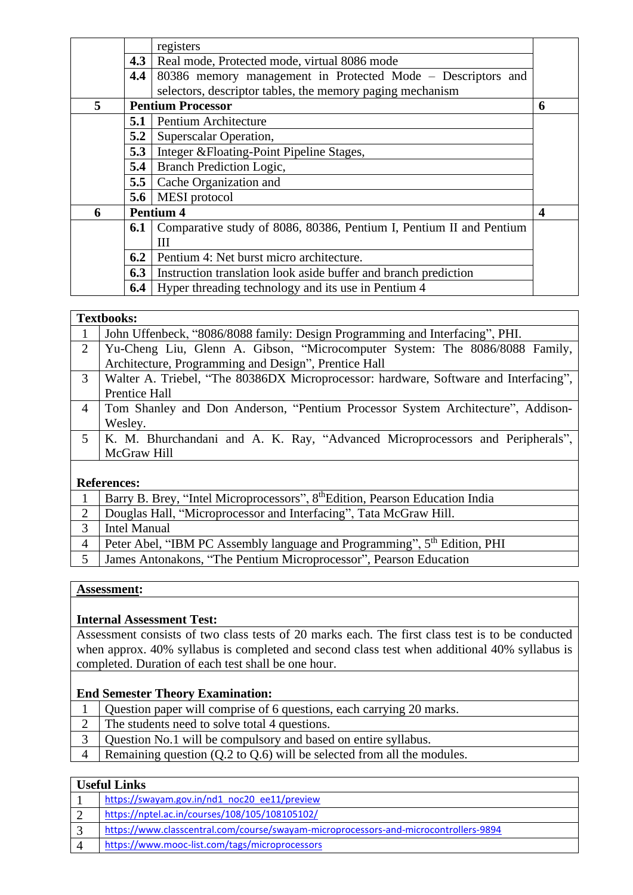| | | | |
|---|---|---|---|
| | | registers | |
| | **4.3** | Real mode, Protected mode, virtual 8086 mode | |
| | **4.4** | 80386 memory management in Protected Mode – Descriptors and selectors, descriptor tables, the memory paging mechanism | |
| **5** | **Pentium Processor** | | **6** |
| | **5.1** | Pentium Architecture | |
| | **5.2** | Superscalar Operation, | |
| | **5.3** | Integer &Floating-Point Pipeline Stages, | |
| | **5.4** | Branch Prediction Logic, | |
| | **5.5** | Cache Organization and | |
| | **5.6** | MESI protocol | |
| **6** | **Pentium 4** | | **4** |
| | **6.1** | Comparative study of 8086, 80386, Pentium I, Pentium II and Pentium III | |
| | **6.2** | Pentium 4: Net burst micro architecture. | |
| | **6.3** | Instruction translation look aside buffer and branch prediction | |
| | **6.4** | Hyper threading technology and its use in Pentium 4 | |

**Textbooks:**

| | |
|---|---|
| 1 | John Uffenbeck, "8086/8088 family: Design Programming and Interfacing", PHI. |
| 2 | Yu-Cheng Liu, Glenn A. Gibson, "Microcomputer System: The 8086/8088 Family, Architecture, Programming and Design", Prentice Hall |
| 3 | Walter A. Triebel, "The 80386DX Microprocessor: hardware, Software and Interfacing", Prentice Hall |
| 4 | Tom Shanley and Don Anderson, "Pentium Processor System Architecture", Addison-Wesley. |
| 5 | K. M. Bhurchandani and A. K. Ray, "Advanced Microprocessors and Peripherals", McGraw Hill |

**References:**

| | |
|---|---|
| 1 | Barry B. Brey, "Intel Microprocessors", 8thEdition, Pearson Education India |
| 2 | Douglas Hall, "Microprocessor and Interfacing", Tata McGraw Hill. |
| 3 | Intel Manual |
| 4 | Peter Abel, "IBM PC Assembly language and Programming", 5th Edition, PHI |
| 5 | James Antonakons, "The Pentium Microprocessor", Pearson Education |

**Assessment:**

**Internal Assessment Test:**

Assessment consists of two class tests of 20 marks each. The first class test is to be conducted when approx. 40% syllabus is completed and second class test when additional 40% syllabus is completed. Duration of each test shall be one hour.

**End Semester Theory Examination:**

| | |
|---|---|
| 1 | Question paper will comprise of 6 questions, each carrying 20 marks. |
| 2 | The students need to solve total 4 questions. |
| 3 | Question No.1 will be compulsory and based on entire syllabus. |
| 4 | Remaining question (Q.2 to Q.6) will be selected from all the modules. |

**Useful Links**

| | |
|---|---|
| 1 | https://swayam.gov.in/nd1_noc20_ee11/preview |
| 2 | https://nptel.ac.in/courses/108/105/108105102/ |
| 3 | https://www.classcentral.com/course/swayam-microprocessors-and-microcontrollers-9894 |
| 4 | https://www.mooc-list.com/tags/microprocessors |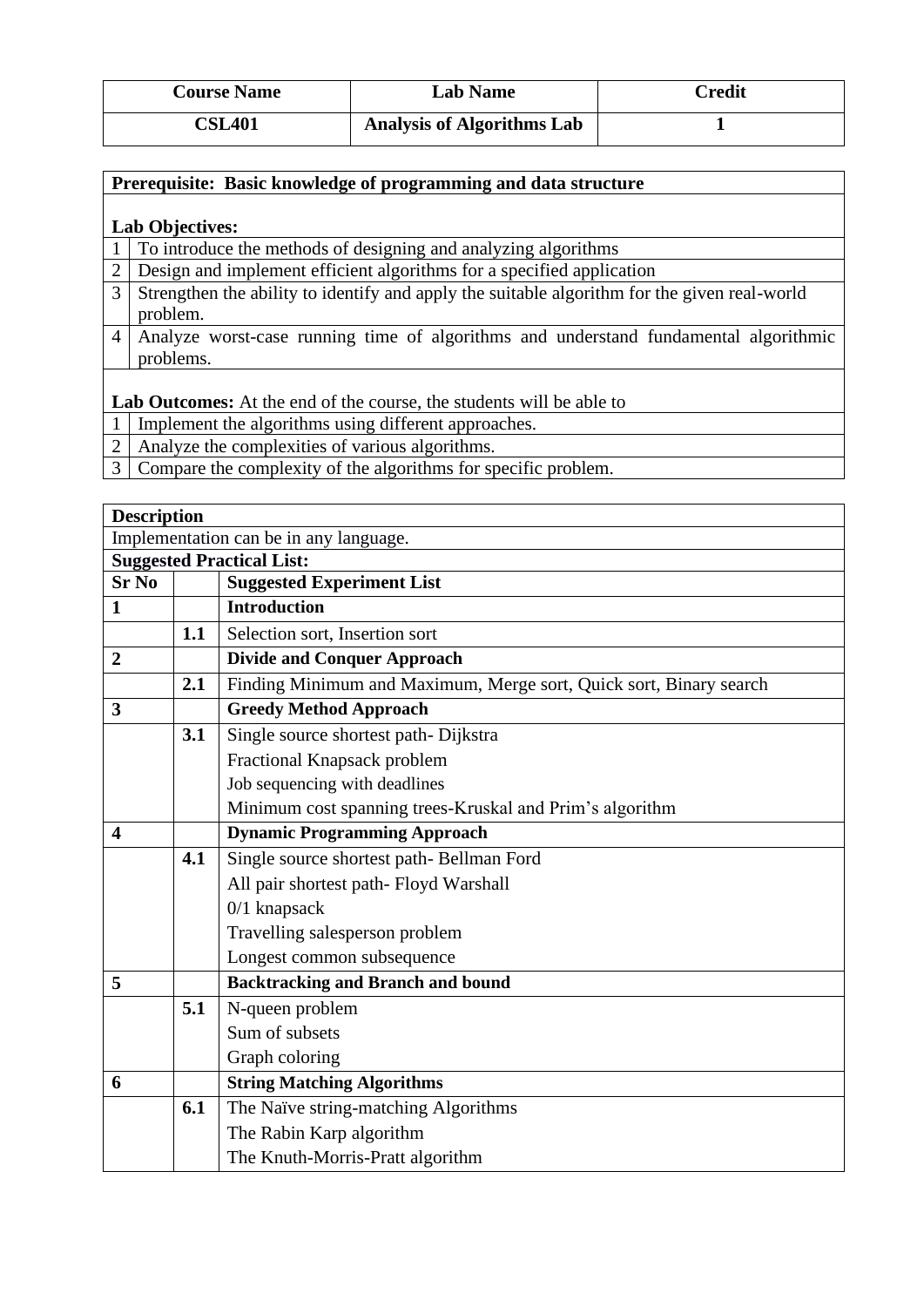| Course Name | Lab Name | Credit |
|---|---|---|
| CSL401 | Analysis of Algorithms Lab | 1 |

**Prerequisite: Basic knowledge of programming and data structure**

**Lab Objectives:**

| | |
|---|---|
| 1 | To introduce the methods of designing and analyzing algorithms |
| 2 | Design and implement efficient algorithms for a specified application |
| 3 | Strengthen the ability to identify and apply the suitable algorithm for the given real-world problem. |
| 4 | Analyze worst-case running time of algorithms and understand fundamental algorithmic problems. |

**Lab Outcomes:** At the end of the course, the students will be able to

| | |
|---|---|
| 1 | Implement the algorithms using different approaches. |
| 2 | Analyze the complexities of various algorithms. |
| 3 | Compare the complexity of the algorithms for specific problem. |

**Description**

Implementation can be in any language.

**Suggested Practical List:**

| Sr No | | Suggested Experiment List |
|---|---|---|
| **1** | | **Introduction** |
| | **1.1** | Selection sort, Insertion sort |
| **2** | | **Divide and Conquer Approach** |
| | **2.1** | Finding Minimum and Maximum, Merge sort, Quick sort, Binary search |
| **3** | | **Greedy Method Approach** |
| | **3.1** | Single source shortest path- Dijkstra |
| | | Fractional Knapsack problem |
| | | Job sequencing with deadlines |
| | | Minimum cost spanning trees-Kruskal and Prim's algorithm |
| **4** | | **Dynamic Programming Approach** |
| | **4.1** | Single source shortest path- Bellman Ford |
| | | All pair shortest path- Floyd Warshall |
| | | 0/1 knapsack |
| | | Travelling salesperson problem |
| | | Longest common subsequence |
| **5** | | **Backtracking and Branch and bound** |
| | **5.1** | N-queen problem |
| | | Sum of subsets |
| | | Graph coloring |
| **6** | | **String Matching Algorithms** |
| | **6.1** | The Naïve string-matching Algorithms |
| | | The Rabin Karp algorithm |
| | | The Knuth-Morris-Pratt algorithm |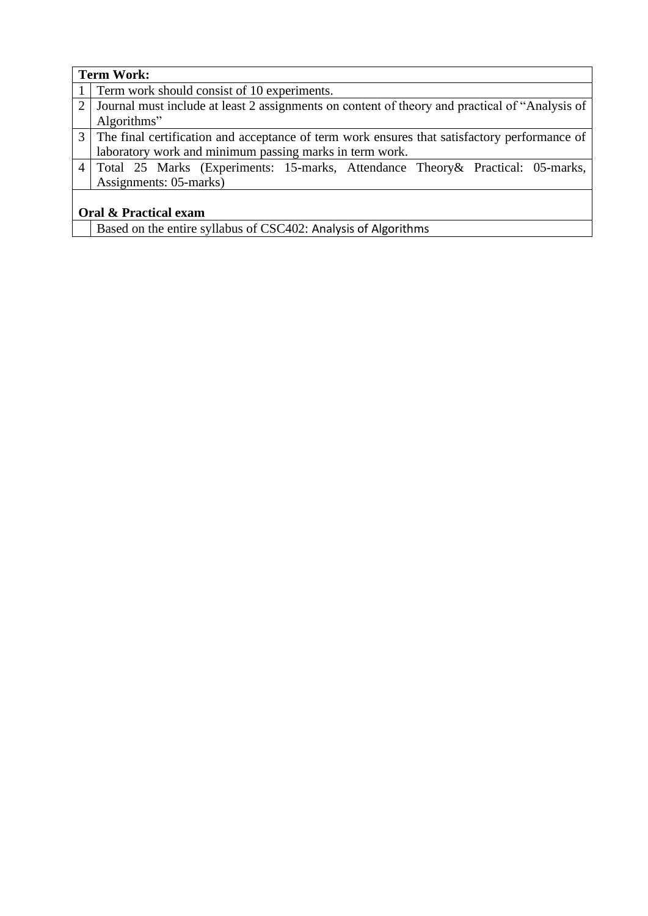| **Term Work:** | |
|---|---|
| 1 | Term work should consist of 10 experiments. |
| 2 | Journal must include at least 2 assignments on content of theory and practical of "Analysis of Algorithms" |
| 3 | The final certification and acceptance of term work ensures that satisfactory performance of laboratory work and minimum passing marks in term work. |
| 4 | Total 25 Marks (Experiments: 15-marks, Attendance Theory& Practical: 05-marks, Assignments: 05-marks) |
| **Oral & Practical exam** | |
| | Based on the entire syllabus of CSC402: Analysis of Algorithms |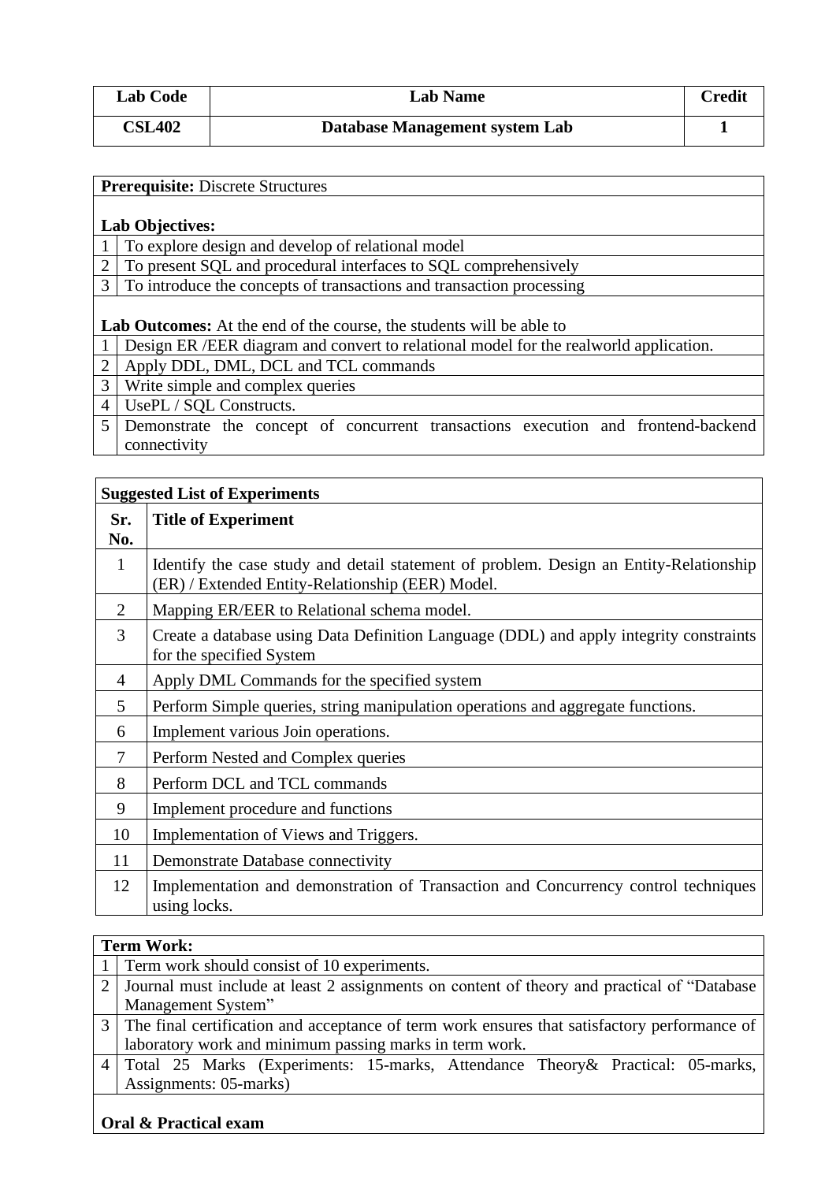| Lab Code | Lab Name | Credit |
|---|---|---|
| CSL402 | Database Management system Lab | 1 |

**Prerequisite:** Discrete Structures

**Lab Objectives:**

| | |
|---|---|
| 1 | To explore design and develop of relational model |
| 2 | To present SQL and procedural interfaces to SQL comprehensively |
| 3 | To introduce the concepts of transactions and transaction processing |

**Lab Outcomes:** At the end of the course, the students will be able to

| | |
|---|---|
| 1 | Design ER /EER diagram and convert to relational model for the realworld application. |
| 2 | Apply DDL, DML, DCL and TCL commands |
| 3 | Write simple and complex queries |
| 4 | UsePL / SQL Constructs. |
| 5 | Demonstrate the concept of concurrent transactions execution and frontend-backend connectivity |

**Suggested List of Experiments**

| Sr. No. | Title of Experiment |
|---|---|
| 1 | Identify the case study and detail statement of problem. Design an Entity-Relationship (ER) / Extended Entity-Relationship (EER) Model. |
| 2 | Mapping ER/EER to Relational schema model. |
| 3 | Create a database using Data Definition Language (DDL) and apply integrity constraints for the specified System |
| 4 | Apply DML Commands for the specified system |
| 5 | Perform Simple queries, string manipulation operations and aggregate functions. |
| 6 | Implement various Join operations. |
| 7 | Perform Nested and Complex queries |
| 8 | Perform DCL and TCL commands |
| 9 | Implement procedure and functions |
| 10 | Implementation of Views and Triggers. |
| 11 | Demonstrate Database connectivity |
| 12 | Implementation and demonstration of Transaction and Concurrency control techniques using locks. |

**Term Work:**

| | |
|---|---|
| 1 | Term work should consist of 10 experiments. |
| 2 | Journal must include at least 2 assignments on content of theory and practical of "Database Management System" |
| 3 | The final certification and acceptance of term work ensures that satisfactory performance of laboratory work and minimum passing marks in term work. |
| 4 | Total 25 Marks (Experiments: 15-marks, Attendance Theory& Practical: 05-marks, Assignments: 05-marks) |

**Oral & Practical exam**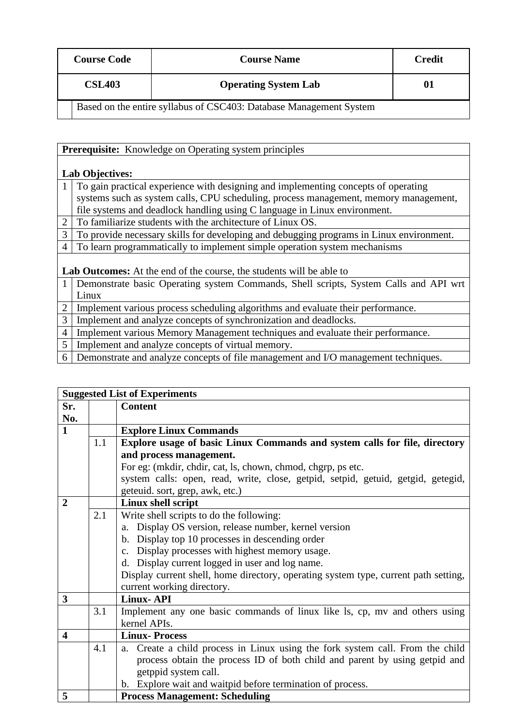| Course Code | Course Name | Credit |
| --- | --- | --- |
| CSL403 | Operating System Lab | 01 |
| | Based on the entire syllabus of CSC403: Database Management System | |

| **Prerequisite:** Knowledge on Operating system principles | |
| --- | --- |
| **Lab Objectives:** | |
| 1 | To gain practical experience with designing and implementing concepts of operating systems such as system calls, CPU scheduling, process management, memory management, file systems and deadlock handling using C language in Linux environment. |
| 2 | To familiarize students with the architecture of Linux OS. |
| 3 | To provide necessary skills for developing and debugging programs in Linux environment. |
| 4 | To learn programmatically to implement simple operation system mechanisms |
| **Lab Outcomes:** At the end of the course, the students will be able to | |
| 1 | Demonstrate basic Operating system Commands, Shell scripts, System Calls and API wrt Linux |
| 2 | Implement various process scheduling algorithms and evaluate their performance. |
| 3 | Implement and analyze concepts of synchronization and deadlocks. |
| 4 | Implement various Memory Management techniques and evaluate their performance. |
| 5 | Implement and analyze concepts of virtual memory. |
| 6 | Demonstrate and analyze concepts of file management and I/O management techniques. |

| **Suggested List of Experiments** | | |
| --- | --- | --- |
| **Sr. No.** | | **Content** |
| **1** | | **Explore Linux Commands** |
| | 1.1 | **Explore usage of basic Linux Commands and system calls for file, directory and process management.** For eg: (mkdir, chdir, cat, ls, chown, chmod, chgrp, ps etc. system calls: open, read, write, close, getpid, setpid, getuid, getgid, getegid, geteuid. sort, grep, awk, etc.) |
| **2** | | **Linux shell script** |
| | 2.1 | Write shell scripts to do the following: a. Display OS version, release number, kernel version b. Display top 10 processes in descending order c. Display processes with highest memory usage. d. Display current logged in user and log name. Display current shell, home directory, operating system type, current path setting, current working directory. |
| **3** | | **Linux- API** |
| | 3.1 | Implement any one basic commands of linux like ls, cp, mv and others using kernel APIs. |
| **4** | | **Linux- Process** |
| | 4.1 | a. Create a child process in Linux using the fork system call. From the child process obtain the process ID of both child and parent by using getpid and getppid system call. b. Explore wait and waitpid before termination of process. |
| **5** | | **Process Management: Scheduling** |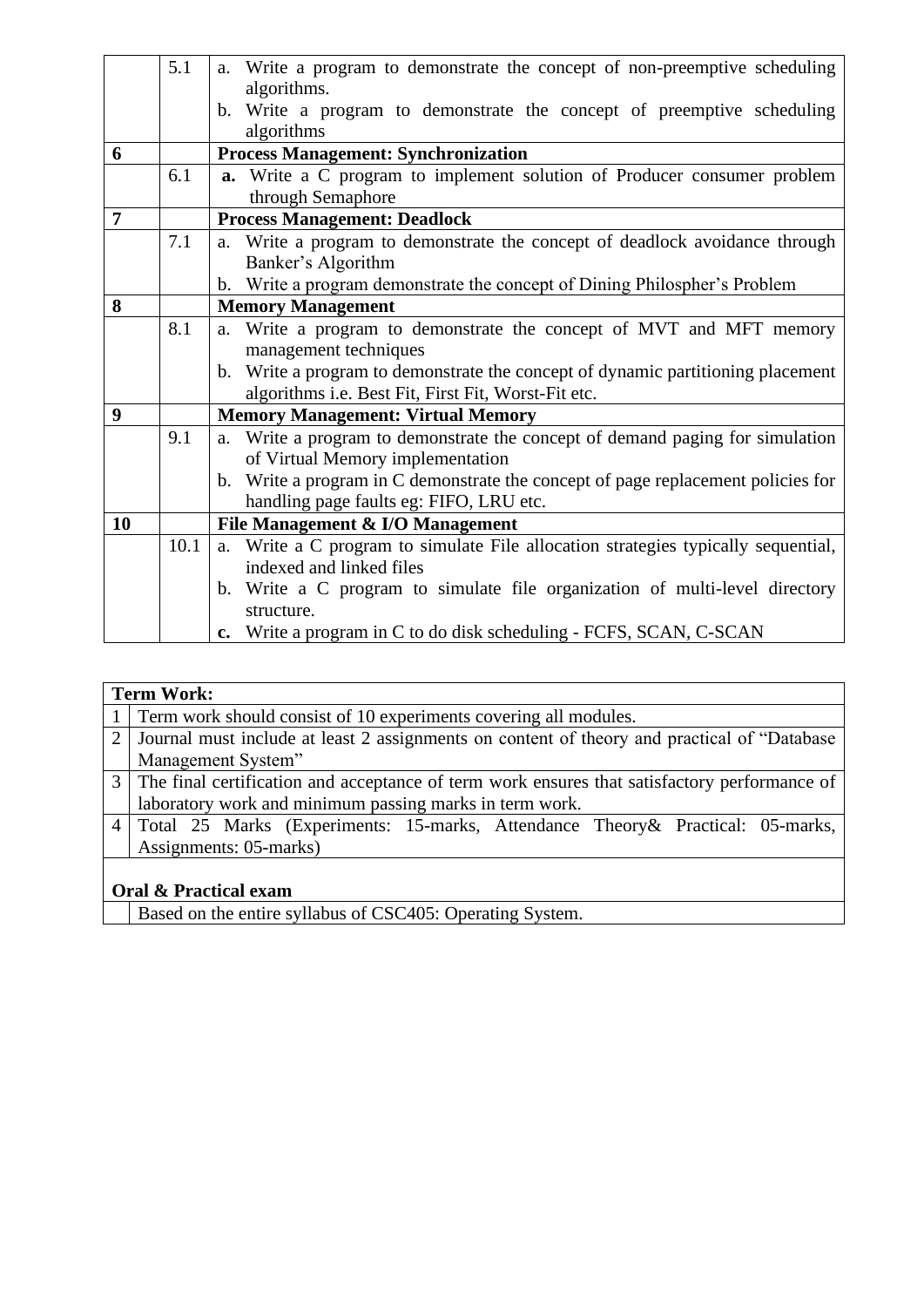| | | |
|---|---|---|
| | 5.1 | a. Write a program to demonstrate the concept of non-preemptive scheduling algorithms.<br>b. Write a program to demonstrate the concept of preemptive scheduling algorithms |
| **6** | | **Process Management: Synchronization** |
| | 6.1 | **a.** Write a C program to implement solution of Producer consumer problem through Semaphore |
| **7** | | **Process Management: Deadlock** |
| | 7.1 | a. Write a program to demonstrate the concept of deadlock avoidance through Banker's Algorithm<br>b. Write a program demonstrate the concept of Dining Philospher's Problem |
| **8** | | **Memory Management** |
| | 8.1 | a. Write a program to demonstrate the concept of MVT and MFT memory management techniques<br>b. Write a program to demonstrate the concept of dynamic partitioning placement algorithms i.e. Best Fit, First Fit, Worst-Fit etc. |
| **9** | | **Memory Management: Virtual Memory** |
| | 9.1 | a. Write a program to demonstrate the concept of demand paging for simulation of Virtual Memory implementation<br>b. Write a program in C demonstrate the concept of page replacement policies for handling page faults eg: FIFO, LRU etc. |
| **10** | | **File Management & I/O Management** |
| | 10.1 | a. Write a C program to simulate File allocation strategies typically sequential, indexed and linked files<br>b. Write a C program to simulate file organization of multi-level directory structure.<br>**c.** Write a program in C to do disk scheduling - FCFS, SCAN, C-SCAN |

| **Term Work:** | |
|---|---|
| 1 | Term work should consist of 10 experiments covering all modules. |
| 2 | Journal must include at least 2 assignments on content of theory and practical of "Database Management System" |
| 3 | The final certification and acceptance of term work ensures that satisfactory performance of laboratory work and minimum passing marks in term work. |
| 4 | Total 25 Marks (Experiments: 15-marks, Attendance Theory& Practical: 05-marks, Assignments: 05-marks) |
| **Oral & Practical exam** | |
| | Based on the entire syllabus of CSC405: Operating System. |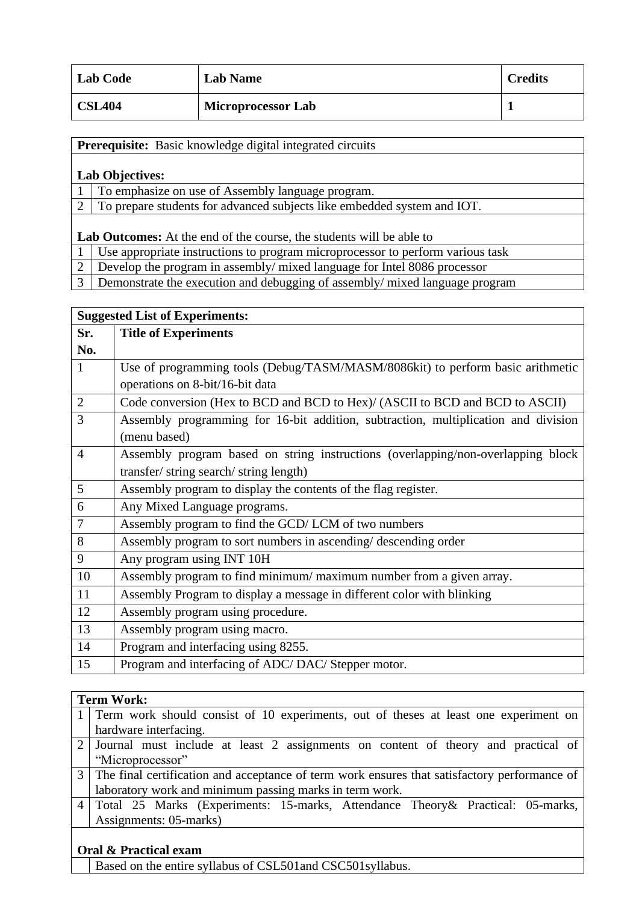| Lab Code | Lab Name | Credits |
|---|---|---|
| CSL404 | Microprocessor Lab | 1 |

**Prerequisite:** Basic knowledge digital integrated circuits

**Lab Objectives:**

| | |
|---|---|
| 1 | To emphasize on use of Assembly language program. |
| 2 | To prepare students for advanced subjects like embedded system and IOT. |

**Lab Outcomes:** At the end of the course, the students will be able to

| | |
|---|---|
| 1 | Use appropriate instructions to program microprocessor to perform various task |
| 2 | Develop the program in assembly/ mixed language for Intel 8086 processor |
| 3 | Demonstrate the execution and debugging of assembly/ mixed language program |

**Suggested List of Experiments:**

| Sr. No. | Title of Experiments |
|---|---|
| 1 | Use of programming tools (Debug/TASM/MASM/8086kit) to perform basic arithmetic operations on 8-bit/16-bit data |
| 2 | Code conversion (Hex to BCD and BCD to Hex)/ (ASCII to BCD and BCD to ASCII) |
| 3 | Assembly programming for 16-bit addition, subtraction, multiplication and division (menu based) |
| 4 | Assembly program based on string instructions (overlapping/non-overlapping block transfer/ string search/ string length) |
| 5 | Assembly program to display the contents of the flag register. |
| 6 | Any Mixed Language programs. |
| 7 | Assembly program to find the GCD/ LCM of two numbers |
| 8 | Assembly program to sort numbers in ascending/ descending order |
| 9 | Any program using INT 10H |
| 10 | Assembly program to find minimum/ maximum number from a given array. |
| 11 | Assembly Program to display a message in different color with blinking |
| 12 | Assembly program using procedure. |
| 13 | Assembly program using macro. |
| 14 | Program and interfacing using 8255. |
| 15 | Program and interfacing of ADC/ DAC/ Stepper motor. |

**Term Work:**

| | |
|---|---|
| 1 | Term work should consist of 10 experiments, out of theses at least one experiment on hardware interfacing. |
| 2 | Journal must include at least 2 assignments on content of theory and practical of "Microprocessor" |
| 3 | The final certification and acceptance of term work ensures that satisfactory performance of laboratory work and minimum passing marks in term work. |
| 4 | Total 25 Marks (Experiments: 15-marks, Attendance Theory& Practical: 05-marks, Assignments: 05-marks) |

**Oral & Practical exam**

Based on the entire syllabus of CSL501and CSC501syllabus.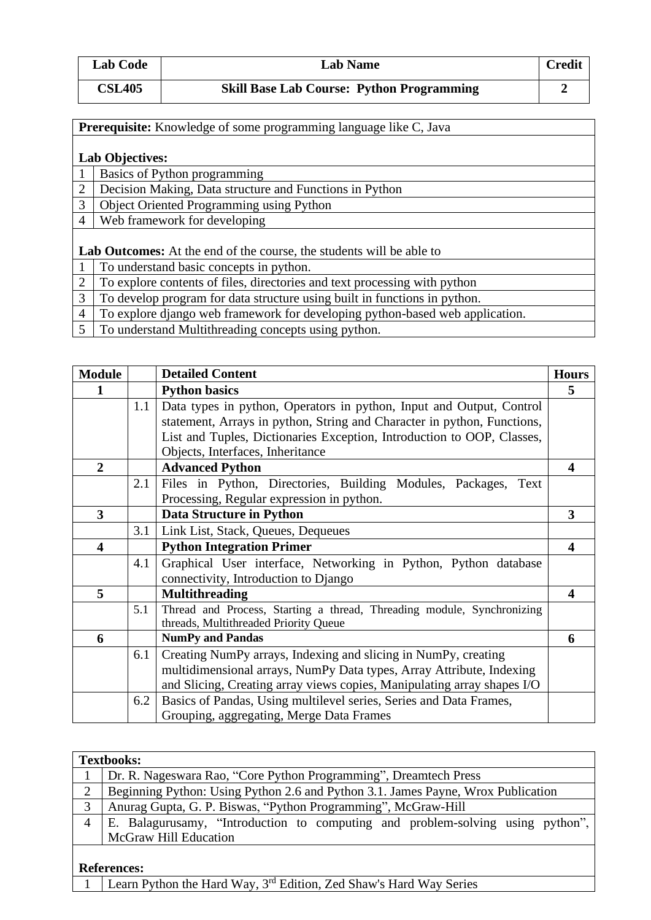| Lab Code | Lab Name | Credit |
|---|---|---|
| CSL405 | Skill Base Lab Course: Python Programming | 2 |

**Prerequisite:** Knowledge of some programming language like C, Java

**Lab Objectives:**

| | |
|---|---|
| 1 | Basics of Python programming |
| 2 | Decision Making, Data structure and Functions in Python |
| 3 | Object Oriented Programming using Python |
| 4 | Web framework for developing |

**Lab Outcomes:** At the end of the course, the students will be able to

| | |
|---|---|
| 1 | To understand basic concepts in python. |
| 2 | To explore contents of files, directories and text processing with python |
| 3 | To develop program for data structure using built in functions in python. |
| 4 | To explore django web framework for developing python-based web application. |
| 5 | To understand Multithreading concepts using python. |

| Module | | Detailed Content | Hours |
|---|---|---|---|
| 1 | | **Python basics** | 5 |
| | 1.1 | Data types in python, Operators in python, Input and Output, Control statement, Arrays in python, String and Character in python, Functions, List and Tuples, Dictionaries Exception, Introduction to OOP, Classes, Objects, Interfaces, Inheritance | |
| 2 | | **Advanced Python** | 4 |
| | 2.1 | Files in Python, Directories, Building Modules, Packages, Text Processing, Regular expression in python. | |
| 3 | | **Data Structure in Python** | 3 |
| | 3.1 | Link List, Stack, Queues, Dequeues | |
| 4 | | **Python Integration Primer** | 4 |
| | 4.1 | Graphical User interface, Networking in Python, Python database connectivity, Introduction to Django | |
| 5 | | **Multithreading** | 4 |
| | 5.1 | Thread and Process, Starting a thread, Threading module, Synchronizing threads, Multithreaded Priority Queue | |
| 6 | | **NumPy and Pandas** | 6 |
| | 6.1 | Creating NumPy arrays, Indexing and slicing in NumPy, creating multidimensional arrays, NumPy Data types, Array Attribute, Indexing and Slicing, Creating array views copies, Manipulating array shapes I/O | |
| | 6.2 | Basics of Pandas, Using multilevel series, Series and Data Frames, Grouping, aggregating, Merge Data Frames | |

**Textbooks:**

| | |
|---|---|
| 1 | Dr. R. Nageswara Rao, "Core Python Programming", Dreamtech Press |
| 2 | Beginning Python: Using Python 2.6 and Python 3.1. James Payne, Wrox Publication |
| 3 | Anurag Gupta, G. P. Biswas, "Python Programming", McGraw-Hill |
| 4 | E. Balagurusamy, "Introduction to computing and problem-solving using python", McGraw Hill Education |

**References:**

| | |
|---|---|
| 1 | Learn Python the Hard Way, 3rd Edition, Zed Shaw's Hard Way Series |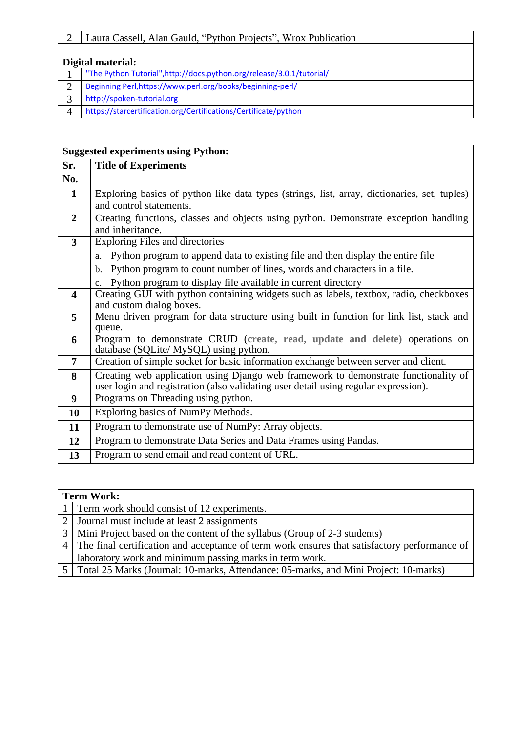| | |
|---|---|
| 2 | Laura Cassell, Alan Gauld, "Python Projects", Wrox Publication |

**Digital material:**

| | |
|---|---|
| 1 | "The Python Tutorial",http://docs.python.org/release/3.0.1/tutorial/ |
| 2 | Beginning Perl,https://www.perl.org/books/beginning-perl/ |
| 3 | http://spoken-tutorial.org |
| 4 | https://starcertification.org/Certifications/Certificate/python |

**Suggested experiments using Python:**

| Sr. No. | Title of Experiments |
|---|---|
| **1** | Exploring basics of python like data types (strings, list, array, dictionaries, set, tuples) and control statements. |
| **2** | Creating functions, classes and objects using python. Demonstrate exception handling and inheritance. |
| **3** | Exploring Files and directories<br>a. Python program to append data to existing file and then display the entire file<br>b. Python program to count number of lines, words and characters in a file.<br>c. Python program to display file available in current directory |
| **4** | Creating GUI with python containing widgets such as labels, textbox, radio, checkboxes and custom dialog boxes. |
| **5** | Menu driven program for data structure using built in function for link list, stack and queue. |
| **6** | Program to demonstrate CRUD (**create, read, update and delete**) operations on database (SQLite/ MySQL) using python. |
| **7** | Creation of simple socket for basic information exchange between server and client. |
| **8** | Creating web application using Django web framework to demonstrate functionality of user login and registration (also validating user detail using regular expression). |
| **9** | Programs on Threading using python. |
| **10** | Exploring basics of NumPy Methods. |
| **11** | Program to demonstrate use of NumPy: Array objects. |
| **12** | Program to demonstrate Data Series and Data Frames using Pandas. |
| **13** | Program to send email and read content of URL. |

**Term Work:**

| | |
|---|---|
| 1 | Term work should consist of 12 experiments. |
| 2 | Journal must include at least 2 assignments |
| 3 | Mini Project based on the content of the syllabus (Group of 2-3 students) |
| 4 | The final certification and acceptance of term work ensures that satisfactory performance of laboratory work and minimum passing marks in term work. |
| 5 | Total 25 Marks (Journal: 10-marks, Attendance: 05-marks, and Mini Project: 10-marks) |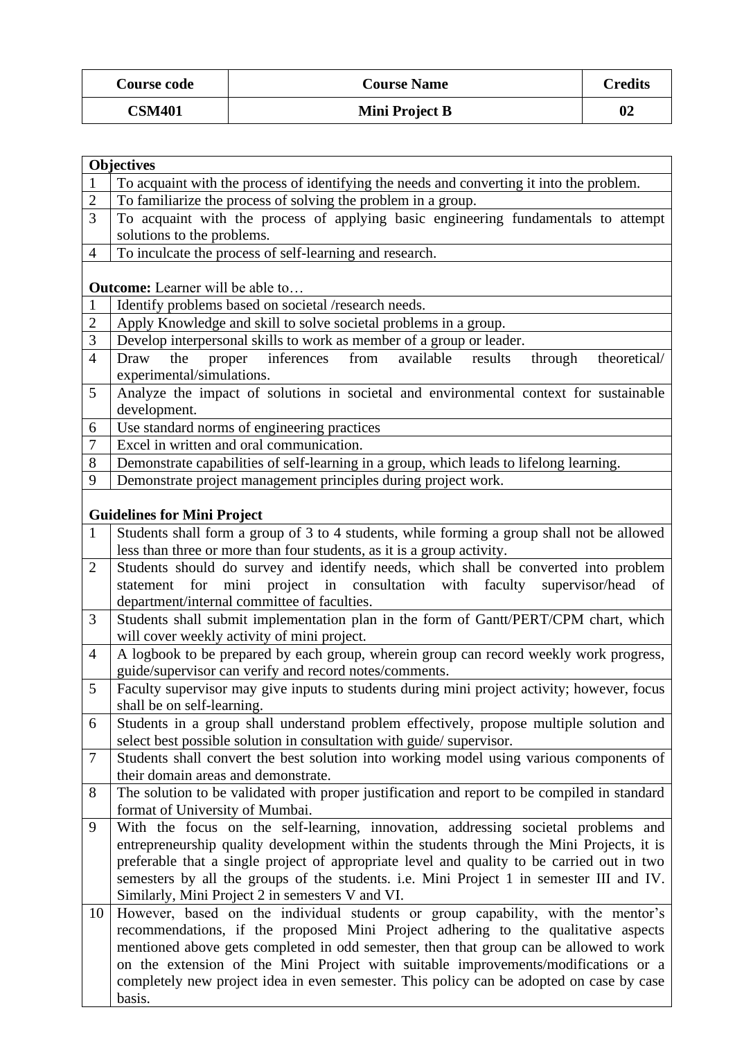| Course code | Course Name | Credits |
|---|---|---|
| CSM401 | Mini Project B | 02 |

| | **Objectives** |
|---|---|
| 1 | To acquaint with the process of identifying the needs and converting it into the problem. |
| 2 | To familiarize the process of solving the problem in a group. |
| 3 | To acquaint with the process of applying basic engineering fundamentals to attempt solutions to the problems. |
| 4 | To inculcate the process of self-learning and research. |
| | **Outcome:** Learner will be able to… |
| 1 | Identify problems based on societal /research needs. |
| 2 | Apply Knowledge and skill to solve societal problems in a group. |
| 3 | Develop interpersonal skills to work as member of a group or leader. |
| 4 | Draw the proper inferences from available results through theoretical/ experimental/simulations. |
| 5 | Analyze the impact of solutions in societal and environmental context for sustainable development. |
| 6 | Use standard norms of engineering practices |
| 7 | Excel in written and oral communication. |
| 8 | Demonstrate capabilities of self-learning in a group, which leads to lifelong learning. |
| 9 | Demonstrate project management principles during project work. |
| | **Guidelines for Mini Project** |
| 1 | Students shall form a group of 3 to 4 students, while forming a group shall not be allowed less than three or more than four students, as it is a group activity. |
| 2 | Students should do survey and identify needs, which shall be converted into problem statement for mini project in consultation with faculty supervisor/head of department/internal committee of faculties. |
| 3 | Students shall submit implementation plan in the form of Gantt/PERT/CPM chart, which will cover weekly activity of mini project. |
| 4 | A logbook to be prepared by each group, wherein group can record weekly work progress, guide/supervisor can verify and record notes/comments. |
| 5 | Faculty supervisor may give inputs to students during mini project activity; however, focus shall be on self-learning. |
| 6 | Students in a group shall understand problem effectively, propose multiple solution and select best possible solution in consultation with guide/ supervisor. |
| 7 | Students shall convert the best solution into working model using various components of their domain areas and demonstrate. |
| 8 | The solution to be validated with proper justification and report to be compiled in standard format of University of Mumbai. |
| 9 | With the focus on the self-learning, innovation, addressing societal problems and entrepreneurship quality development within the students through the Mini Projects, it is preferable that a single project of appropriate level and quality to be carried out in two semesters by all the groups of the students. i.e. Mini Project 1 in semester III and IV. Similarly, Mini Project 2 in semesters V and VI. |
| 10 | However, based on the individual students or group capability, with the mentor's recommendations, if the proposed Mini Project adhering to the qualitative aspects mentioned above gets completed in odd semester, then that group can be allowed to work on the extension of the Mini Project with suitable improvements/modifications or a completely new project idea in even semester. This policy can be adopted on case by case basis. |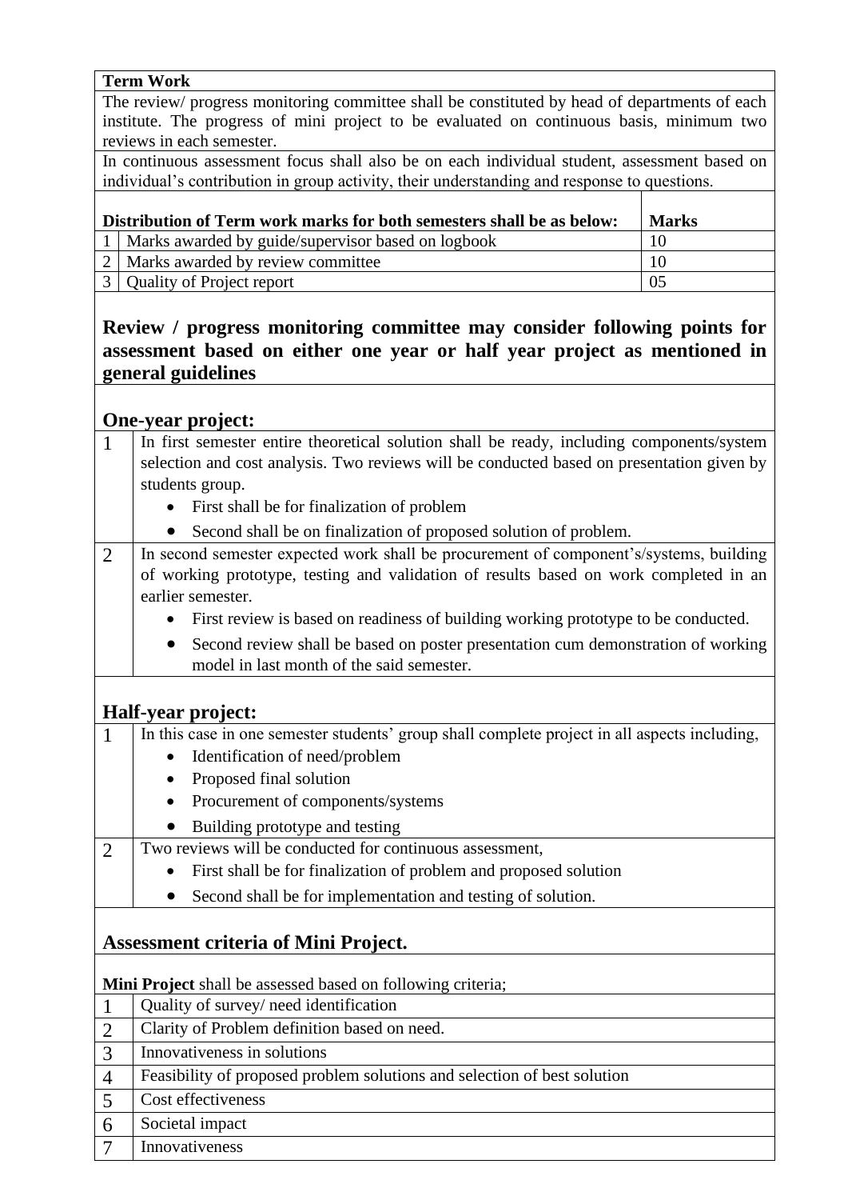**Term Work**

The review/ progress monitoring committee shall be constituted by head of departments of each institute. The progress of mini project to be evaluated on continuous basis, minimum two reviews in each semester.

In continuous assessment focus shall also be on each individual student, assessment based on individual's contribution in group activity, their understanding and response to questions.

| | Distribution of Term work marks for both semesters shall be as below: | Marks |
|---|---|---|
| 1 | Marks awarded by guide/supervisor based on logbook | 10 |
| 2 | Marks awarded by review committee | 10 |
| 3 | Quality of Project report | 05 |

## Review / progress monitoring committee may consider following points for assessment based on either one year or half year project as mentioned in general guidelines

### One-year project:

1. In first semester entire theoretical solution shall be ready, including components/system selection and cost analysis. Two reviews will be conducted based on presentation given by students group.
   - First shall be for finalization of problem
   - Second shall be on finalization of proposed solution of problem.
2. In second semester expected work shall be procurement of component's/systems, building of working prototype, testing and validation of results based on work completed in an earlier semester.
   - First review is based on readiness of building working prototype to be conducted.
   - Second review shall be based on poster presentation cum demonstration of working model in last month of the said semester.

### Half-year project:

1. In this case in one semester students' group shall complete project in all aspects including,
   - Identification of need/problem
   - Proposed final solution
   - Procurement of components/systems
   - Building prototype and testing
2. Two reviews will be conducted for continuous assessment,
   - First shall be for finalization of problem and proposed solution
   - Second shall be for implementation and testing of solution.

### Assessment criteria of Mini Project.

**Mini Project** shall be assessed based on following criteria;

1. Quality of survey/ need identification
2. Clarity of Problem definition based on need.
3. Innovativeness in solutions
4. Feasibility of proposed problem solutions and selection of best solution
5. Cost effectiveness
6. Societal impact
7. Innovativeness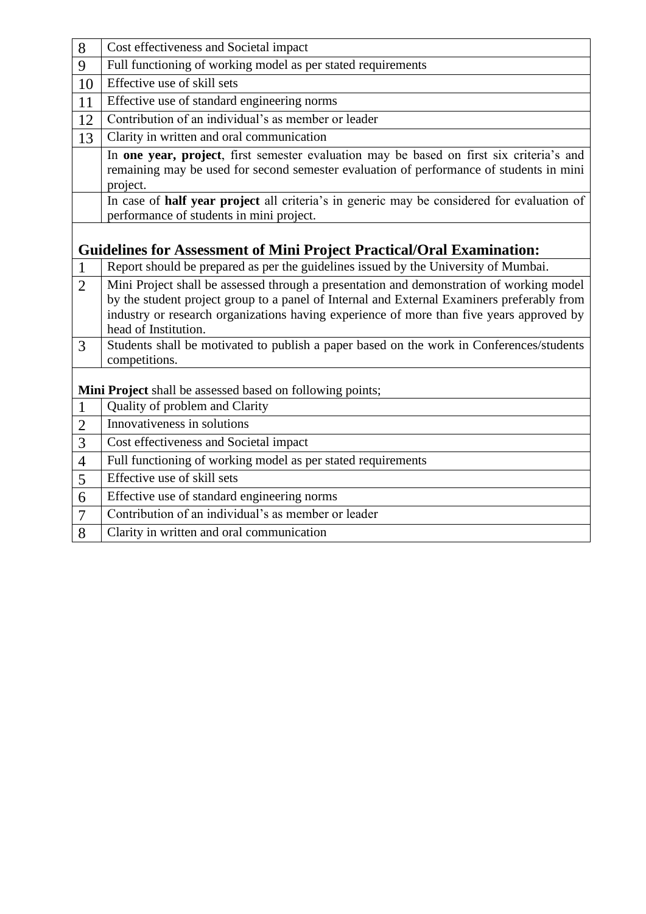| | |
|---|---|
| 8 | Cost effectiveness and Societal impact |
| 9 | Full functioning of working model as per stated requirements |
| 10 | Effective use of skill sets |
| 11 | Effective use of standard engineering norms |
| 12 | Contribution of an individual's as member or leader |
| 13 | Clarity in written and oral communication |
| | In **one year, project**, first semester evaluation may be based on first six criteria's and remaining may be used for second semester evaluation of performance of students in mini project. |
| | In case of **half year project** all criteria's in generic may be considered for evaluation of performance of students in mini project. |

## Guidelines for Assessment of Mini Project Practical/Oral Examination:

| | |
|---|---|
| 1 | Report should be prepared as per the guidelines issued by the University of Mumbai. |
| 2 | Mini Project shall be assessed through a presentation and demonstration of working model by the student project group to a panel of Internal and External Examiners preferably from industry or research organizations having experience of more than five years approved by head of Institution. |
| 3 | Students shall be motivated to publish a paper based on the work in Conferences/students competitions. |

**Mini Project** shall be assessed based on following points;

| | |
|---|---|
| 1 | Quality of problem and Clarity |
| 2 | Innovativeness in solutions |
| 3 | Cost effectiveness and Societal impact |
| 4 | Full functioning of working model as per stated requirements |
| 5 | Effective use of skill sets |
| 6 | Effective use of standard engineering norms |
| 7 | Contribution of an individual's as member or leader |
| 8 | Clarity in written and oral communication |